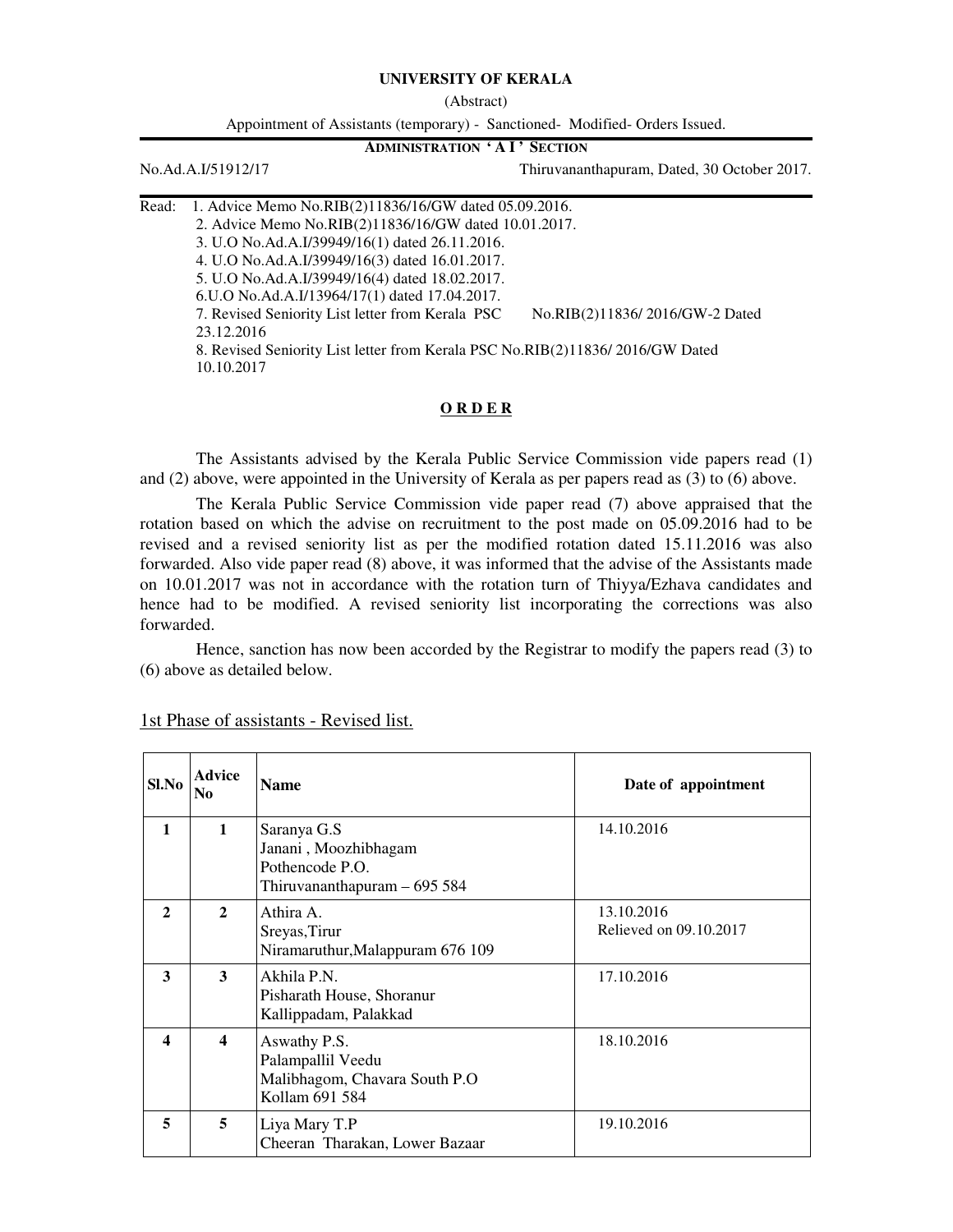**UNIVERSITY OF KERALA**

(Abstract)

Appointment of Assistants (temporary) - Sanctioned- Modified- Orders Issued.

**ADMINISTRATION ' A I ' SECTION**

No.Ad.A.I/51912/17 Thiruvananthapuram, Dated, 30 October 2017.

Read: 1. Advice Memo No.RIB(2)11836/16/GW dated 05.09.2016.
2. Advice Memo No.RIB(2)11836/16/GW dated 10.01.2017.
3. U.O No.Ad.A.I/39949/16(1) dated 26.11.2016.
4. U.O No.Ad.A.I/39949/16(3) dated 16.01.2017.
5. U.O No.Ad.A.I/39949/16(4) dated 18.02.2017.
6.U.O No.Ad.A.I/13964/17(1) dated 17.04.2017.
7. Revised Seniority List letter from Kerala PSC No.RIB(2)11836/ 2016/GW-2 Dated 23.12.2016
8. Revised Seniority List letter from Kerala PSC No.RIB(2)11836/ 2016/GW Dated 10.10.2017

**O R D E R**

The Assistants advised by the Kerala Public Service Commission vide papers read (1) and (2) above, were appointed in the University of Kerala as per papers read as (3) to (6) above.

The Kerala Public Service Commission vide paper read (7) above appraised that the rotation based on which the advise on recruitment to the post made on 05.09.2016 had to be revised and a revised seniority list as per the modified rotation dated 15.11.2016 was also forwarded. Also vide paper read (8) above, it was informed that the advise of the Assistants made on 10.01.2017 was not in accordance with the rotation turn of Thiyya/Ezhava candidates and hence had to be modified. A revised seniority list incorporating the corrections was also forwarded.

Hence, sanction has now been accorded by the Registrar to modify the papers read (3) to (6) above as detailed below.

1st Phase of assistants - Revised list.

| Sl.No | Advice No | Name | Date of appointment |
|---|---|---|---|
| **1** | **1** | Saranya G.S<br>Janani , Moozhibhagam<br>Pothencode P.O.<br>Thiruvananthapuram – 695 584 | 14.10.2016 |
| **2** | **2** | Athira A.<br>Sreyas,Tirur<br>Niramaruthur,Malappuram 676 109 | 13.10.2016<br>Relieved on 09.10.2017 |
| **3** | **3** | Akhila P.N.<br>Pisharath House, Shoranur<br>Kallippadam, Palakkad | 17.10.2016 |
| **4** | **4** | Aswathy P.S.<br>Palampallil Veedu<br>Malibhagom, Chavara South P.O<br>Kollam 691 584 | 18.10.2016 |
| **5** | **5** | Liya Mary T.P<br>Cheeran Tharakan, Lower Bazaar | 19.10.2016 |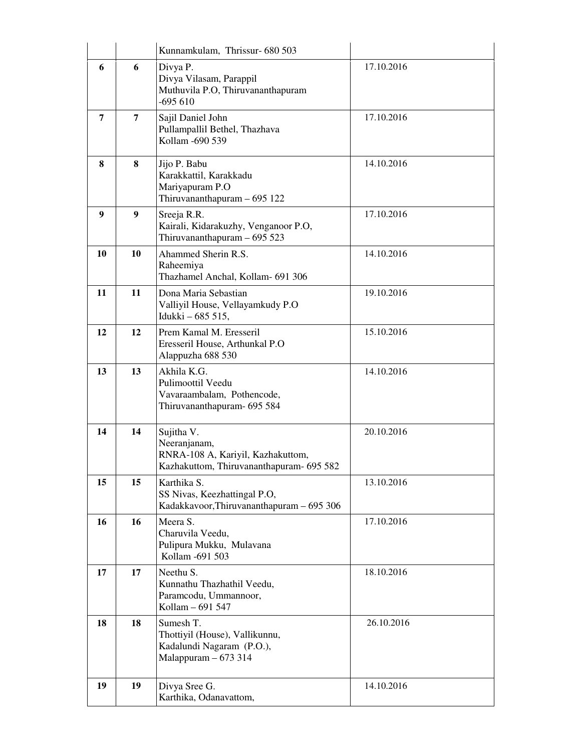| | | | |
|---|---|---|---|
| | | Kunnamkulam, Thrissur- 680 503 | |
| **6** | **6** | Divya P.<br>Divya Vilasam, Parappil<br>Muthuvila P.O, Thiruvananthapuram<br>-695 610 | 17.10.2016 |
| **7** | **7** | Sajil Daniel John<br>Pullampallil Bethel, Thazhava<br>Kollam -690 539 | 17.10.2016 |
| **8** | **8** | Jijo P. Babu<br>Karakkattil, Karakkadu<br>Mariyapuram P.O<br>Thiruvananthapuram – 695 122 | 14.10.2016 |
| **9** | **9** | Sreeja R.R.<br>Kairali, Kidarakuzhy, Venganoor P.O,<br>Thiruvananthapuram – 695 523 | 17.10.2016 |
| **10** | **10** | Ahammed Sherin R.S.<br>Raheemiya<br>Thazhamel Anchal, Kollam- 691 306 | 14.10.2016 |
| **11** | **11** | Dona Maria Sebastian<br>Valliyil House, Vellayamkudy P.O<br>Idukki – 685 515, | 19.10.2016 |
| **12** | **12** | Prem Kamal M. Eresseril<br>Eresseril House, Arthunkal P.O<br>Alappuzha 688 530 | 15.10.2016 |
| **13** | **13** | Akhila K.G.<br>Pulimoottil Veedu<br>Vavaraambalam, Pothencode,<br>Thiruvananthapuram- 695 584 | 14.10.2016 |
| **14** | **14** | Sujitha V.<br>Neeranjanam,<br>RNRA-108 A, Kariyil, Kazhakuttom,<br>Kazhakuttom, Thiruvananthapuram- 695 582 | 20.10.2016 |
| **15** | **15** | Karthika S.<br>SS Nivas, Keezhattingal P.O,<br>Kadakkavoor,Thiruvananthapuram – 695 306 | 13.10.2016 |
| **16** | **16** | Meera S.<br>Charuvila Veedu,<br>Pulipura Mukku, Mulavana<br>Kollam -691 503 | 17.10.2016 |
| **17** | **17** | Neethu S.<br>Kunnathu Thazhathil Veedu,<br>Paramcodu, Ummannoor,<br>Kollam – 691 547 | 18.10.2016 |
| **18** | **18** | Sumesh T.<br>Thottiyil (House), Vallikunnu,<br>Kadalundi Nagaram (P.O.),<br>Malappuram – 673 314 | 26.10.2016 |
| **19** | **19** | Divya Sree G.<br>Karthika, Odanavattom, | 14.10.2016 |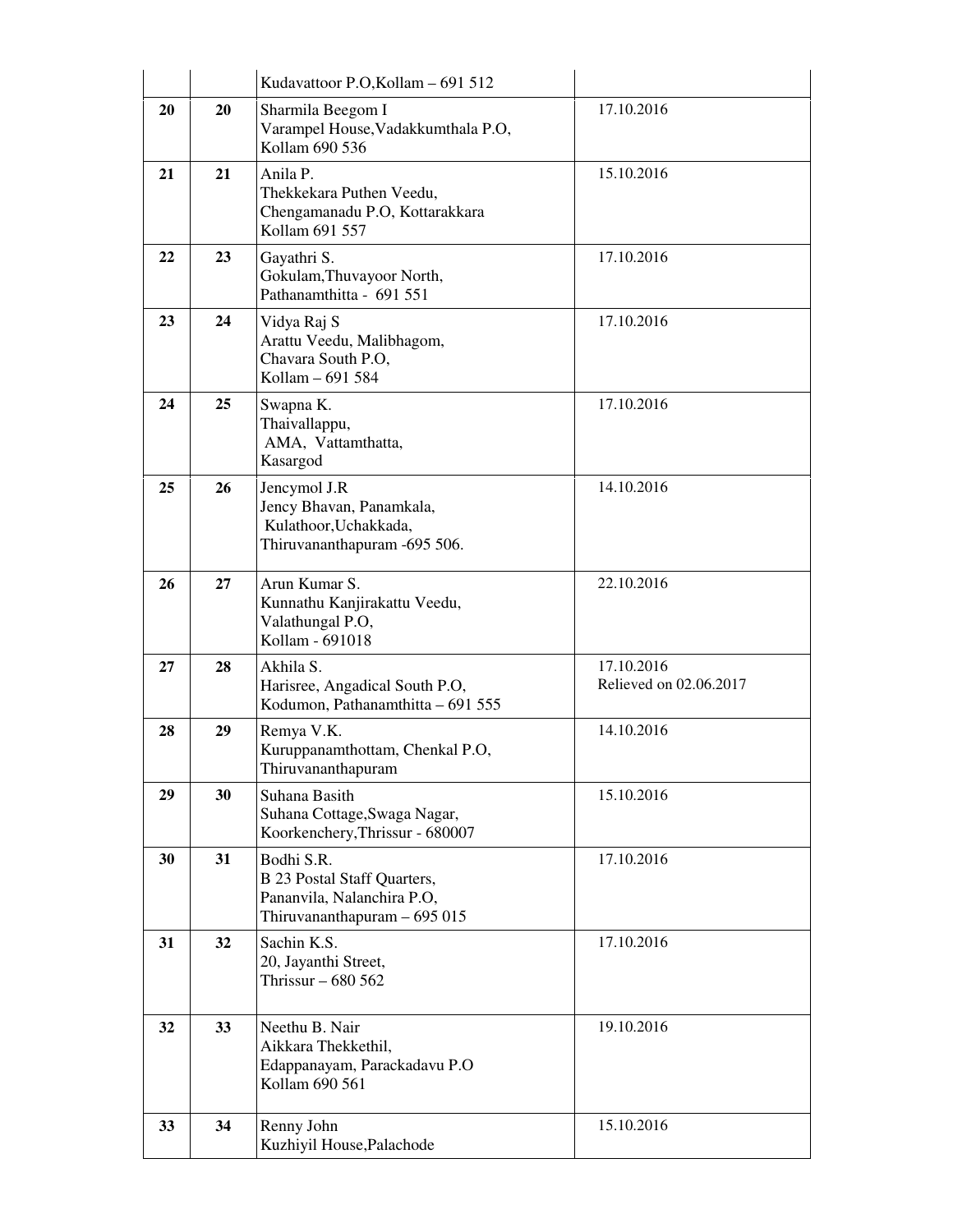| | | | |
|---|---|---|---|
| | | Kudavattoor P.O,Kollam – 691 512 | |
| **20** | **20** | Sharmila Beegom I<br>Varampel House,Vadakkumthala P.O,<br>Kollam 690 536 | 17.10.2016 |
| **21** | **21** | Anila P.<br>Thekkekara Puthen Veedu,<br>Chengamanadu P.O, Kottarakkara<br>Kollam 691 557 | 15.10.2016 |
| **22** | **23** | Gayathri S.<br>Gokulam,Thuvayoor North,<br>Pathanamthitta - 691 551 | 17.10.2016 |
| **23** | **24** | Vidya Raj S<br>Arattu Veedu, Malibhagom,<br>Chavara South P.O,<br>Kollam – 691 584 | 17.10.2016 |
| **24** | **25** | Swapna K.<br>Thaivallappu,<br>AMA, Vattamthatta,<br>Kasargod | 17.10.2016 |
| **25** | **26** | Jencymol J.R<br>Jency Bhavan, Panamkala,<br>Kulathoor,Uchakkada,<br>Thiruvananthapuram -695 506. | 14.10.2016 |
| **26** | **27** | Arun Kumar S.<br>Kunnathu Kanjirakattu Veedu,<br>Valathungal P.O,<br>Kollam - 691018 | 22.10.2016 |
| **27** | **28** | Akhila S.<br>Harisree, Angadical South P.O,<br>Kodumon, Pathanamthitta – 691 555 | 17.10.2016<br>Relieved on 02.06.2017 |
| **28** | **29** | Remya V.K.<br>Kuruppanamthottam, Chenkal P.O,<br>Thiruvananthapuram | 14.10.2016 |
| **29** | **30** | Suhana Basith<br>Suhana Cottage,Swaga Nagar,<br>Koorkenchery,Thrissur - 680007 | 15.10.2016 |
| **30** | **31** | Bodhi S.R.<br>B 23 Postal Staff Quarters,<br>Pananvila, Nalanchira P.O,<br>Thiruvananthapuram – 695 015 | 17.10.2016 |
| **31** | **32** | Sachin K.S.<br>20, Jayanthi Street,<br>Thrissur – 680 562 | 17.10.2016 |
| **32** | **33** | Neethu B. Nair<br>Aikkara Thekkethil,<br>Edappanayam, Parackadavu P.O<br>Kollam 690 561 | 19.10.2016 |
| **33** | **34** | Renny John<br>Kuzhiyil House,Palachode | 15.10.2016 |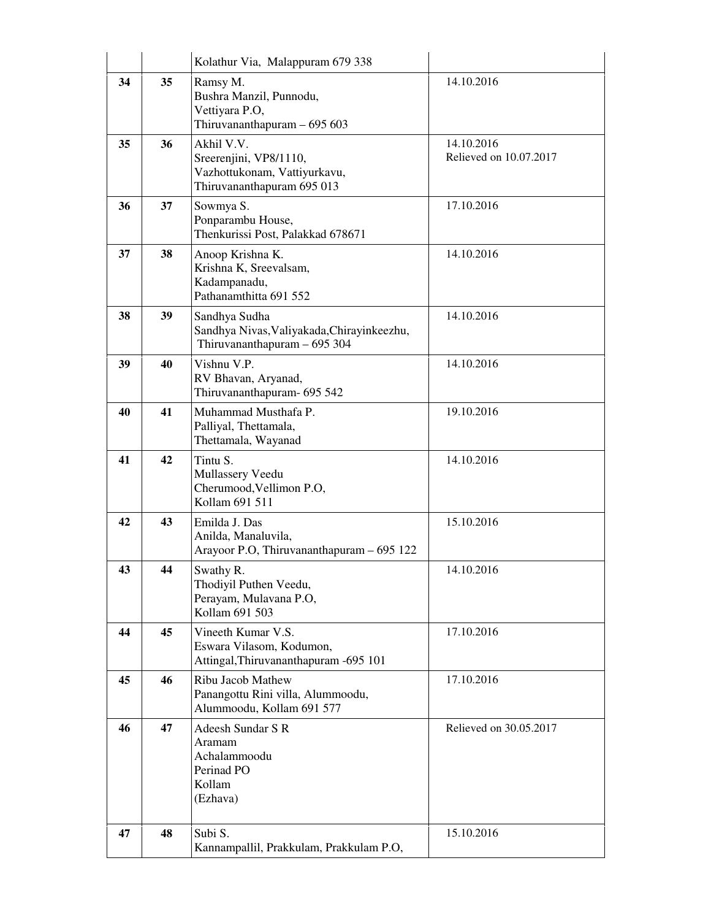| | | | |
|---|---|---|---|
| | | Kolathur Via, Malappuram 679 338 | |
| **34** | **35** | Ramsy M.<br>Bushra Manzil, Punnodu,<br>Vettiyara P.O,<br>Thiruvananthapuram – 695 603 | 14.10.2016 |
| **35** | **36** | Akhil V.V.<br>Sreerenjini, VP8/1110,<br>Vazhottukonam, Vattiyurkavu,<br>Thiruvananthapuram 695 013 | 14.10.2016<br>Relieved on 10.07.2017 |
| **36** | **37** | Sowmya S.<br>Ponparambu House,<br>Thenkurissi Post, Palakkad 678671 | 17.10.2016 |
| **37** | **38** | Anoop Krishna K.<br>Krishna K, Sreevalsam,<br>Kadampanadu,<br>Pathanamthitta 691 552 | 14.10.2016 |
| **38** | **39** | Sandhya Sudha<br>Sandhya Nivas,Valiyakada,Chirayinkeezhu,<br>Thiruvananthapuram – 695 304 | 14.10.2016 |
| **39** | **40** | Vishnu V.P.<br>RV Bhavan, Aryanad,<br>Thiruvananthapuram- 695 542 | 14.10.2016 |
| **40** | **41** | Muhammad Musthafa P.<br>Palliyal, Thettamala,<br>Thettamala, Wayanad | 19.10.2016 |
| **41** | **42** | Tintu S.<br>Mullassery Veedu<br>Cherumood,Vellimon P.O,<br>Kollam 691 511 | 14.10.2016 |
| **42** | **43** | Emilda J. Das<br>Anilda, Manaluvila,<br>Arayoor P.O, Thiruvananthapuram – 695 122 | 15.10.2016 |
| **43** | **44** | Swathy R.<br>Thodiyil Puthen Veedu,<br>Perayam, Mulavana P.O,<br>Kollam 691 503 | 14.10.2016 |
| **44** | **45** | Vineeth Kumar V.S.<br>Eswara Vilasom, Kodumon,<br>Attingal,Thiruvananthapuram -695 101 | 17.10.2016 |
| **45** | **46** | Ribu Jacob Mathew<br>Panangottu Rini villa, Alummoodu,<br>Alummoodu, Kollam 691 577 | 17.10.2016 |
| **46** | **47** | Adeesh Sundar S R<br>Aramam<br>Achalammoodu<br>Perinad PO<br>Kollam<br>(Ezhava) | Relieved on 30.05.2017 |
| **47** | **48** | Subi S.<br>Kannampallil, Prakkulam, Prakkulam P.O, | 15.10.2016 |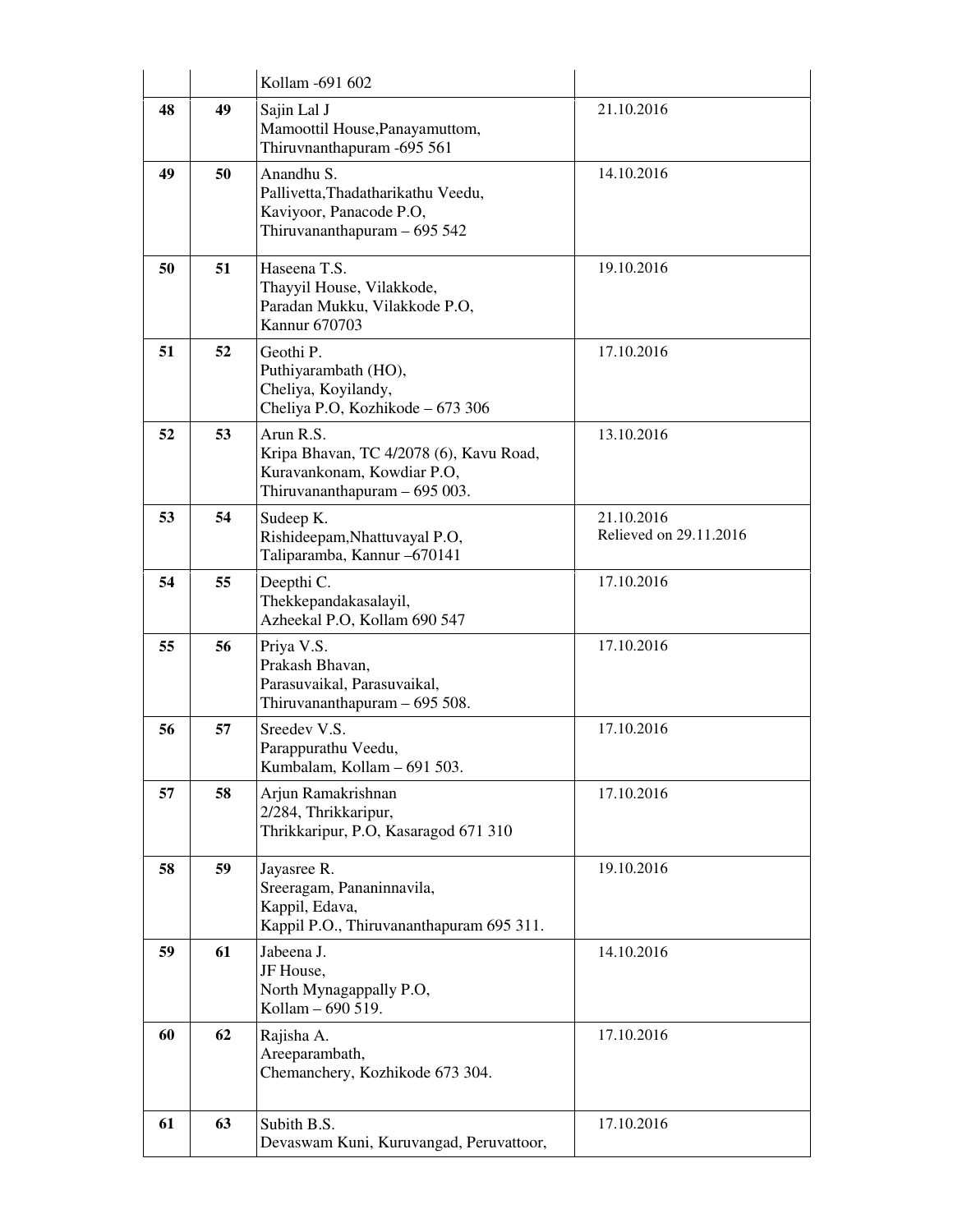| | | | |
|---|---|---|---|
| | | Kollam -691 602 | |
| **48** | **49** | Sajin Lal J<br>Mamoottil House,Panayamuttom,<br>Thiruvnanthapuram -695 561 | 21.10.2016 |
| **49** | **50** | Anandhu S.<br>Pallivetta,Thadatharikathu Veedu,<br>Kaviyoor, Panacode P.O,<br>Thiruvananthapuram – 695 542 | 14.10.2016 |
| **50** | **51** | Haseena T.S.<br>Thayyil House, Vilakkode,<br>Paradan Mukku, Vilakkode P.O,<br>Kannur 670703 | 19.10.2016 |
| **51** | **52** | Geothi P.<br>Puthiyarambath (HO),<br>Cheliya, Koyilandy,<br>Cheliya P.O, Kozhikode – 673 306 | 17.10.2016 |
| **52** | **53** | Arun R.S.<br>Kripa Bhavan, TC 4/2078 (6), Kavu Road,<br>Kuravankonam, Kowdiar P.O,<br>Thiruvananthapuram – 695 003. | 13.10.2016 |
| **53** | **54** | Sudeep K.<br>Rishideepam,Nhattuvayal P.O,<br>Taliparamba, Kannur –670141 | 21.10.2016<br>Relieved on 29.11.2016 |
| **54** | **55** | Deepthi C.<br>Thekkepandakasalayil,<br>Azheekal P.O, Kollam 690 547 | 17.10.2016 |
| **55** | **56** | Priya V.S.<br>Prakash Bhavan,<br>Parasuvaikal, Parasuvaikal,<br>Thiruvananthapuram – 695 508. | 17.10.2016 |
| **56** | **57** | Sreedev V.S.<br>Parappurathu Veedu,<br>Kumbalam, Kollam – 691 503. | 17.10.2016 |
| **57** | **58** | Arjun Ramakrishnan<br>2/284, Thrikkaripur,<br>Thrikkaripur, P.O, Kasaragod 671 310 | 17.10.2016 |
| **58** | **59** | Jayasree R.<br>Sreeragam, Pananinnavila,<br>Kappil, Edava,<br>Kappil P.O., Thiruvananthapuram 695 311. | 19.10.2016 |
| **59** | **61** | Jabeena J.<br>JF House,<br>North Mynagappally P.O,<br>Kollam – 690 519. | 14.10.2016 |
| **60** | **62** | Rajisha A.<br>Areeparambath,<br>Chemanchery, Kozhikode 673 304. | 17.10.2016 |
| **61** | **63** | Subith B.S.<br>Devaswam Kuni, Kuruvangad, Peruvattoor, | 17.10.2016 |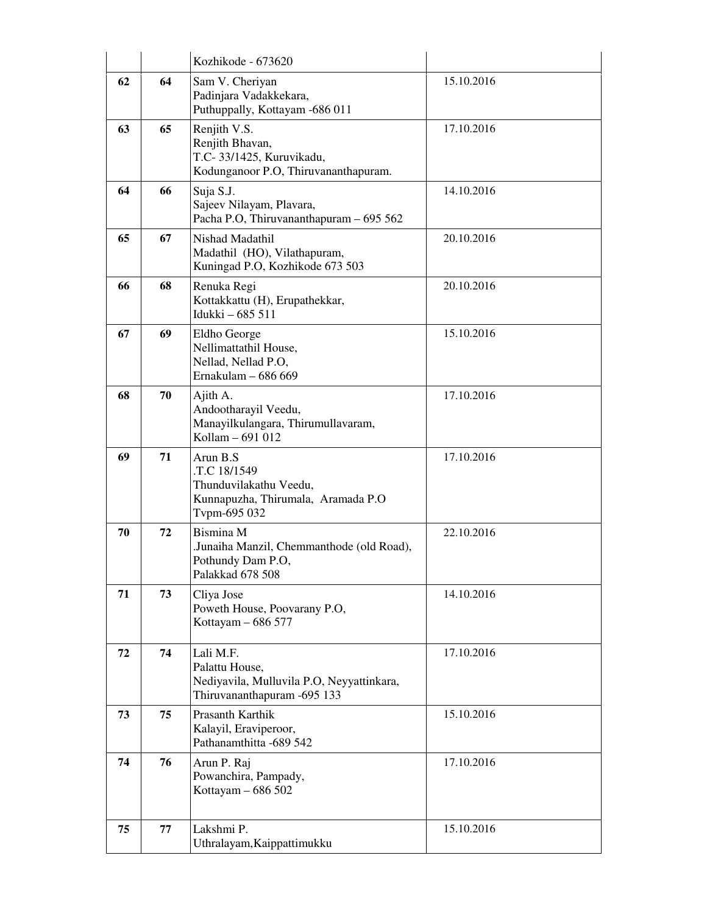| | | | |
|---|---|---|---|
| | | Kozhikode - 673620 | |
| **62** | **64** | Sam V. Cheriyan<br>Padinjara Vadakkekara,<br>Puthuppally, Kottayam -686 011 | 15.10.2016 |
| **63** | **65** | Renjith V.S.<br>Renjith Bhavan,<br>T.C- 33/1425, Kuruvikadu,<br>Kodunganoor P.O, Thiruvananthapuram. | 17.10.2016 |
| **64** | **66** | Suja S.J.<br>Sajeev Nilayam, Plavara,<br>Pacha P.O, Thiruvananthapuram – 695 562 | 14.10.2016 |
| **65** | **67** | Nishad Madathil<br>Madathil (HO), Vilathapuram,<br>Kuningad P.O, Kozhikode 673 503 | 20.10.2016 |
| **66** | **68** | Renuka Regi<br>Kottakkattu (H), Erupathekkar,<br>Idukki – 685 511 | 20.10.2016 |
| **67** | **69** | Eldho George<br>Nellimattathil House,<br>Nellad, Nellad P.O,<br>Ernakulam – 686 669 | 15.10.2016 |
| **68** | **70** | Ajith A.<br>Andootharayil Veedu,<br>Manayilkulangara, Thirumullavaram,<br>Kollam – 691 012 | 17.10.2016 |
| **69** | **71** | Arun B.S<br>.T.C 18/1549<br>Thunduvilakathu Veedu,<br>Kunnapuzha, Thirumala, Aramada P.O<br>Tvpm-695 032 | 17.10.2016 |
| **70** | **72** | Bismina M<br>.Junaiha Manzil, Chemmanthode (old Road),<br>Pothundy Dam P.O,<br>Palakkad 678 508 | 22.10.2016 |
| **71** | **73** | Cliya Jose<br>Poweth House, Poovarany P.O,<br>Kottayam – 686 577 | 14.10.2016 |
| **72** | **74** | Lali M.F.<br>Palattu House,<br>Nediyavila, Mulluvila P.O, Neyyattinkara,<br>Thiruvananthapuram -695 133 | 17.10.2016 |
| **73** | **75** | Prasanth Karthik<br>Kalayil, Eraviperoor,<br>Pathanamthitta -689 542 | 15.10.2016 |
| **74** | **76** | Arun P. Raj<br>Powanchira, Pampady,<br>Kottayam – 686 502 | 17.10.2016 |
| **75** | **77** | Lakshmi P.<br>Uthralayam,Kaippattimukku | 15.10.2016 |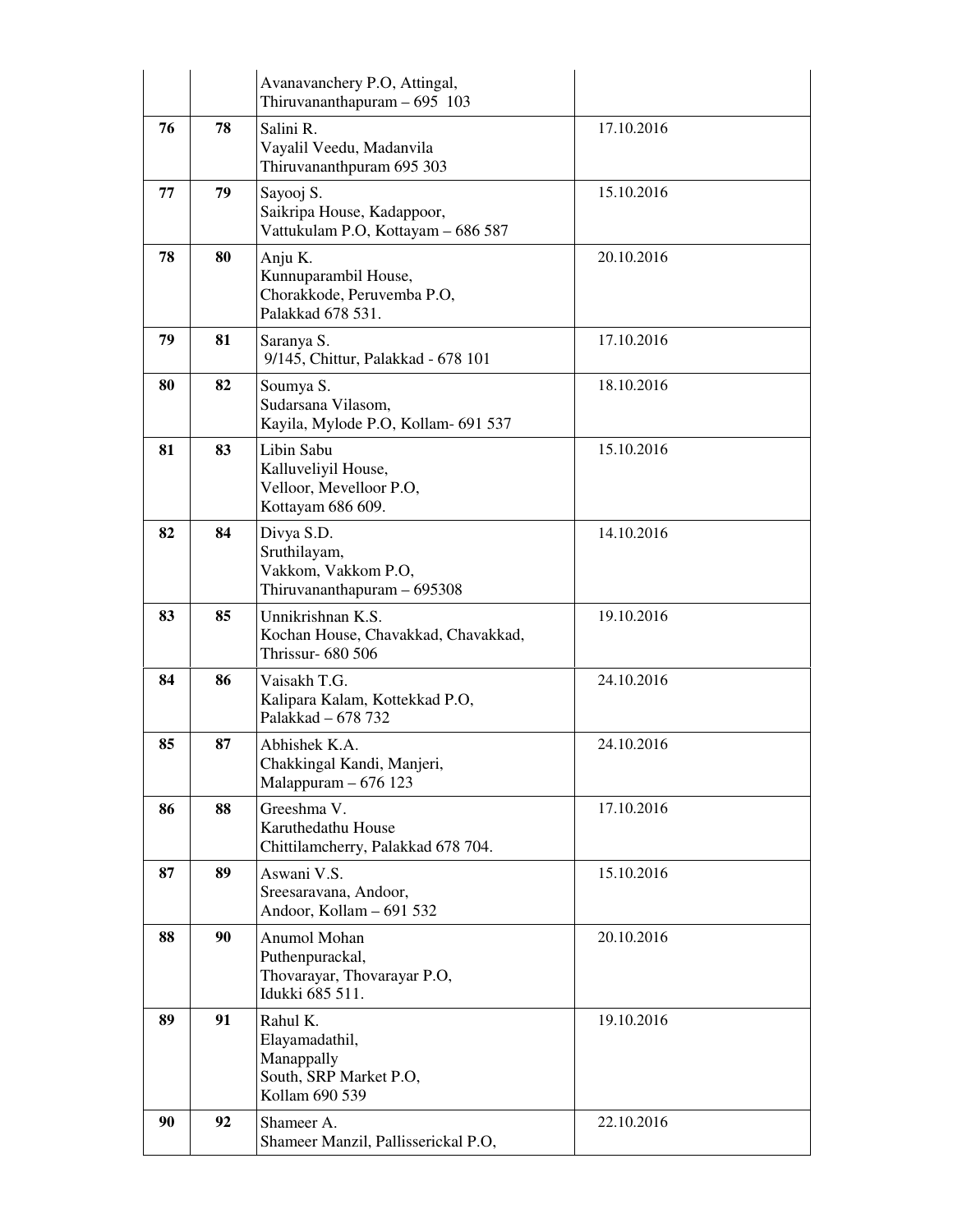| | | | |
|---|---|---|---|
| | | Avanavanchery P.O, Attingal,<br>Thiruvananthapuram – 695 103 | |
| **76** | **78** | Salini R.<br>Vayalil Veedu, Madanvila<br>Thiruvananthpuram 695 303 | 17.10.2016 |
| **77** | **79** | Sayooj S.<br>Saikripa House, Kadappoor,<br>Vattukulam P.O, Kottayam – 686 587 | 15.10.2016 |
| **78** | **80** | Anju K.<br>Kunnuparambil House,<br>Chorakkode, Peruvemba P.O,<br>Palakkad 678 531. | 20.10.2016 |
| **79** | **81** | Saranya S.<br>9/145, Chittur, Palakkad - 678 101 | 17.10.2016 |
| **80** | **82** | Soumya S.<br>Sudarsana Vilasom,<br>Kayila, Mylode P.O, Kollam- 691 537 | 18.10.2016 |
| **81** | **83** | Libin Sabu<br>Kalluveliyil House,<br>Velloor, Mevelloor P.O,<br>Kottayam 686 609. | 15.10.2016 |
| **82** | **84** | Divya S.D.<br>Sruthilayam,<br>Vakkom, Vakkom P.O,<br>Thiruvananthapuram – 695308 | 14.10.2016 |
| **83** | **85** | Unnikrishnan K.S.<br>Kochan House, Chavakkad, Chavakkad,<br>Thrissur- 680 506 | 19.10.2016 |
| **84** | **86** | Vaisakh T.G.<br>Kalipara Kalam, Kottekkad P.O,<br>Palakkad – 678 732 | 24.10.2016 |
| **85** | **87** | Abhishek K.A.<br>Chakkingal Kandi, Manjeri,<br>Malappuram – 676 123 | 24.10.2016 |
| **86** | **88** | Greeshma V.<br>Karuthedathu House<br>Chittilamcherry, Palakkad 678 704. | 17.10.2016 |
| **87** | **89** | Aswani V.S.<br>Sreesaravana, Andoor,<br>Andoor, Kollam – 691 532 | 15.10.2016 |
| **88** | **90** | Anumol Mohan<br>Puthenpurackal,<br>Thovarayar, Thovarayar P.O,<br>Idukki 685 511. | 20.10.2016 |
| **89** | **91** | Rahul K.<br>Elayamadathil,<br>Manappally<br>South, SRP Market P.O,<br>Kollam 690 539 | 19.10.2016 |
| **90** | **92** | Shameer A.<br>Shameer Manzil, Pallisserickal P.O, | 22.10.2016 |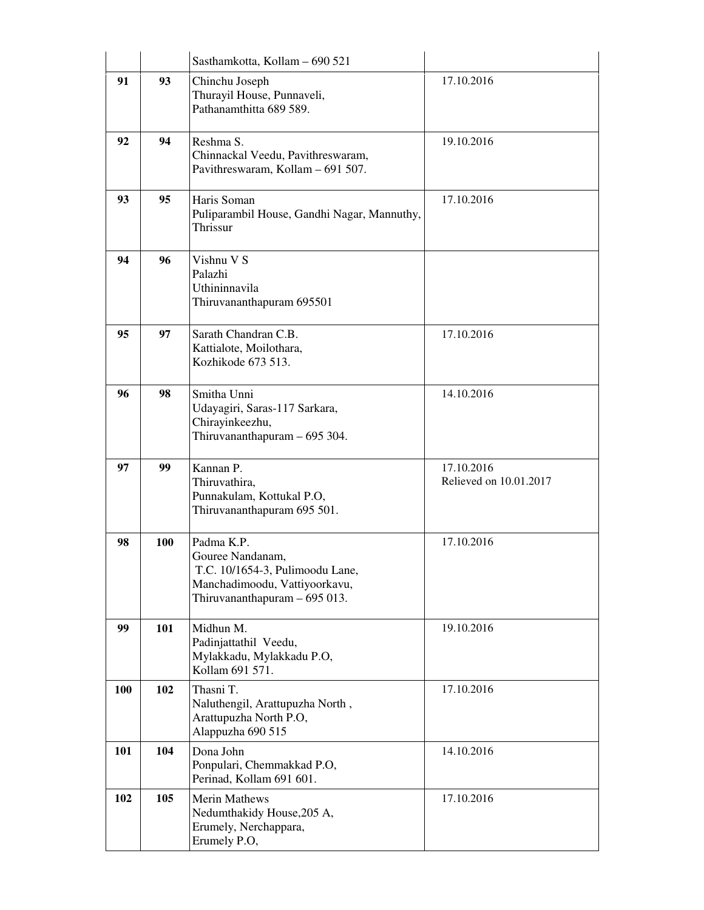| | | | |
|---|---|---|---|
| | | Sasthamkotta, Kollam – 690 521 | |
| **91** | **93** | Chinchu Joseph<br>Thurayil House, Punnaveli,<br>Pathanamthitta 689 589. | 17.10.2016 |
| **92** | **94** | Reshma S.<br>Chinnackal Veedu, Pavithreswaram,<br>Pavithreswaram, Kollam – 691 507. | 19.10.2016 |
| **93** | **95** | Haris Soman<br>Puliparambil House, Gandhi Nagar, Mannuthy,<br>Thrissur | 17.10.2016 |
| **94** | **96** | Vishnu V S<br>Palazhi<br>Uthininnavila<br>Thiruvananthapuram 695501 | |
| **95** | **97** | Sarath Chandran C.B.<br>Kattialote, Moilothara,<br>Kozhikode 673 513. | 17.10.2016 |
| **96** | **98** | Smitha Unni<br>Udayagiri, Saras-117 Sarkara,<br>Chirayinkeezhu,<br>Thiruvananthapuram – 695 304. | 14.10.2016 |
| **97** | **99** | Kannan P.<br>Thiruvathira,<br>Punnakulam, Kottukal P.O,<br>Thiruvananthapuram 695 501. | 17.10.2016<br>Relieved on 10.01.2017 |
| **98** | **100** | Padma K.P.<br>Gouree Nandanam,<br>T.C. 10/1654-3, Pulimoodu Lane,<br>Manchadimoodu, Vattiyoorkavu,<br>Thiruvananthapuram – 695 013. | 17.10.2016 |
| **99** | **101** | Midhun M.<br>Padinjattathil Veedu,<br>Mylakkadu, Mylakkadu P.O,<br>Kollam 691 571. | 19.10.2016 |
| **100** | **102** | Thasni T.<br>Naluthengil, Arattupuzha North ,<br>Arattupuzha North P.O,<br>Alappuzha 690 515 | 17.10.2016 |
| **101** | **104** | Dona John<br>Ponpulari, Chemmakkad P.O,<br>Perinad, Kollam 691 601. | 14.10.2016 |
| **102** | **105** | Merin Mathews<br>Nedumthakidy House,205 A,<br>Erumely, Nerchappara,<br>Erumely P.O, | 17.10.2016 |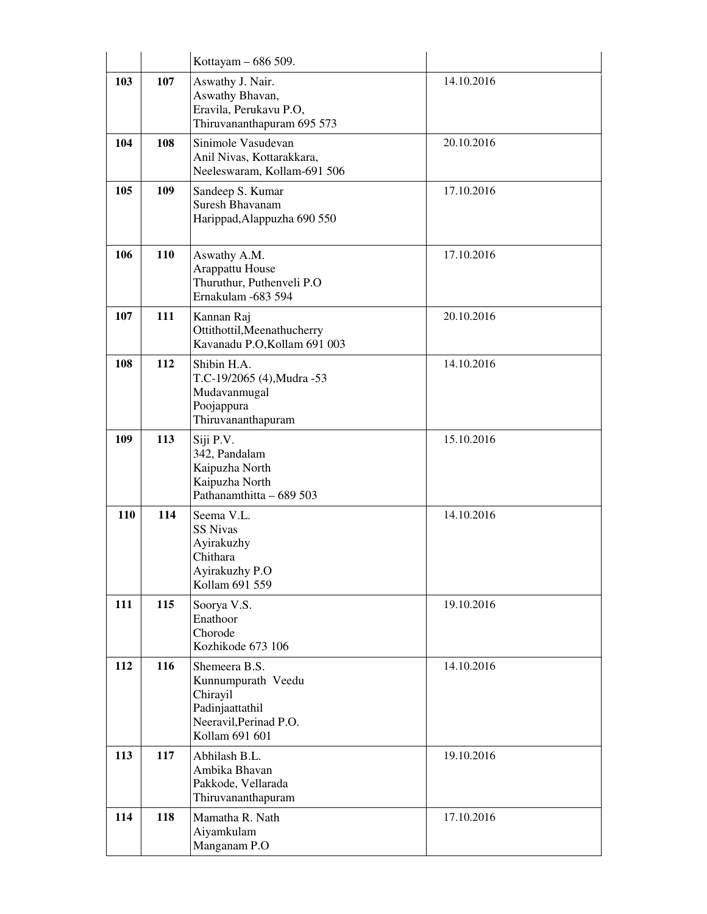| | | | |
|---|---|---|---|
| | | Kottayam – 686 509. | |
| **103** | **107** | Aswathy J. Nair.<br>Aswathy Bhavan,<br>Eravila, Perukavu P.O,<br>Thiruvananthapuram 695 573 | 14.10.2016 |
| **104** | **108** | Sinimole Vasudevan<br>Anil Nivas, Kottarakkara,<br>Neeleswaram, Kollam-691 506 | 20.10.2016 |
| **105** | **109** | Sandeep S. Kumar<br>Suresh Bhavanam<br>Harippad,Alappuzha 690 550 | 17.10.2016 |
| **106** | **110** | Aswathy A.M.<br>Arappattu House<br>Thuruthur, Puthenveli P.O<br>Ernakulam -683 594 | 17.10.2016 |
| **107** | **111** | Kannan Raj<br>Ottithottil,Meenathucherry<br>Kavanadu P.O,Kollam 691 003 | 20.10.2016 |
| **108** | **112** | Shibin H.A.<br>T.C-19/2065 (4),Mudra -53<br>Mudavanmugal<br>Poojappura<br>Thiruvananthapuram | 14.10.2016 |
| **109** | **113** | Siji P.V.<br>342, Pandalam<br>Kaipuzha North<br>Kaipuzha North<br>Pathanamthitta – 689 503 | 15.10.2016 |
| **110** | **114** | Seema V.L.<br>SS Nivas<br>Ayirakuzhy<br>Chithara<br>Ayirakuzhy P.O<br>Kollam 691 559 | 14.10.2016 |
| **111** | **115** | Soorya V.S.<br>Enathoor<br>Chorode<br>Kozhikode 673 106 | 19.10.2016 |
| **112** | **116** | Shemeera B.S.<br>Kunnumpurath Veedu<br>Chirayil<br>Padinjaattathil<br>Neeravil,Perinad P.O.<br>Kollam 691 601 | 14.10.2016 |
| **113** | **117** | Abhilash B.L.<br>Ambika Bhavan<br>Pakkode, Vellarada<br>Thiruvananthapuram | 19.10.2016 |
| **114** | **118** | Mamatha R. Nath<br>Aiyamkulam<br>Manganam P.O | 17.10.2016 |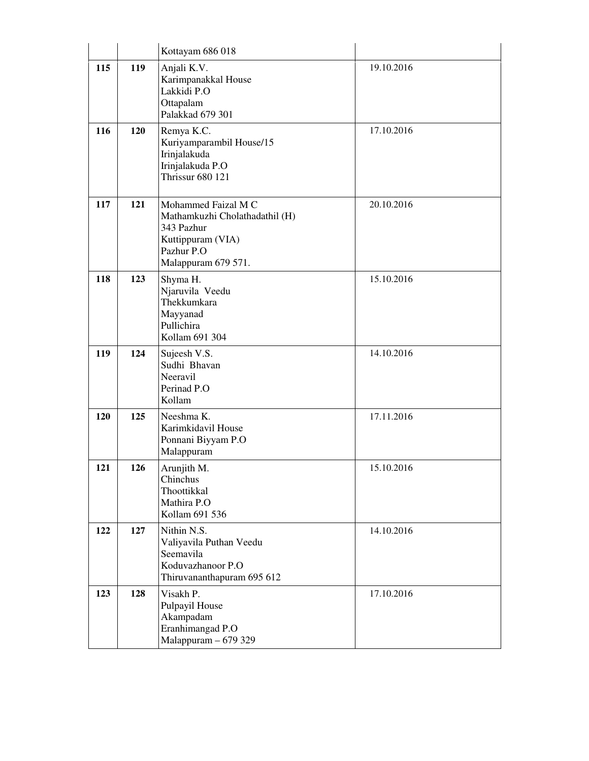| | | | |
|---|---|---|---|
| | | Kottayam 686 018 | |
| **115** | **119** | Anjali K.V.<br>Karimpanakkal House<br>Lakkidi P.O<br>Ottapalam<br>Palakkad 679 301 | 19.10.2016 |
| **116** | **120** | Remya K.C.<br>Kuriyamparambil House/15<br>Irinjalakuda<br>Irinjalakuda P.O<br>Thrissur 680 121 | 17.10.2016 |
| **117** | **121** | Mohammed Faizal M C<br>Mathamkuzhi Cholathadathil (H)<br>343 Pazhur<br>Kuttippuram (VIA)<br>Pazhur P.O<br>Malappuram 679 571. | 20.10.2016 |
| **118** | **123** | Shyma H.<br>Njaruvila Veedu<br>Thekkumkara<br>Mayyanad<br>Pullichira<br>Kollam 691 304 | 15.10.2016 |
| **119** | **124** | Sujeesh V.S.<br>Sudhi Bhavan<br>Neeravil<br>Perinad P.O<br>Kollam | 14.10.2016 |
| **120** | **125** | Neeshma K.<br>Karimkidavil House<br>Ponnani Biyyam P.O<br>Malappuram | 17.11.2016 |
| **121** | **126** | Arunjith M.<br>Chinchus<br>Thoottikkal<br>Mathira P.O<br>Kollam 691 536 | 15.10.2016 |
| **122** | **127** | Nithin N.S.<br>Valiyavila Puthan Veedu<br>Seemavila<br>Koduvazhanoor P.O<br>Thiruvananthapuram 695 612 | 14.10.2016 |
| **123** | **128** | Visakh P.<br>Pulpayil House<br>Akampadam<br>Eranhimangad P.O<br>Malappuram – 679 329 | 17.10.2016 |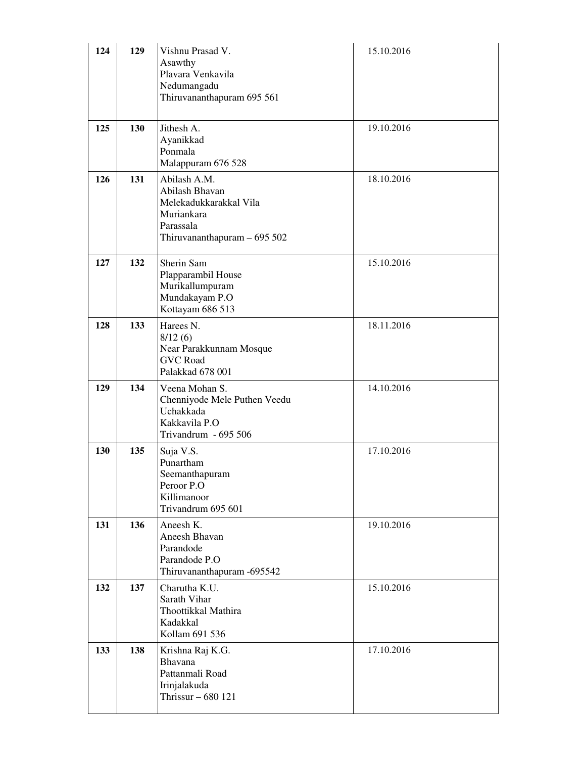| | | | |
|---|---|---|---|
| **124** | **129** | Vishnu Prasad V.<br>Asawthy<br>Plavara Venkavila<br>Nedumangadu<br>Thiruvananthapuram 695 561 | 15.10.2016 |
| **125** | **130** | Jithesh A.<br>Ayanikkad<br>Ponmala<br>Malappuram 676 528 | 19.10.2016 |
| **126** | **131** | Abilash A.M.<br>Abilash Bhavan<br>Melekadukkarakkal Vila<br>Muriankara<br>Parassala<br>Thiruvananthapuram – 695 502 | 18.10.2016 |
| **127** | **132** | Sherin Sam<br>Plapparambil House<br>Murikallumpuram<br>Mundakayam P.O<br>Kottayam 686 513 | 15.10.2016 |
| **128** | **133** | Harees N.<br>8/12 (6)<br>Near Parakkunnam Mosque<br>GVC Road<br>Palakkad 678 001 | 18.11.2016 |
| **129** | **134** | Veena Mohan S.<br>Chenniyode Mele Puthen Veedu<br>Uchakkada<br>Kakkavila P.O<br>Trivandrum - 695 506 | 14.10.2016 |
| **130** | **135** | Suja V.S.<br>Punartham<br>Seemanthapuram<br>Peroor P.O<br>Killimanoor<br>Trivandrum 695 601 | 17.10.2016 |
| **131** | **136** | Aneesh K.<br>Aneesh Bhavan<br>Parandode<br>Parandode P.O<br>Thiruvananthapuram -695542 | 19.10.2016 |
| **132** | **137** | Charutha K.U.<br>Sarath Vihar<br>Thoottikkal Mathira<br>Kadakkal<br>Kollam 691 536 | 15.10.2016 |
| **133** | **138** | Krishna Raj K.G.<br>Bhavana<br>Pattanmali Road<br>Irinjalakuda<br>Thrissur – 680 121 | 17.10.2016 |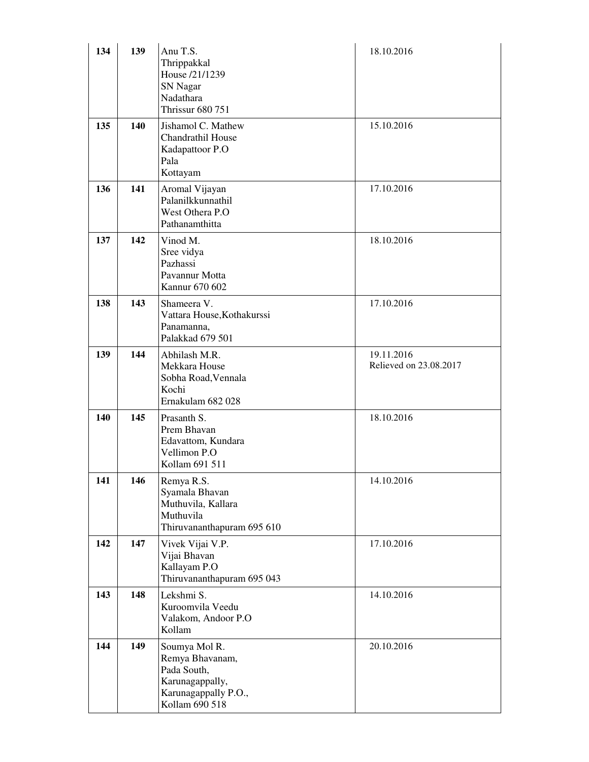| | | | |
|---|---|---|---|
| **134** | **139** | Anu T.S.<br>Thrippakkal<br>House /21/1239<br>SN Nagar<br>Nadathara<br>Thrissur 680 751 | 18.10.2016 |
| **135** | **140** | Jishamol C. Mathew<br>Chandrathil House<br>Kadapattoor P.O<br>Pala<br>Kottayam | 15.10.2016 |
| **136** | **141** | Aromal Vijayan<br>Palanilkkunnathil<br>West Othera P.O<br>Pathanamthitta | 17.10.2016 |
| **137** | **142** | Vinod M.<br>Sree vidya<br>Pazhassi<br>Pavannur Motta<br>Kannur 670 602 | 18.10.2016 |
| **138** | **143** | Shameera V.<br>Vattara House,Kothakurssi<br>Panamanna,<br>Palakkad 679 501 | 17.10.2016 |
| **139** | **144** | Abhilash M.R.<br>Mekkara House<br>Sobha Road,Vennala<br>Kochi<br>Ernakulam 682 028 | 19.11.2016<br>Relieved on 23.08.2017 |
| **140** | **145** | Prasanth S.<br>Prem Bhavan<br>Edavattom, Kundara<br>Vellimon P.O<br>Kollam 691 511 | 18.10.2016 |
| **141** | **146** | Remya R.S.<br>Syamala Bhavan<br>Muthuvila, Kallara<br>Muthuvila<br>Thiruvananthapuram 695 610 | 14.10.2016 |
| **142** | **147** | Vivek Vijai V.P.<br>Vijai Bhavan<br>Kallayam P.O<br>Thiruvananthapuram 695 043 | 17.10.2016 |
| **143** | **148** | Lekshmi S.<br>Kuroomvila Veedu<br>Valakom, Andoor P.O<br>Kollam | 14.10.2016 |
| **144** | **149** | Soumya Mol R.<br>Remya Bhavanam,<br>Pada South,<br>Karunagappally,<br>Karunagappally P.O.,<br>Kollam 690 518 | 20.10.2016 |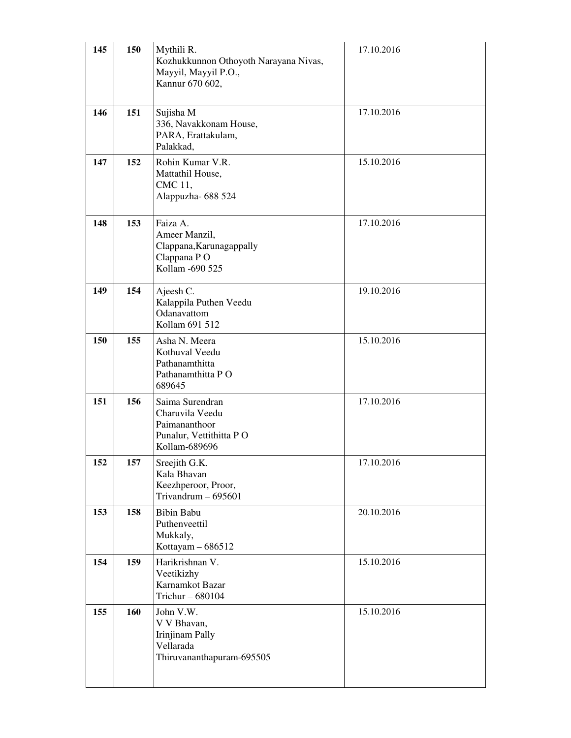| | | | |
|---|---|---|---|
| **145** | **150** | Mythili R.<br>Kozhukkunnon Othoyoth Narayana Nivas,<br>Mayyil, Mayyil P.O.,<br>Kannur 670 602, | 17.10.2016 |
| **146** | **151** | Sujisha M<br>336, Navakkonam House,<br>PARA, Erattakulam,<br>Palakkad, | 17.10.2016 |
| **147** | **152** | Rohin Kumar V.R.<br>Mattathil House,<br>CMC 11,<br>Alappuzha- 688 524 | 15.10.2016 |
| **148** | **153** | Faiza A.<br>Ameer Manzil,<br>Clappana,Karunagappally<br>Clappana P O<br>Kollam -690 525 | 17.10.2016 |
| **149** | **154** | Ajeesh C.<br>Kalappila Puthen Veedu<br>Odanavattom<br>Kollam 691 512 | 19.10.2016 |
| **150** | **155** | Asha N. Meera<br>Kothuval Veedu<br>Pathanamthitta<br>Pathanamthitta P O<br>689645 | 15.10.2016 |
| **151** | **156** | Saima Surendran<br>Charuvila Veedu<br>Paimananthoor<br>Punalur, Vettithitta P O<br>Kollam-689696 | 17.10.2016 |
| **152** | **157** | Sreejith G.K.<br>Kala Bhavan<br>Keezhperoor, Proor,<br>Trivandrum – 695601 | 17.10.2016 |
| **153** | **158** | Bibin Babu<br>Puthenveettil<br>Mukkaly,<br>Kottayam – 686512 | 20.10.2016 |
| **154** | **159** | Harikrishnan V.<br>Veetikizhy<br>Karnamkot Bazar<br>Trichur – 680104 | 15.10.2016 |
| **155** | **160** | John V.W.<br>V V Bhavan,<br>Irinjinam Pally<br>Vellarada<br>Thiruvananthapuram-695505 | 15.10.2016 |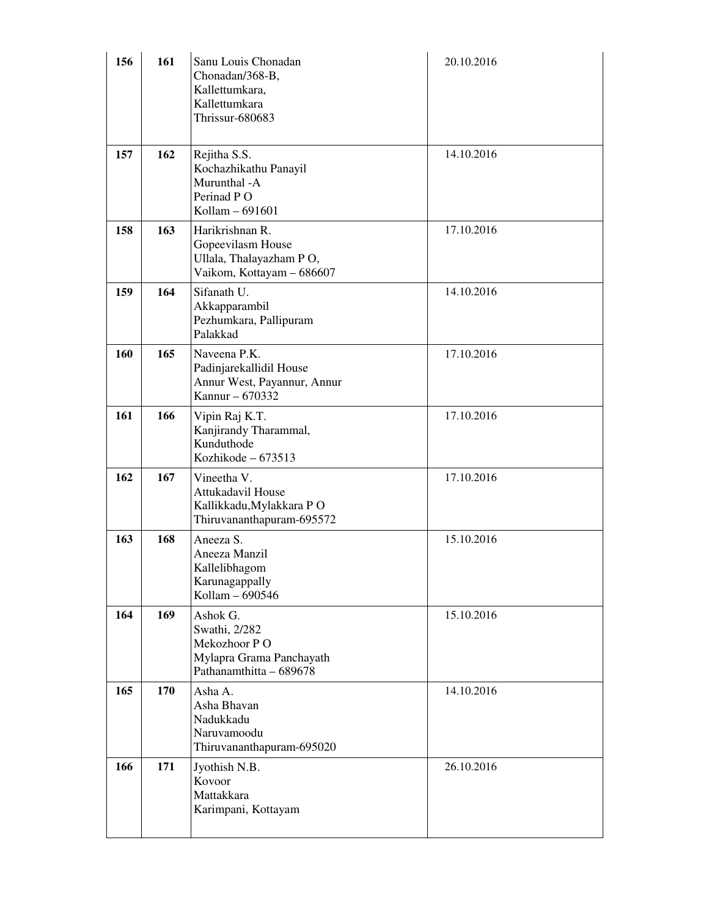| | | | |
|---|---|---|---|
| **156** | **161** | Sanu Louis Chonadan<br>Chonadan/368-B,<br>Kallettumkara,<br>Kallettumkara<br>Thrissur-680683 | 20.10.2016 |
| **157** | **162** | Rejitha S.S.<br>Kochazhikathu Panayil<br>Murunthal -A<br>Perinad P O<br>Kollam – 691601 | 14.10.2016 |
| **158** | **163** | Harikrishnan R.<br>Gopeevilasm House<br>Ullala, Thalayazham P O,<br>Vaikom, Kottayam – 686607 | 17.10.2016 |
| **159** | **164** | Sifanath U.<br>Akkapparambil<br>Pezhumkara, Pallipuram<br>Palakkad | 14.10.2016 |
| **160** | **165** | Naveena P.K.<br>Padinjarekallidil House<br>Annur West, Payannur, Annur<br>Kannur – 670332 | 17.10.2016 |
| **161** | **166** | Vipin Raj K.T.<br>Kanjirandy Tharammal,<br>Kunduthode<br>Kozhikode – 673513 | 17.10.2016 |
| **162** | **167** | Vineetha V.<br>Attukadavil House<br>Kallikkadu,Mylakkara P O<br>Thiruvananthapuram-695572 | 17.10.2016 |
| **163** | **168** | Aneeza S.<br>Aneeza Manzil<br>Kallelibhagom<br>Karunagappally<br>Kollam – 690546 | 15.10.2016 |
| **164** | **169** | Ashok G.<br>Swathi, 2/282<br>Mekozhoor P O<br>Mylapra Grama Panchayath<br>Pathanamthitta – 689678 | 15.10.2016 |
| **165** | **170** | Asha A.<br>Asha Bhavan<br>Nadukkadu<br>Naruvamoodu<br>Thiruvananthapuram-695020 | 14.10.2016 |
| **166** | **171** | Jyothish N.B.<br>Kovoor<br>Mattakkara<br>Karimpani, Kottayam | 26.10.2016 |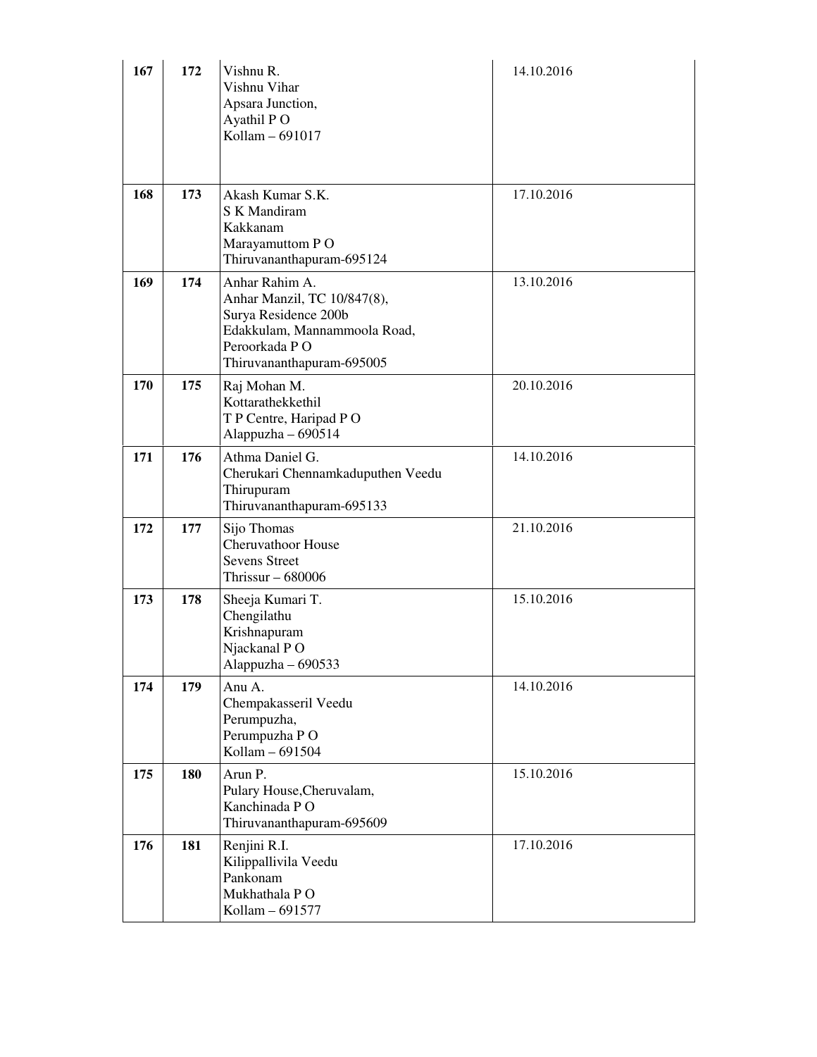| | | | |
|---|---|---|---|
| **167** | **172** | Vishnu R.<br>Vishnu Vihar<br>Apsara Junction,<br>Ayathil P O<br>Kollam – 691017 | 14.10.2016 |
| **168** | **173** | Akash Kumar S.K.<br>S K Mandiram<br>Kakkanam<br>Marayamuttom P O<br>Thiruvananthapuram-695124 | 17.10.2016 |
| **169** | **174** | Anhar Rahim A.<br>Anhar Manzil, TC 10/847(8),<br>Surya Residence 200b<br>Edakkulam, Mannammoola Road,<br>Peroorkada P O<br>Thiruvananthapuram-695005 | 13.10.2016 |
| **170** | **175** | Raj Mohan M.<br>Kottarathekkethil<br>T P Centre, Haripad P O<br>Alappuzha – 690514 | 20.10.2016 |
| **171** | **176** | Athma Daniel G.<br>Cherukari Chennamkaduputhen Veedu<br>Thirupuram<br>Thiruvananthapuram-695133 | 14.10.2016 |
| **172** | **177** | Sijo Thomas<br>Cheruvathoor House<br>Sevens Street<br>Thrissur – 680006 | 21.10.2016 |
| **173** | **178** | Sheeja Kumari T.<br>Chengilathu<br>Krishnapuram<br>Njackanal P O<br>Alappuzha – 690533 | 15.10.2016 |
| **174** | **179** | Anu A.<br>Chempakasseril Veedu<br>Perumpuzha,<br>Perumpuzha P O<br>Kollam – 691504 | 14.10.2016 |
| **175** | **180** | Arun P.<br>Pulary House,Cheruvalam,<br>Kanchinada P O<br>Thiruvananthapuram-695609 | 15.10.2016 |
| **176** | **181** | Renjini R.I.<br>Kilippallivila Veedu<br>Pankonam<br>Mukhathala P O<br>Kollam – 691577 | 17.10.2016 |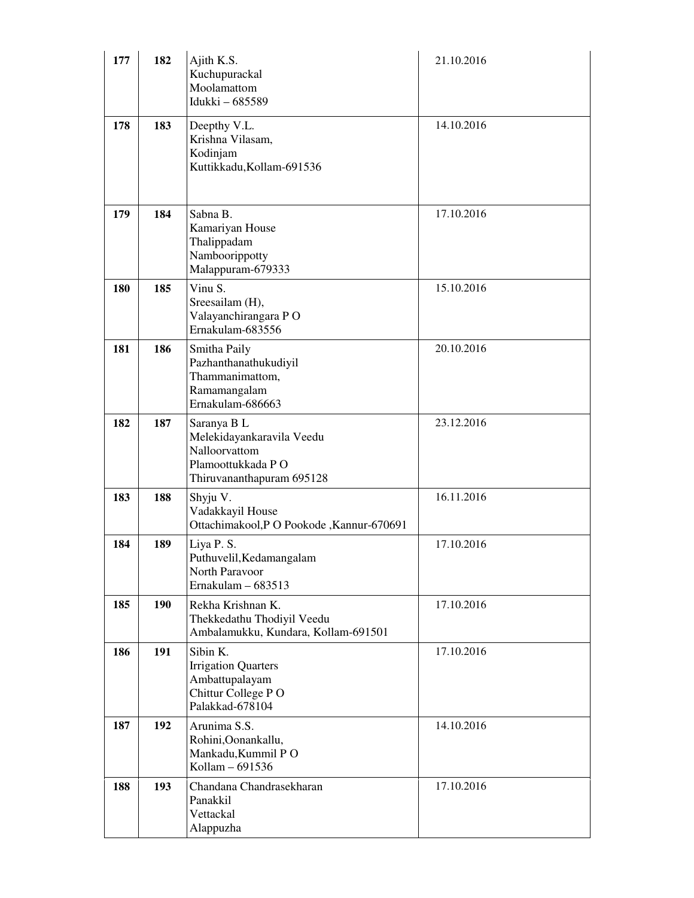| | | | |
|---|---|---|---|
| **177** | **182** | Ajith K.S.<br>Kuchupurackal<br>Moolamattom<br>Idukki – 685589 | 21.10.2016 |
| **178** | **183** | Deepthy V.L.<br>Krishna Vilasam,<br>Kodinjam<br>Kuttikkadu,Kollam-691536 | 14.10.2016 |
| **179** | **184** | Sabna B.<br>Kamariyan House<br>Thalippadam<br>Nambooripotty<br>Malappuram-679333 | 17.10.2016 |
| **180** | **185** | Vinu S.<br>Sreesailam (H),<br>Valayanchirangara P O<br>Ernakulam-683556 | 15.10.2016 |
| **181** | **186** | Smitha Paily<br>Pazhanthanathukudiyil<br>Thammanimattom,<br>Ramamangalam<br>Ernakulam-686663 | 20.10.2016 |
| **182** | **187** | Saranya B L<br>Melekidayankaravila Veedu<br>Nalloorvattom<br>Plamoottukkada P O<br>Thiruvananthapuram 695128 | 23.12.2016 |
| **183** | **188** | Shyju V.<br>Vadakkayil House<br>Ottachimakool,P O Pookode ,Kannur-670691 | 16.11.2016 |
| **184** | **189** | Liya P. S.<br>Puthuvelil,Kedamangalam<br>North Paravoor<br>Ernakulam – 683513 | 17.10.2016 |
| **185** | **190** | Rekha Krishnan K.<br>Thekkedathu Thodiyil Veedu<br>Ambalamukku, Kundara, Kollam-691501 | 17.10.2016 |
| **186** | **191** | Sibin K.<br>Irrigation Quarters<br>Ambattupalayam<br>Chittur College P O<br>Palakkad-678104 | 17.10.2016 |
| **187** | **192** | Arunima S.S.<br>Rohini,Oonankallu,<br>Mankadu,Kummil P O<br>Kollam – 691536 | 14.10.2016 |
| **188** | **193** | Chandana Chandrasekharan<br>Panakkil<br>Vettackal<br>Alappuzha | 17.10.2016 |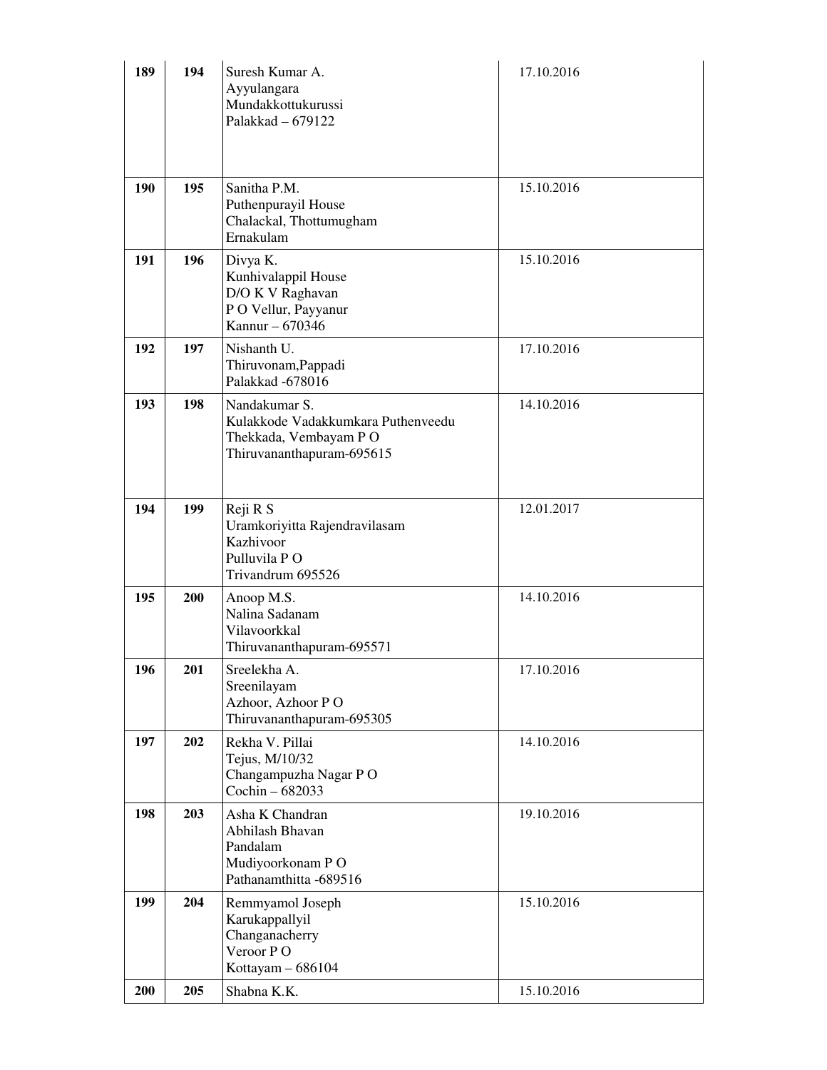| | | | |
|---|---|---|---|
| **189** | **194** | Suresh Kumar A.<br>Ayyulangara<br>Mundakkottukurussi<br>Palakkad – 679122 | 17.10.2016 |
| **190** | **195** | Sanitha P.M.<br>Puthenpurayil House<br>Chalackal, Thottumugham<br>Ernakulam | 15.10.2016 |
| **191** | **196** | Divya K.<br>Kunhivalappil House<br>D/O K V Raghavan<br>P O Vellur, Payyanur<br>Kannur – 670346 | 15.10.2016 |
| **192** | **197** | Nishanth U.<br>Thiruvonam,Pappadi<br>Palakkad -678016 | 17.10.2016 |
| **193** | **198** | Nandakumar S.<br>Kulakkode Vadakkumkara Puthenveedu<br>Thekkada, Vembayam P O<br>Thiruvananthapuram-695615 | 14.10.2016 |
| **194** | **199** | Reji R S<br>Uramkoriyitta Rajendravilasam<br>Kazhivoor<br>Pulluvila P O<br>Trivandrum 695526 | 12.01.2017 |
| **195** | **200** | Anoop M.S.<br>Nalina Sadanam<br>Vilavoorkkal<br>Thiruvananthapuram-695571 | 14.10.2016 |
| **196** | **201** | Sreelekha A.<br>Sreenilayam<br>Azhoor, Azhoor P O<br>Thiruvananthapuram-695305 | 17.10.2016 |
| **197** | **202** | Rekha V. Pillai<br>Tejus, M/10/32<br>Changampuzha Nagar P O<br>Cochin – 682033 | 14.10.2016 |
| **198** | **203** | Asha K Chandran<br>Abhilash Bhavan<br>Pandalam<br>Mudiyoorkonam P O<br>Pathanamthitta -689516 | 19.10.2016 |
| **199** | **204** | Remmyamol Joseph<br>Karukappallyil<br>Changanacherry<br>Veroor P O<br>Kottayam – 686104 | 15.10.2016 |
| **200** | **205** | Shabna K.K. | 15.10.2016 |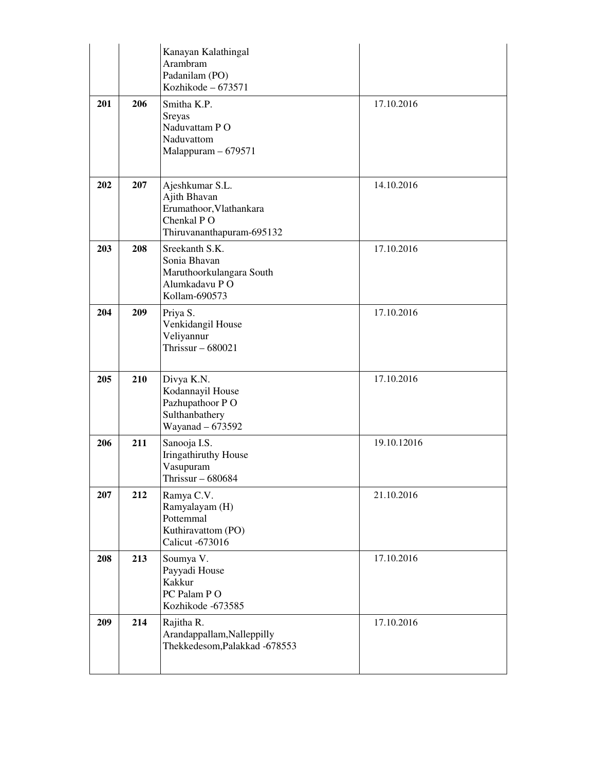| | | | |
|---|---|---|---|
| | | Kanayan Kalathingal<br>Arambram<br>Padanilam (PO)<br>Kozhikode – 673571 | |
| **201** | **206** | Smitha K.P.<br>Sreyas<br>Naduvattam P O<br>Naduvattom<br>Malappuram – 679571 | 17.10.2016 |
| **202** | **207** | Ajeshkumar S.L.<br>Ajith Bhavan<br>Erumathoor,Vlathankara<br>Chenkal P O<br>Thiruvananthapuram-695132 | 14.10.2016 |
| **203** | **208** | Sreekanth S.K.<br>Sonia Bhavan<br>Maruthoorkulangara South<br>Alumkadavu P O<br>Kollam-690573 | 17.10.2016 |
| **204** | **209** | Priya S.<br>Venkidangil House<br>Veliyannur<br>Thrissur – 680021 | 17.10.2016 |
| **205** | **210** | Divya K.N.<br>Kodannayil House<br>Pazhupathoor P O<br>Sulthanbathery<br>Wayanad – 673592 | 17.10.2016 |
| **206** | **211** | Sanooja I.S.<br>Iringathiruthy House<br>Vasupuram<br>Thrissur – 680684 | 19.10.12016 |
| **207** | **212** | Ramya C.V.<br>Ramyalayam (H)<br>Pottemmal<br>Kuthiravattom (PO)<br>Calicut -673016 | 21.10.2016 |
| **208** | **213** | Soumya V.<br>Payyadi House<br>Kakkur<br>PC Palam P O<br>Kozhikode -673585 | 17.10.2016 |
| **209** | **214** | Rajitha R.<br>Arandappallam,Nalleppilly<br>Thekkedesom,Palakkad -678553 | 17.10.2016 |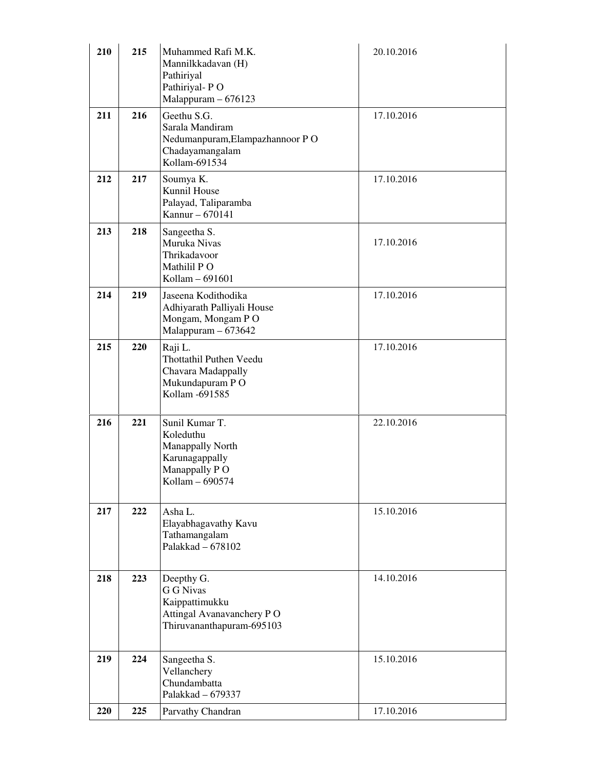| | | | | |
|---|---|---|---|---|
| **210** | **215** | Muhammed Rafi M.K.<br>Mannilkkadavan (H)<br>Pathiriyal<br>Pathiriyal- P O<br>Malappuram – 676123 | 20.10.2016 | |
| **211** | **216** | Geethu S.G.<br>Sarala Mandiram<br>Nedumanpuram,Elampazhannoor P O<br>Chadayamangalam<br>Kollam-691534 | 17.10.2016 | |
| **212** | **217** | Soumya K.<br>Kunnil House<br>Palayad, Taliparamba<br>Kannur – 670141 | 17.10.2016 | |
| **213** | **218** | Sangeetha S.<br>Muruka Nivas<br>Thrikadavoor<br>Mathilil P O<br>Kollam – 691601 | 17.10.2016 | |
| **214** | **219** | Jaseena Kodithodika<br>Adhiyarath Palliyali House<br>Mongam, Mongam P O<br>Malappuram – 673642 | 17.10.2016 | |
| **215** | **220** | Raji L.<br>Thottathil Puthen Veedu<br>Chavara Madappally<br>Mukundapuram P O<br>Kollam -691585 | 17.10.2016 | |
| **216** | **221** | Sunil Kumar T.<br>Koleduthu<br>Manappally North<br>Karunagappally<br>Manappally P O<br>Kollam – 690574 | 22.10.2016 | |
| **217** | **222** | Asha L.<br>Elayabhagavathy Kavu<br>Tathamangalam<br>Palakkad – 678102 | 15.10.2016 | |
| **218** | **223** | Deepthy G.<br>G G Nivas<br>Kaippattimukku<br>Attingal Avanavanchery P O<br>Thiruvananthapuram-695103 | 14.10.2016 | |
| **219** | **224** | Sangeetha S.<br>Vellanchery<br>Chundambatta<br>Palakkad – 679337 | 15.10.2016 | |
| **220** | **225** | Parvathy Chandran | 17.10.2016 | |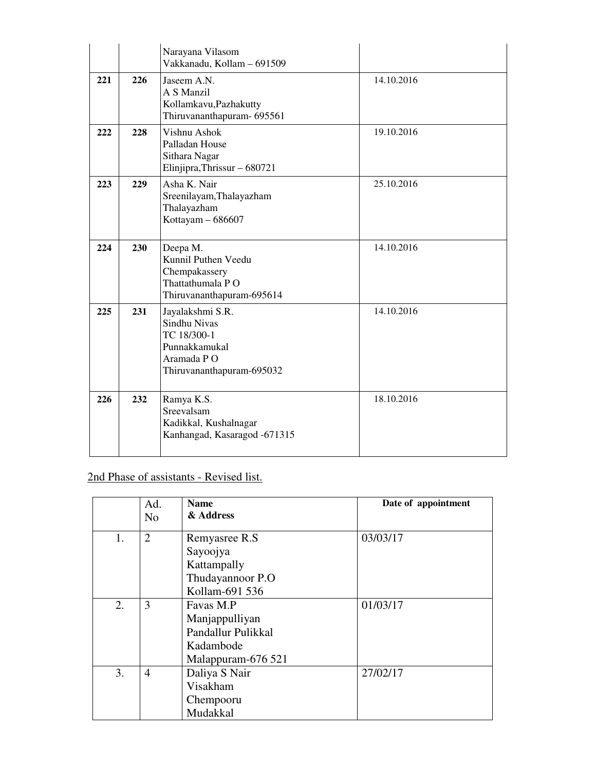| | | | |
|---|---|---|---|
| | | Narayana Vilasom<br>Vakkanadu, Kollam – 691509 | |
| **221** | **226** | Jaseem A.N.<br>A S Manzil<br>Kollamkavu,Pazhakutty<br>Thiruvananthapuram- 695561 | 14.10.2016 |
| **222** | **228** | Vishnu Ashok<br>Palladan House<br>Sithara Nagar<br>Elinjipra,Thrissur – 680721 | 19.10.2016 |
| **223** | **229** | Asha K. Nair<br>Sreenilayam,Thalayazham<br>Thalayazham<br>Kottayam – 686607 | 25.10.2016 |
| **224** | **230** | Deepa M.<br>Kunnil Puthen Veedu<br>Chempakassery<br>Thattathumala P O<br>Thiruvananthapuram-695614 | 14.10.2016 |
| **225** | **231** | Jayalakshmi S.R.<br>Sindhu Nivas<br>TC 18/300-1<br>Punnakkamukal<br>Aramada P O<br>Thiruvananthapuram-695032 | 14.10.2016 |
| **226** | **232** | Ramya K.S.<br>Sreevalsam<br>Kadikkal, Kushalnagar<br>Kanhangad, Kasaragod -671315 | 18.10.2016 |

<u>2nd Phase of assistants - Revised list.</u>

| | Ad. No | **Name & Address** | **Date of appointment** |
|---|---|---|---|
| 1. | 2 | Remyasree R.S<br>Sayoojya<br>Kattampally<br>Thudayannoor P.O<br>Kollam-691 536 | 03/03/17 |
| 2. | 3 | Favas M.P<br>Manjappulliyan<br>Pandallur Pulikkal<br>Kadambode<br>Malappuram-676 521 | 01/03/17 |
| 3. | 4 | Daliya S Nair<br>Visakham<br>Chempooru<br>Mudakkal | 27/02/17 |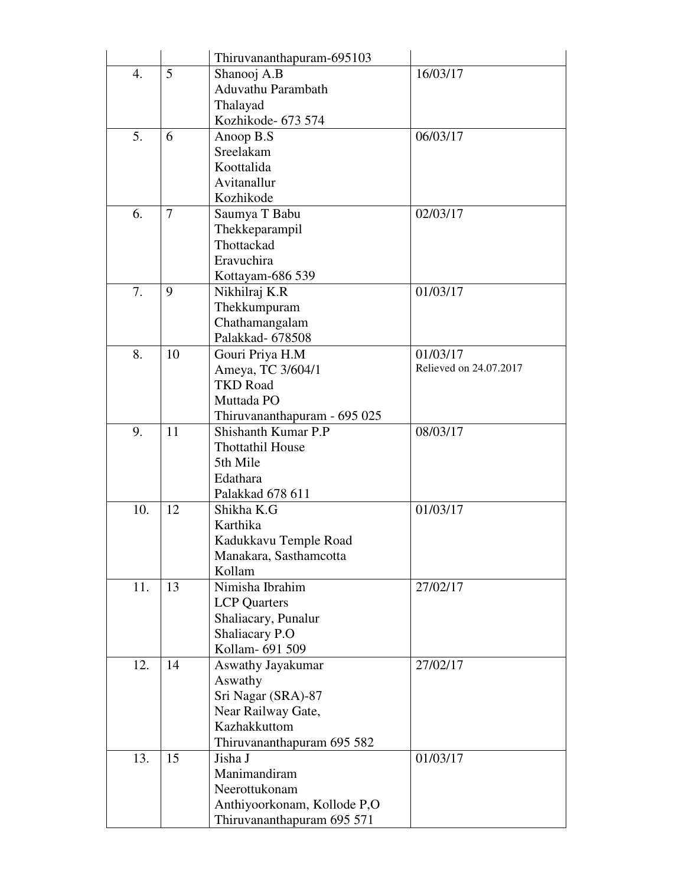| | | | |
|---|---|---|---|
| | | Thiruvananthapuram-695103 | |
| 4. | 5 | Shanooj A.B<br>Aduvathu Parambath<br>Thalayad<br>Kozhikode- 673 574 | 16/03/17 |
| 5. | 6 | Anoop B.S<br>Sreelakam<br>Koottalida<br>Avitanallur<br>Kozhikode | 06/03/17 |
| 6. | 7 | Saumya T Babu<br>Thekkeparampil<br>Thottackad<br>Eravuchira<br>Kottayam-686 539 | 02/03/17 |
| 7. | 9 | Nikhilraj K.R<br>Thekkumpuram<br>Chathamangalam<br>Palakkad- 678508 | 01/03/17 |
| 8. | 10 | Gouri Priya H.M<br>Ameya, TC 3/604/1<br>TKD Road<br>Muttada PO<br>Thiruvananthapuram - 695 025 | 01/03/17<br>Relieved on 24.07.2017 |
| 9. | 11 | Shishanth Kumar P.P<br>Thottathil House<br>5th Mile<br>Edathara<br>Palakkad 678 611 | 08/03/17 |
| 10. | 12 | Shikha K.G<br>Karthika<br>Kadukkavu Temple Road<br>Manakara, Sasthamcotta<br>Kollam | 01/03/17 |
| 11. | 13 | Nimisha Ibrahim<br>LCP Quarters<br>Shaliacary, Punalur<br>Shaliacary P.O<br>Kollam- 691 509 | 27/02/17 |
| 12. | 14 | Aswathy Jayakumar<br>Aswathy<br>Sri Nagar (SRA)-87<br>Near Railway Gate,<br>Kazhakkuttom<br>Thiruvananthapuram 695 582 | 27/02/17 |
| 13. | 15 | Jisha J<br>Manimandiram<br>Neerottukonam<br>Anthiyoorkonam, Kollode P,O<br>Thiruvananthapuram 695 571 | 01/03/17 |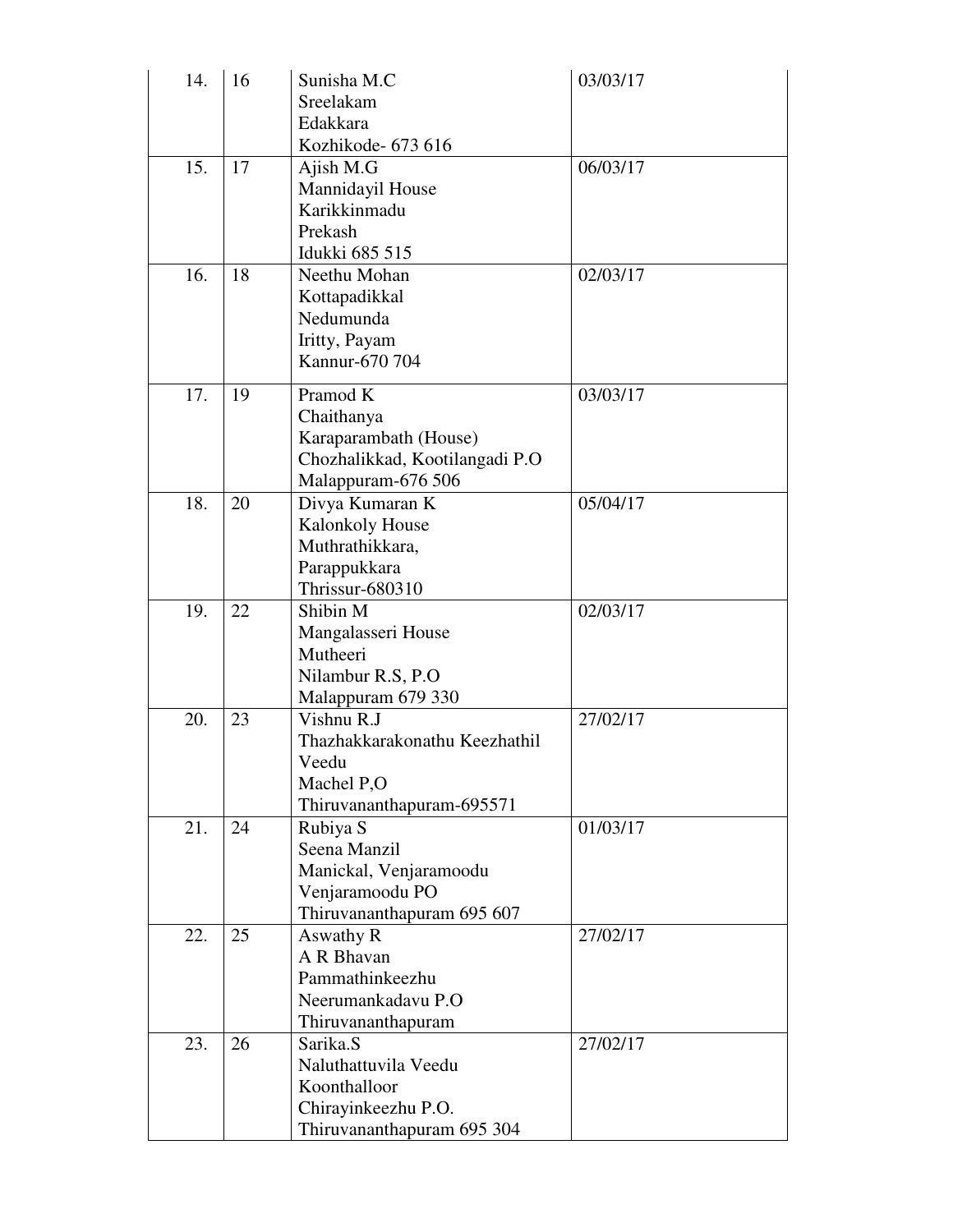| | | | |
|---|---|---|---|
| 14. | 16 | Sunisha M.C<br>Sreelakam<br>Edakkara<br>Kozhikode- 673 616 | 03/03/17 |
| 15. | 17 | Ajish M.G<br>Mannidayil House<br>Karikkinmadu<br>Prekash<br>Idukki 685 515 | 06/03/17 |
| 16. | 18 | Neethu Mohan<br>Kottapadikkal<br>Nedumunda<br>Iritty, Payam<br>Kannur-670 704 | 02/03/17 |
| 17. | 19 | Pramod K<br>Chaithanya<br>Karaparambath (House)<br>Chozhalikkad, Kootilangadi P.O<br>Malappuram-676 506 | 03/03/17 |
| 18. | 20 | Divya Kumaran K<br>Kalonkoly House<br>Muthrathikkara,<br>Parappukkara<br>Thrissur-680310 | 05/04/17 |
| 19. | 22 | Shibin M<br>Mangalasseri House<br>Mutheeri<br>Nilambur R.S, P.O<br>Malappuram 679 330 | 02/03/17 |
| 20. | 23 | Vishnu R.J<br>Thazhakkarakonathu Keezhathil<br>Veedu<br>Machel P,O<br>Thiruvananthapuram-695571 | 27/02/17 |
| 21. | 24 | Rubiya S<br>Seena Manzil<br>Manickal, Venjaramoodu<br>Venjaramoodu PO<br>Thiruvananthapuram 695 607 | 01/03/17 |
| 22. | 25 | Aswathy R<br>A R Bhavan<br>Pammathinkeezhu<br>Neerumankadavu P.O<br>Thiruvananthapuram | 27/02/17 |
| 23. | 26 | Sarika.S<br>Naluthattuvila Veedu<br>Koonthalloor<br>Chirayinkeezhu P.O.<br>Thiruvananthapuram 695 304 | 27/02/17 |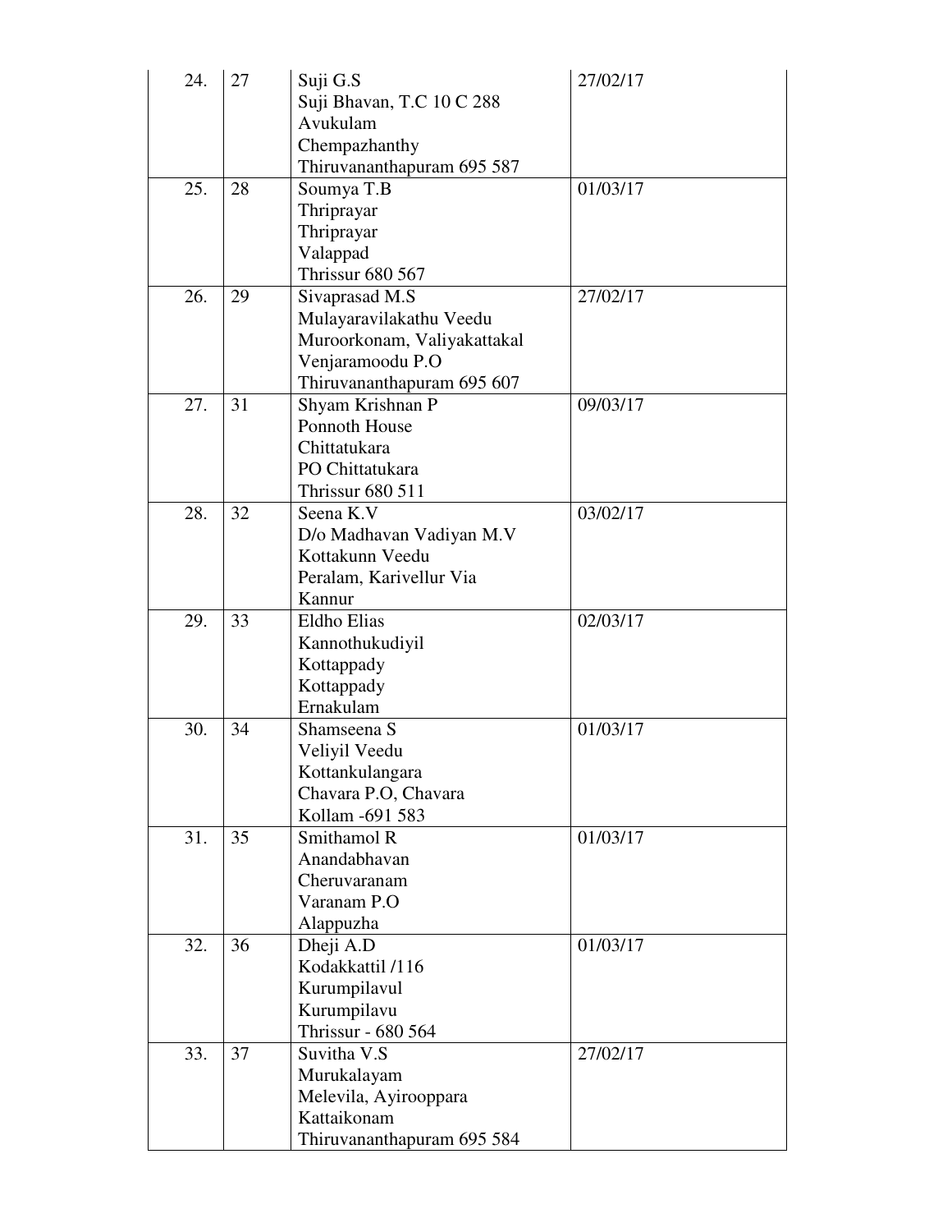| | | | |
|---|---|---|---|
| 24. | 27 | Suji G.S<br>Suji Bhavan, T.C 10 C 288<br>Avukulam<br>Chempazhanthy<br>Thiruvananthapuram 695 587 | 27/02/17 |
| 25. | 28 | Soumya T.B<br>Thriprayar<br>Thriprayar<br>Valappad<br>Thrissur 680 567 | 01/03/17 |
| 26. | 29 | Sivaprasad M.S<br>Mulayaravilakathu Veedu<br>Muroorkonam, Valiyakattakal<br>Venjaramoodu P.O<br>Thiruvananthapuram 695 607 | 27/02/17 |
| 27. | 31 | Shyam Krishnan P<br>Ponnoth House<br>Chittatukara<br>PO Chittatukara<br>Thrissur 680 511 | 09/03/17 |
| 28. | 32 | Seena K.V<br>D/o Madhavan Vadiyan M.V<br>Kottakunn Veedu<br>Peralam, Karivellur Via<br>Kannur | 03/02/17 |
| 29. | 33 | Eldho Elias<br>Kannothukudiyil<br>Kottappady<br>Kottappady<br>Ernakulam | 02/03/17 |
| 30. | 34 | Shamseena S<br>Veliyil Veedu<br>Kottankulangara<br>Chavara P.O, Chavara<br>Kollam -691 583 | 01/03/17 |
| 31. | 35 | Smithamol R<br>Anandabhavan<br>Cheruvaranam<br>Varanam P.O<br>Alappuzha | 01/03/17 |
| 32. | 36 | Dheji A.D<br>Kodakkattil /116<br>Kurumpilavul<br>Kurumpilavu<br>Thrissur - 680 564 | 01/03/17 |
| 33. | 37 | Suvitha V.S<br>Murukalayam<br>Melevila, Ayirooppara<br>Kattaikonam<br>Thiruvananthapuram 695 584 | 27/02/17 |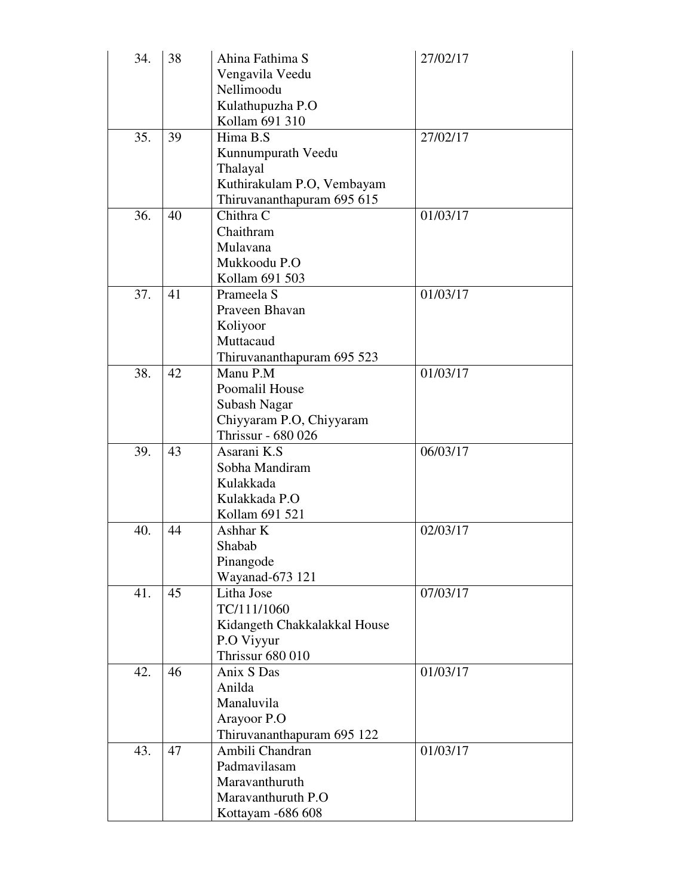| | | | |
|---|---|---|---|
| 34. | 38 | Ahina Fathima S<br>Vengavila Veedu<br>Nellimoodu<br>Kulathupuzha P.O<br>Kollam 691 310 | 27/02/17 |
| 35. | 39 | Hima B.S<br>Kunnumpurath Veedu<br>Thalayal<br>Kuthirakulam P.O, Vembayam<br>Thiruvananthapuram 695 615 | 27/02/17 |
| 36. | 40 | Chithra C<br>Chaithram<br>Mulavana<br>Mukkoodu P.O<br>Kollam 691 503 | 01/03/17 |
| 37. | 41 | Prameela S<br>Praveen Bhavan<br>Koliyoor<br>Muttacaud<br>Thiruvananthapuram 695 523 | 01/03/17 |
| 38. | 42 | Manu P.M<br>Poomalil House<br>Subash Nagar<br>Chiyyaram P.O, Chiyyaram<br>Thrissur - 680 026 | 01/03/17 |
| 39. | 43 | Asarani K.S<br>Sobha Mandiram<br>Kulakkada<br>Kulakkada P.O<br>Kollam 691 521 | 06/03/17 |
| 40. | 44 | Ashhar K<br>Shabab<br>Pinangode<br>Wayanad-673 121 | 02/03/17 |
| 41. | 45 | Litha Jose<br>TC/111/1060<br>Kidangeth Chakkalakkal House<br>P.O Viyyur<br>Thrissur 680 010 | 07/03/17 |
| 42. | 46 | Anix S Das<br>Anilda<br>Manaluvila<br>Arayoor P.O<br>Thiruvananthapuram 695 122 | 01/03/17 |
| 43. | 47 | Ambili Chandran<br>Padmavilasam<br>Maravanthuruth<br>Maravanthuruth P.O<br>Kottayam -686 608 | 01/03/17 |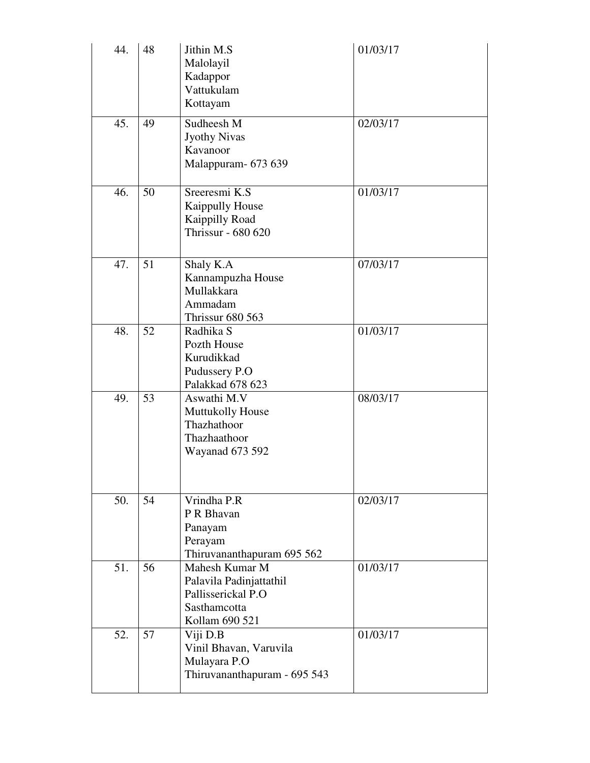| | | | |
|---|---|---|---|
| 44. | 48 | Jithin M.S<br>Malolayil<br>Kadappor<br>Vattukulam<br>Kottayam | 01/03/17 |
| 45. | 49 | Sudheesh M<br>Jyothy Nivas<br>Kavanoor<br>Malappuram- 673 639 | 02/03/17 |
| 46. | 50 | Sreeresmi K.S<br>Kaippully House<br>Kaippilly Road<br>Thrissur - 680 620 | 01/03/17 |
| 47. | 51 | Shaly K.A<br>Kannampuzha House<br>Mullakkara<br>Ammadam<br>Thrissur 680 563 | 07/03/17 |
| 48. | 52 | Radhika S<br>Pozth House<br>Kurudikkad<br>Pudussery P.O<br>Palakkad 678 623 | 01/03/17 |
| 49. | 53 | Aswathi M.V<br>Muttukolly House<br>Thazhathoor<br>Thazhaathoor<br>Wayanad 673 592 | 08/03/17 |
| 50. | 54 | Vrindha P.R<br>P R Bhavan<br>Panayam<br>Perayam<br>Thiruvananthapuram 695 562 | 02/03/17 |
| 51. | 56 | Mahesh Kumar M<br>Palavila Padinjattathil<br>Pallisserickal P.O<br>Sasthamcotta<br>Kollam 690 521 | 01/03/17 |
| 52. | 57 | Viji D.B<br>Vinil Bhavan, Varuvila<br>Mulayara P.O<br>Thiruvananthapuram - 695 543 | 01/03/17 |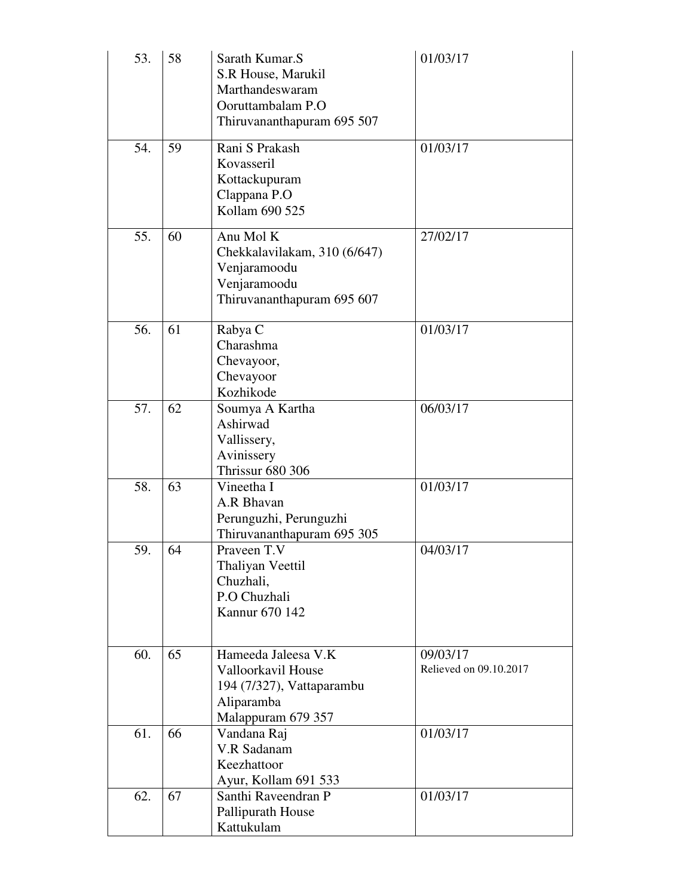| | | | |
|---|---|---|---|
| 53. | 58 | Sarath Kumar.S<br>S.R House, Marukil<br>Marthandeswaram<br>Ooruttambalam P.O<br>Thiruvananthapuram 695 507 | 01/03/17 |
| 54. | 59 | Rani S Prakash<br>Kovasseril<br>Kottackupuram<br>Clappana P.O<br>Kollam 690 525 | 01/03/17 |
| 55. | 60 | Anu Mol K<br>Chekkalavilakam, 310 (6/647)<br>Venjaramoodu<br>Venjaramoodu<br>Thiruvananthapuram 695 607 | 27/02/17 |
| 56. | 61 | Rabya C<br>Charashma<br>Chevayoor,<br>Chevayoor<br>Kozhikode | 01/03/17 |
| 57. | 62 | Soumya A Kartha<br>Ashirwad<br>Vallissery,<br>Avinissery<br>Thrissur 680 306 | 06/03/17 |
| 58. | 63 | Vineetha I<br>A.R Bhavan<br>Perunguzhi, Perunguzhi<br>Thiruvananthapuram 695 305 | 01/03/17 |
| 59. | 64 | Praveen T.V<br>Thaliyan Veettil<br>Chuzhali,<br>P.O Chuzhali<br>Kannur 670 142 | 04/03/17 |
| 60. | 65 | Hameeda Jaleesa V.K<br>Valloorkavil House<br>194 (7/327), Vattaparambu<br>Aliparamba<br>Malappuram 679 357 | 09/03/17<br>Relieved on 09.10.2017 |
| 61. | 66 | Vandana Raj<br>V.R Sadanam<br>Keezhattoor<br>Ayur, Kollam 691 533 | 01/03/17 |
| 62. | 67 | Santhi Raveendran P<br>Pallipurath House<br>Kattukulam | 01/03/17 |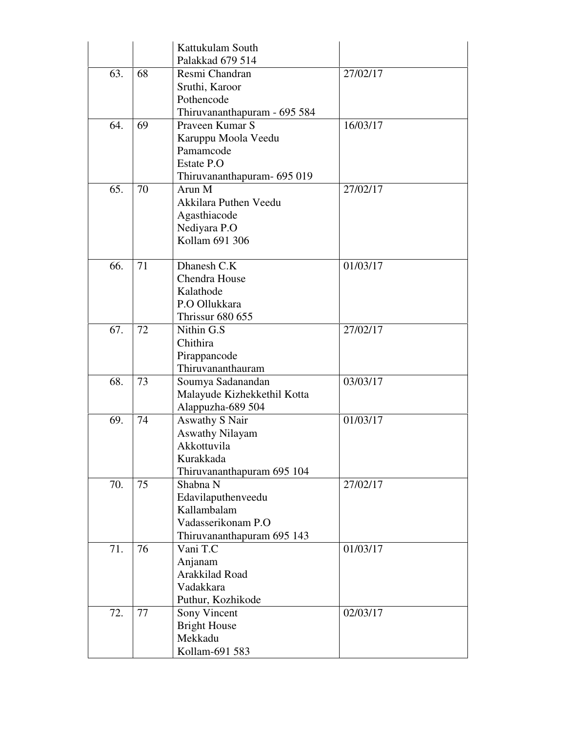| | | | |
|---|---|---|---|
| | | Kattukulam South<br>Palakkad 679 514 | |
| 63. | 68 | Resmi Chandran<br>Sruthi, Karoor<br>Pothencode<br>Thiruvananthapuram - 695 584 | 27/02/17 |
| 64. | 69 | Praveen Kumar S<br>Karuppu Moola Veedu<br>Pamamcode<br>Estate P.O<br>Thiruvananthapuram- 695 019 | 16/03/17 |
| 65. | 70 | Arun M<br>Akkilara Puthen Veedu<br>Agasthiacode<br>Nediyara P.O<br>Kollam 691 306 | 27/02/17 |
| 66. | 71 | Dhanesh C.K<br>Chendra House<br>Kalathode<br>P.O Ollukkara<br>Thrissur 680 655 | 01/03/17 |
| 67. | 72 | Nithin G.S<br>Chithira<br>Pirappancode<br>Thiruvananthauram | 27/02/17 |
| 68. | 73 | Soumya Sadanandan<br>Malayude Kizhekkethil Kotta<br>Alappuzha-689 504 | 03/03/17 |
| 69. | 74 | Aswathy S Nair<br>Aswathy Nilayam<br>Akkottuvila<br>Kurakkada<br>Thiruvananthapuram 695 104 | 01/03/17 |
| 70. | 75 | Shabna N<br>Edavilaputhenveedu<br>Kallambalam<br>Vadasserikonam P.O<br>Thiruvananthapuram 695 143 | 27/02/17 |
| 71. | 76 | Vani T.C<br>Anjanam<br>Arakkilad Road<br>Vadakkara<br>Puthur, Kozhikode | 01/03/17 |
| 72. | 77 | Sony Vincent<br>Bright House<br>Mekkadu<br>Kollam-691 583 | 02/03/17 |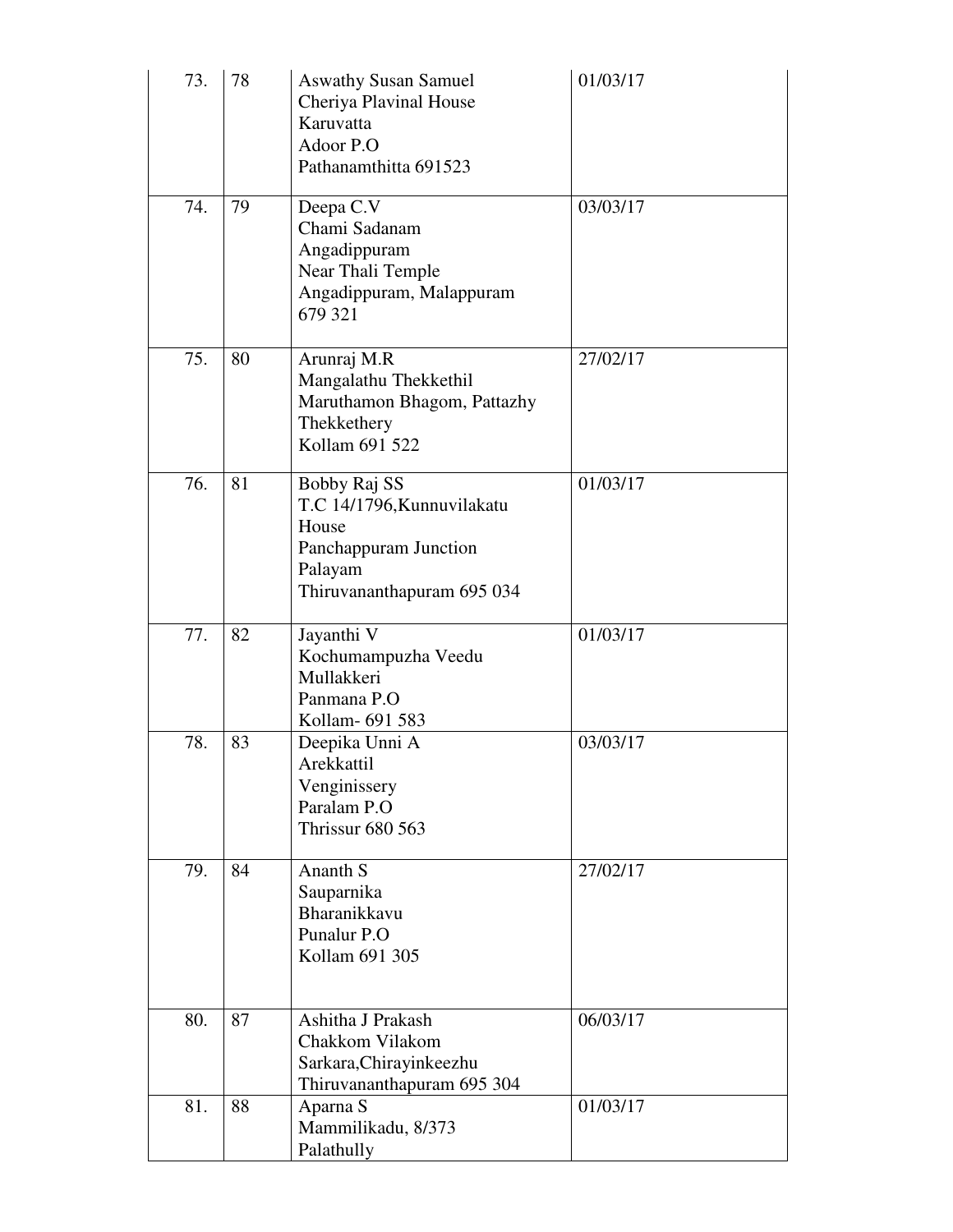| | | | |
|---|---|---|---|
| 73. | 78 | Aswathy Susan Samuel<br>Cheriya Plavinal House<br>Karuvatta<br>Adoor P.O<br>Pathanamthitta 691523 | 01/03/17 |
| 74. | 79 | Deepa C.V<br>Chami Sadanam<br>Angadippuram<br>Near Thali Temple<br>Angadippuram, Malappuram<br>679 321 | 03/03/17 |
| 75. | 80 | Arunraj M.R<br>Mangalathu Thekkethil<br>Maruthamon Bhagom, Pattazhy<br>Thekkethery<br>Kollam 691 522 | 27/02/17 |
| 76. | 81 | Bobby Raj SS<br>T.C 14/1796,Kunnuvilakatu<br>House<br>Panchappuram Junction<br>Palayam<br>Thiruvananthapuram 695 034 | 01/03/17 |
| 77. | 82 | Jayanthi V<br>Kochumampuzha Veedu<br>Mullakkeri<br>Panmana P.O<br>Kollam- 691 583 | 01/03/17 |
| 78. | 83 | Deepika Unni A<br>Arekkattil<br>Venginissery<br>Paralam P.O<br>Thrissur 680 563 | 03/03/17 |
| 79. | 84 | Ananth S<br>Sauparnika<br>Bharanikkavu<br>Punalur P.O<br>Kollam 691 305 | 27/02/17 |
| 80. | 87 | Ashitha J Prakash<br>Chakkom Vilakom<br>Sarkara,Chirayinkeezhu<br>Thiruvananthapuram 695 304 | 06/03/17 |
| 81. | 88 | Aparna S<br>Mammilikadu, 8/373<br>Palathully | 01/03/17 |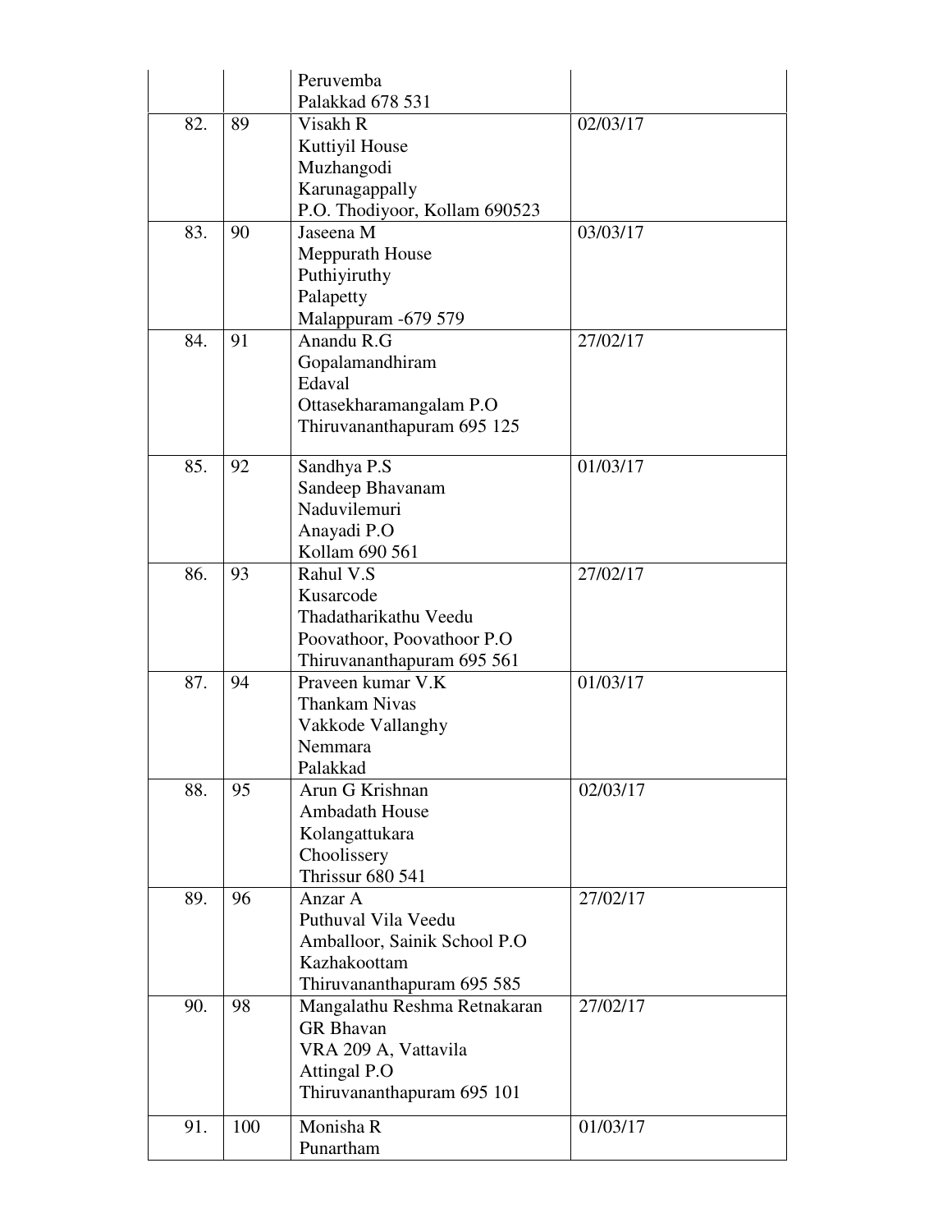| | | | |
|---|---|---|---|
| | | Peruvemba<br>Palakkad 678 531 | |
| 82. | 89 | Visakh R<br>Kuttiyil House<br>Muzhangodi<br>Karunagappally<br>P.O. Thodiyoor, Kollam 690523 | 02/03/17 |
| 83. | 90 | Jaseena M<br>Meppurath House<br>Puthiyiruthy<br>Palapetty<br>Malappuram -679 579 | 03/03/17 |
| 84. | 91 | Anandu R.G<br>Gopalamandhiram<br>Edaval<br>Ottasekharamangalam P.O<br>Thiruvananthapuram 695 125 | 27/02/17 |
| 85. | 92 | Sandhya P.S<br>Sandeep Bhavanam<br>Naduvilemuri<br>Anayadi P.O<br>Kollam 690 561 | 01/03/17 |
| 86. | 93 | Rahul V.S<br>Kusarcode<br>Thadatharikathu Veedu<br>Poovathoor, Poovathoor P.O<br>Thiruvananthapuram 695 561 | 27/02/17 |
| 87. | 94 | Praveen kumar V.K<br>Thankam Nivas<br>Vakkode Vallanghy<br>Nemmara<br>Palakkad | 01/03/17 |
| 88. | 95 | Arun G Krishnan<br>Ambadath House<br>Kolangattukara<br>Choolissery<br>Thrissur 680 541 | 02/03/17 |
| 89. | 96 | Anzar A<br>Puthuval Vila Veedu<br>Amballoor, Sainik School P.O<br>Kazhakoottam<br>Thiruvananthapuram 695 585 | 27/02/17 |
| 90. | 98 | Mangalathu Reshma Retnakaran<br>GR Bhavan<br>VRA 209 A, Vattavila<br>Attingal P.O<br>Thiruvananthapuram 695 101 | 27/02/17 |
| 91. | 100 | Monisha R<br>Punartham | 01/03/17 |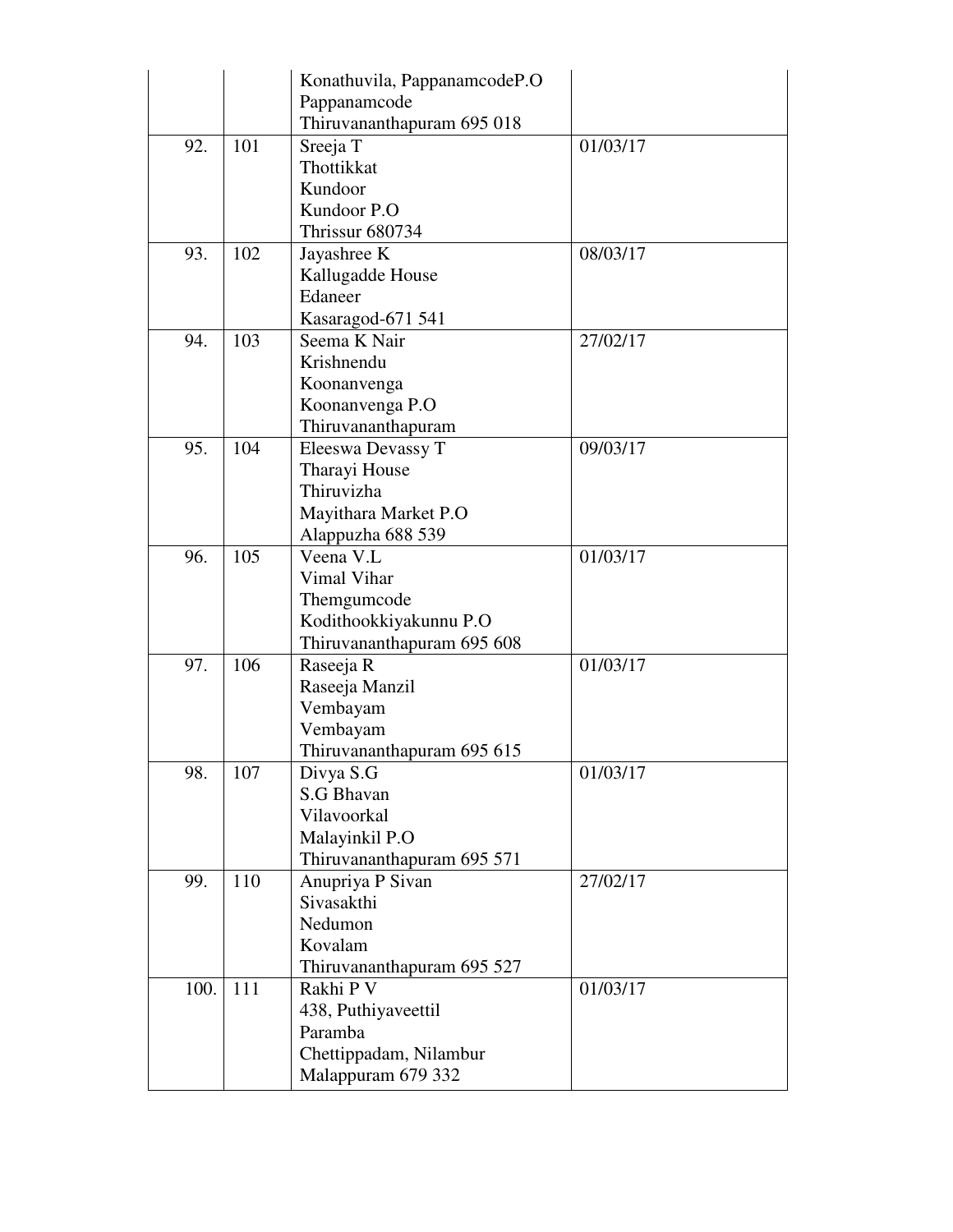| | | | |
|---|---|---|---|
| | | Konathuvila, PappanamcodeP.O<br>Pappanamcode<br>Thiruvananthapuram 695 018 | |
| 92. | 101 | Sreeja T<br>Thottikkat<br>Kundoor<br>Kundoor P.O<br>Thrissur 680734 | 01/03/17 |
| 93. | 102 | Jayashree K<br>Kallugadde House<br>Edaneer<br>Kasaragod-671 541 | 08/03/17 |
| 94. | 103 | Seema K Nair<br>Krishnendu<br>Koonanvenga<br>Koonanvenga P.O<br>Thiruvananthapuram | 27/02/17 |
| 95. | 104 | Eleeswa Devassy T<br>Tharayi House<br>Thiruvizha<br>Mayithara Market P.O<br>Alappuzha 688 539 | 09/03/17 |
| 96. | 105 | Veena V.L<br>Vimal Vihar<br>Themgumcode<br>Kodithookkiyakunnu P.O<br>Thiruvananthapuram 695 608 | 01/03/17 |
| 97. | 106 | Raseeja R<br>Raseeja Manzil<br>Vembayam<br>Vembayam<br>Thiruvananthapuram 695 615 | 01/03/17 |
| 98. | 107 | Divya S.G<br>S.G Bhavan<br>Vilavoorkal<br>Malayinkil P.O<br>Thiruvananthapuram 695 571 | 01/03/17 |
| 99. | 110 | Anupriya P Sivan<br>Sivasakthi<br>Nedumon<br>Kovalam<br>Thiruvananthapuram 695 527 | 27/02/17 |
| 100. | 111 | Rakhi P V<br>438, Puthiyaveettil<br>Paramba<br>Chettippadam, Nilambur<br>Malappuram 679 332 | 01/03/17 |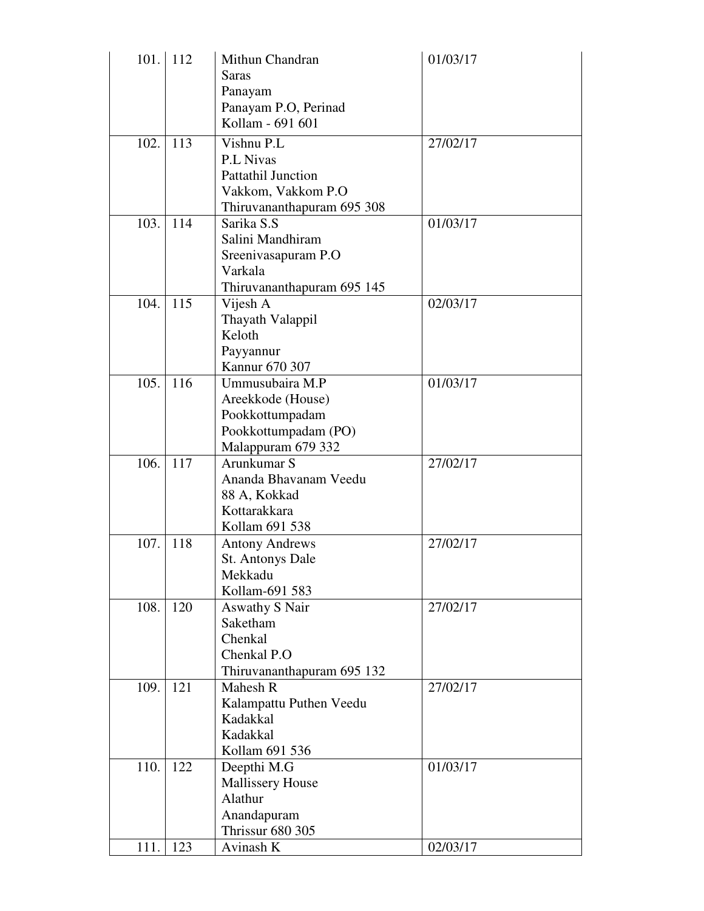| | | | |
|---|---|---|---|
| 101. | 112 | Mithun Chandran<br>Saras<br>Panayam<br>Panayam P.O, Perinad<br>Kollam - 691 601 | 01/03/17 |
| 102. | 113 | Vishnu P.L<br>P.L Nivas<br>Pattathil Junction<br>Vakkom, Vakkom P.O<br>Thiruvananthapuram 695 308 | 27/02/17 |
| 103. | 114 | Sarika S.S<br>Salini Mandhiram<br>Sreenivasapuram P.O<br>Varkala<br>Thiruvananthapuram 695 145 | 01/03/17 |
| 104. | 115 | Vijesh A<br>Thayath Valappil<br>Keloth<br>Payyannur<br>Kannur 670 307 | 02/03/17 |
| 105. | 116 | Ummusubaira M.P<br>Areekkode (House)<br>Pookkottumpadam<br>Pookkottumpadam (PO)<br>Malappuram 679 332 | 01/03/17 |
| 106. | 117 | Arunkumar S<br>Ananda Bhavanam Veedu<br>88 A, Kokkad<br>Kottarakkara<br>Kollam 691 538 | 27/02/17 |
| 107. | 118 | Antony Andrews<br>St. Antonys Dale<br>Mekkadu<br>Kollam-691 583 | 27/02/17 |
| 108. | 120 | Aswathy S Nair<br>Saketham<br>Chenkal<br>Chenkal P.O<br>Thiruvananthapuram 695 132 | 27/02/17 |
| 109. | 121 | Mahesh R<br>Kalampattu Puthen Veedu<br>Kadakkal<br>Kadakkal<br>Kollam 691 536 | 27/02/17 |
| 110. | 122 | Deepthi M.G<br>Mallissery House<br>Alathur<br>Anandapuram<br>Thrissur 680 305 | 01/03/17 |
| 111. | 123 | Avinash K | 02/03/17 |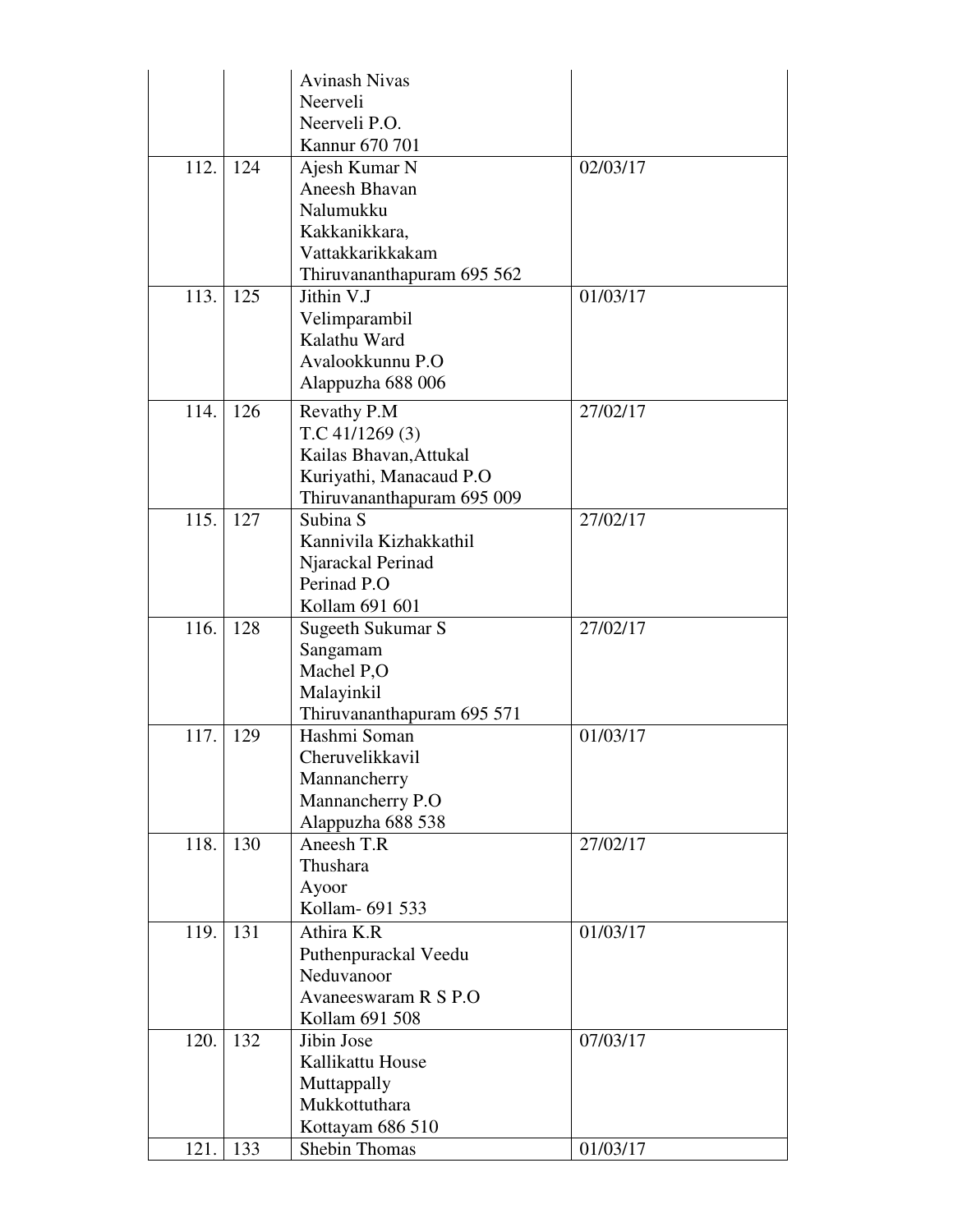| | | | |
|---|---|---|---|
| | | Avinash Nivas<br>Neerveli<br>Neerveli P.O.<br>Kannur 670 701 | |
| 112. | 124 | Ajesh Kumar N<br>Aneesh Bhavan<br>Nalumukku<br>Kakkanikkara,<br>Vattakkarikkakam<br>Thiruvananthapuram 695 562 | 02/03/17 |
| 113. | 125 | Jithin V.J<br>Velimparambil<br>Kalathu Ward<br>Avalookkunnu P.O<br>Alappuzha 688 006 | 01/03/17 |
| 114. | 126 | Revathy P.M<br>T.C 41/1269 (3)<br>Kailas Bhavan,Attukal<br>Kuriyathi, Manacaud P.O<br>Thiruvananthapuram 695 009 | 27/02/17 |
| 115. | 127 | Subina S<br>Kannivila Kizhakkathil<br>Njarackal Perinad<br>Perinad P.O<br>Kollam 691 601 | 27/02/17 |
| 116. | 128 | Sugeeth Sukumar S<br>Sangamam<br>Machel P,O<br>Malayinkil<br>Thiruvananthapuram 695 571 | 27/02/17 |
| 117. | 129 | Hashmi Soman<br>Cheruvelikkavil<br>Mannancherry<br>Mannancherry P.O<br>Alappuzha 688 538 | 01/03/17 |
| 118. | 130 | Aneesh T.R<br>Thushara<br>Ayoor<br>Kollam- 691 533 | 27/02/17 |
| 119. | 131 | Athira K.R<br>Puthenpurackal Veedu<br>Neduvanoor<br>Avaneeswaram R S P.O<br>Kollam 691 508 | 01/03/17 |
| 120. | 132 | Jibin Jose<br>Kallikattu House<br>Muttappally<br>Mukkottuthara<br>Kottayam 686 510 | 07/03/17 |
| 121. | 133 | Shebin Thomas | 01/03/17 |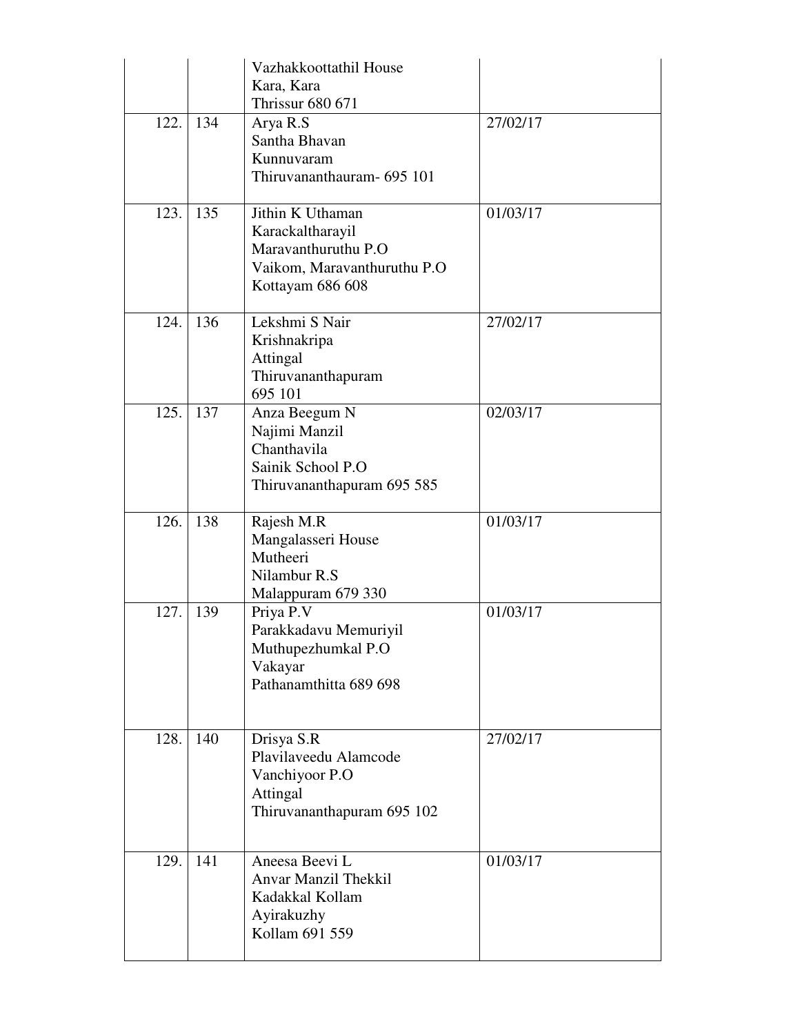| | | | |
|---|---|---|---|
| | | Vazhakkoottathil House<br>Kara, Kara<br>Thrissur 680 671 | |
| 122. | 134 | Arya R.S<br>Santha Bhavan<br>Kunnuvaram<br>Thiruvananthauram- 695 101 | 27/02/17 |
| 123. | 135 | Jithin K Uthaman<br>Karackaltharayil<br>Maravanthuruthu P.O<br>Vaikom, Maravanthuruthu P.O<br>Kottayam 686 608 | 01/03/17 |
| 124. | 136 | Lekshmi S Nair<br>Krishnakripa<br>Attingal<br>Thiruvananthapuram<br>695 101 | 27/02/17 |
| 125. | 137 | Anza Beegum N<br>Najimi Manzil<br>Chanthavila<br>Sainik School P.O<br>Thiruvananthapuram 695 585 | 02/03/17 |
| 126. | 138 | Rajesh M.R<br>Mangalasseri House<br>Mutheeri<br>Nilambur R.S<br>Malappuram 679 330 | 01/03/17 |
| 127. | 139 | Priya P.V<br>Parakkadavu Memuriyil<br>Muthupezhumkal P.O<br>Vakayar<br>Pathanamthitta 689 698 | 01/03/17 |
| 128. | 140 | Drisya S.R<br>Plavilaveedu Alamcode<br>Vanchiyoor P.O<br>Attingal<br>Thiruvananthapuram 695 102 | 27/02/17 |
| 129. | 141 | Aneesa Beevi L<br>Anvar Manzil Thekkil<br>Kadakkal Kollam<br>Ayirakuzhy<br>Kollam 691 559 | 01/03/17 |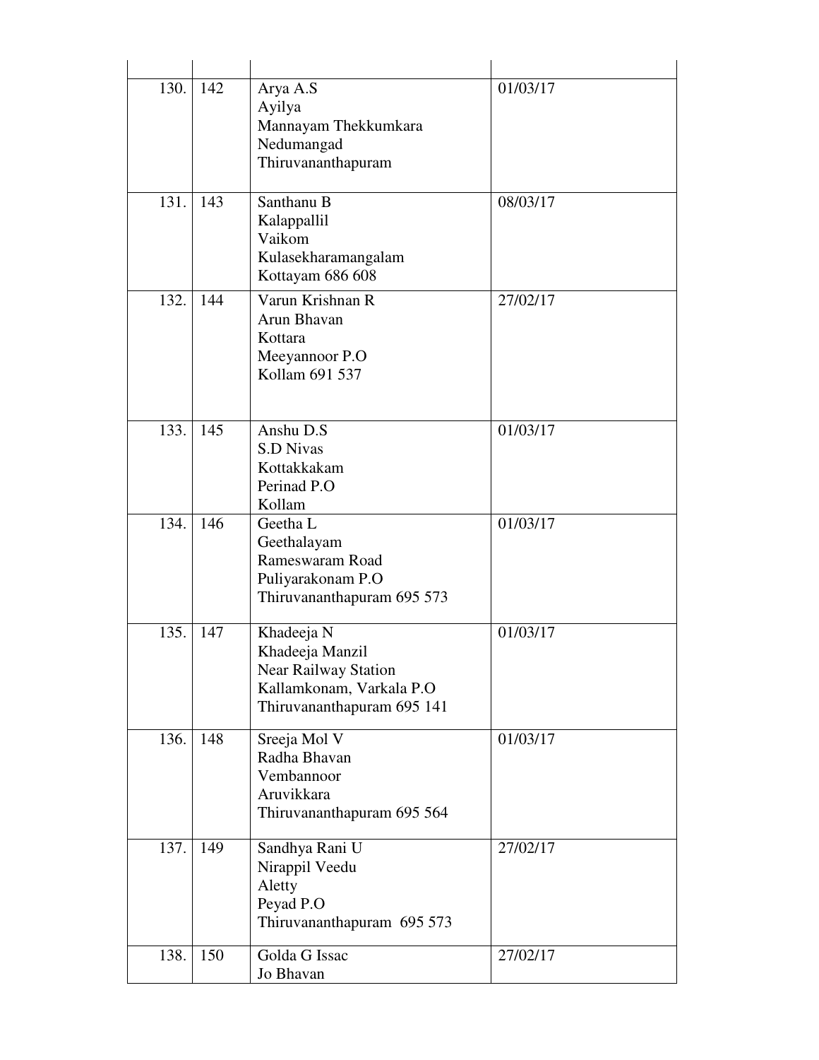| | | | |
|---|---|---|---|
| 130. | 142 | Arya A.S<br>Ayilya<br>Mannayam Thekkumkara<br>Nedumangad<br>Thiruvananthapuram | 01/03/17 |
| 131. | 143 | Santhanu B<br>Kalappallil<br>Vaikom<br>Kulasekharamangalam<br>Kottayam 686 608 | 08/03/17 |
| 132. | 144 | Varun Krishnan R<br>Arun Bhavan<br>Kottara<br>Meeyannoor P.O<br>Kollam 691 537 | 27/02/17 |
| 133. | 145 | Anshu D.S<br>S.D Nivas<br>Kottakkakam<br>Perinad P.O<br>Kollam | 01/03/17 |
| 134. | 146 | Geetha L<br>Geethalayam<br>Rameswaram Road<br>Puliyarakonam P.O<br>Thiruvananthapuram 695 573 | 01/03/17 |
| 135. | 147 | Khadeeja N<br>Khadeeja Manzil<br>Near Railway Station<br>Kallamkonam, Varkala P.O<br>Thiruvananthapuram 695 141 | 01/03/17 |
| 136. | 148 | Sreeja Mol V<br>Radha Bhavan<br>Vembannoor<br>Aruvikkara<br>Thiruvananthapuram 695 564 | 01/03/17 |
| 137. | 149 | Sandhya Rani U<br>Nirappil Veedu<br>Aletty<br>Peyad P.O<br>Thiruvananthapuram 695 573 | 27/02/17 |
| 138. | 150 | Golda G Issac<br>Jo Bhavan | 27/02/17 |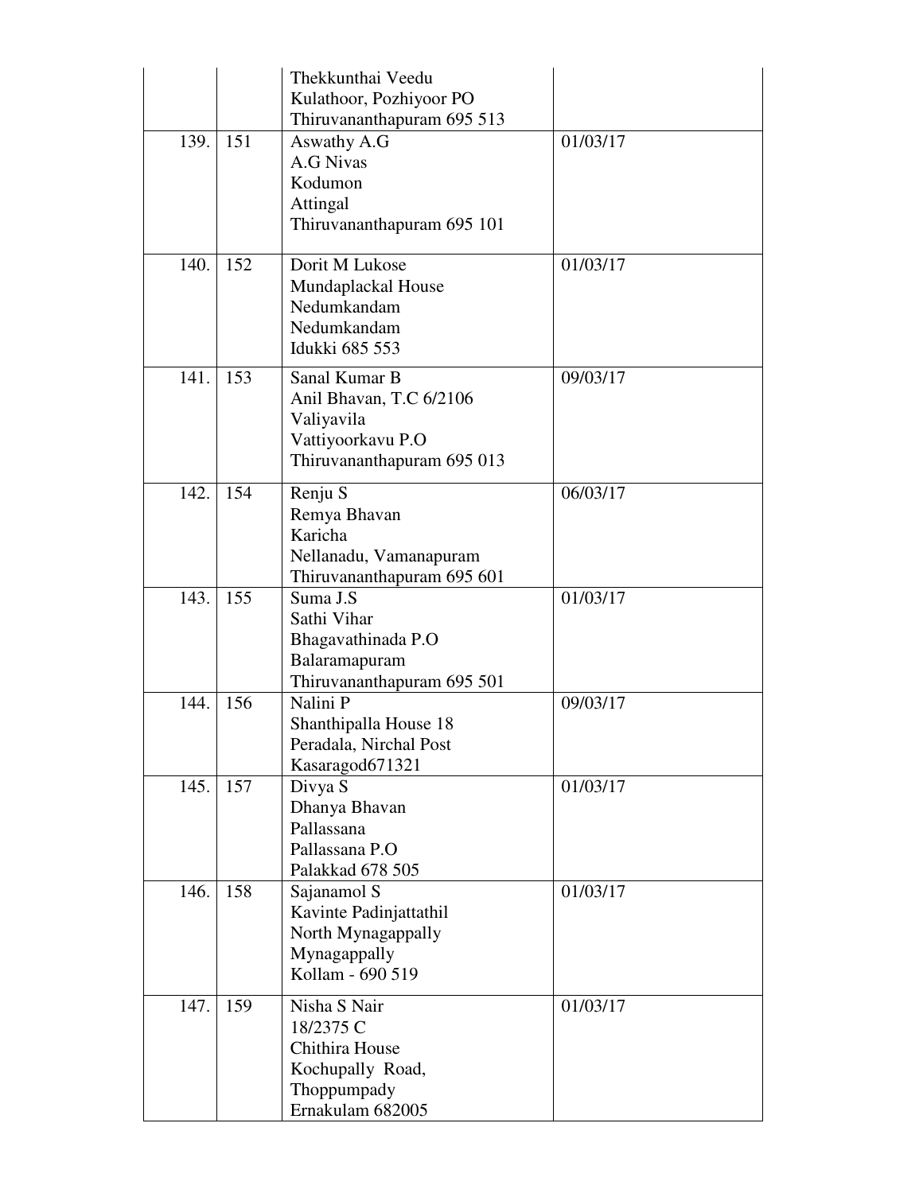| | | | |
|---|---|---|---|
| | | Thekkunthai Veedu<br>Kulathoor, Pozhiyoor PO<br>Thiruvananthapuram 695 513 | |
| 139. | 151 | Aswathy A.G<br>A.G Nivas<br>Kodumon<br>Attingal<br>Thiruvananthapuram 695 101 | 01/03/17 |
| 140. | 152 | Dorit M Lukose<br>Mundaplackal House<br>Nedumkandam<br>Nedumkandam<br>Idukki 685 553 | 01/03/17 |
| 141. | 153 | Sanal Kumar B<br>Anil Bhavan, T.C 6/2106<br>Valiyavila<br>Vattiyoorkavu P.O<br>Thiruvananthapuram 695 013 | 09/03/17 |
| 142. | 154 | Renju S<br>Remya Bhavan<br>Karicha<br>Nellanadu, Vamanapuram<br>Thiruvananthapuram 695 601 | 06/03/17 |
| 143. | 155 | Suma J.S<br>Sathi Vihar<br>Bhagavathinada P.O<br>Balaramapuram<br>Thiruvananthapuram 695 501 | 01/03/17 |
| 144. | 156 | Nalini P<br>Shanthipalla House 18<br>Peradala, Nirchal Post<br>Kasaragod671321 | 09/03/17 |
| 145. | 157 | Divya S<br>Dhanya Bhavan<br>Pallassana<br>Pallassana P.O<br>Palakkad 678 505 | 01/03/17 |
| 146. | 158 | Sajanamol S<br>Kavinte Padinjattathil<br>North Mynagappally<br>Mynagappally<br>Kollam - 690 519 | 01/03/17 |
| 147. | 159 | Nisha S Nair<br>18/2375 C<br>Chithira House<br>Kochupally Road,<br>Thoppumpady<br>Ernakulam 682005 | 01/03/17 |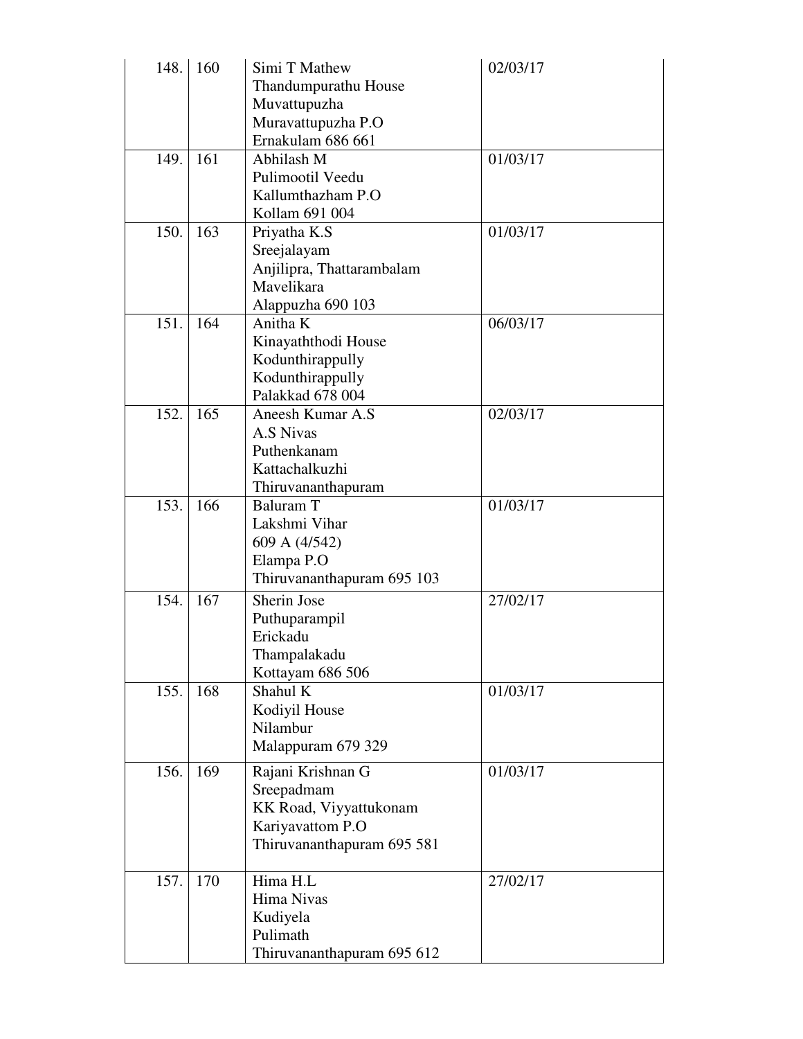| | | | |
|---|---|---|---|
| 148. | 160 | Simi T Mathew<br>Thandumpurathu House<br>Muvattupuzha<br>Muravattupuzha P.O<br>Ernakulam 686 661 | 02/03/17 |
| 149. | 161 | Abhilash M<br>Pulimootil Veedu<br>Kallumthazham P.O<br>Kollam 691 004 | 01/03/17 |
| 150. | 163 | Priyatha K.S<br>Sreejalayam<br>Anjilipra, Thattarambalam<br>Mavelikara<br>Alappuzha 690 103 | 01/03/17 |
| 151. | 164 | Anitha K<br>Kinayaththodi House<br>Kodunthirappully<br>Kodunthirappully<br>Palakkad 678 004 | 06/03/17 |
| 152. | 165 | Aneesh Kumar A.S<br>A.S Nivas<br>Puthenkanam<br>Kattachalkuzhi<br>Thiruvananthapuram | 02/03/17 |
| 153. | 166 | Baluram T<br>Lakshmi Vihar<br>609 A (4/542)<br>Elampa P.O<br>Thiruvananthapuram 695 103 | 01/03/17 |
| 154. | 167 | Sherin Jose<br>Puthuparampil<br>Erickadu<br>Thampalakadu<br>Kottayam 686 506 | 27/02/17 |
| 155. | 168 | Shahul K<br>Kodiyil House<br>Nilambur<br>Malappuram 679 329 | 01/03/17 |
| 156. | 169 | Rajani Krishnan G<br>Sreepadmam<br>KK Road, Viyyattukonam<br>Kariyavattom P.O<br>Thiruvananthapuram 695 581 | 01/03/17 |
| 157. | 170 | Hima H.L<br>Hima Nivas<br>Kudiyela<br>Pulimath<br>Thiruvananthapuram 695 612 | 27/02/17 |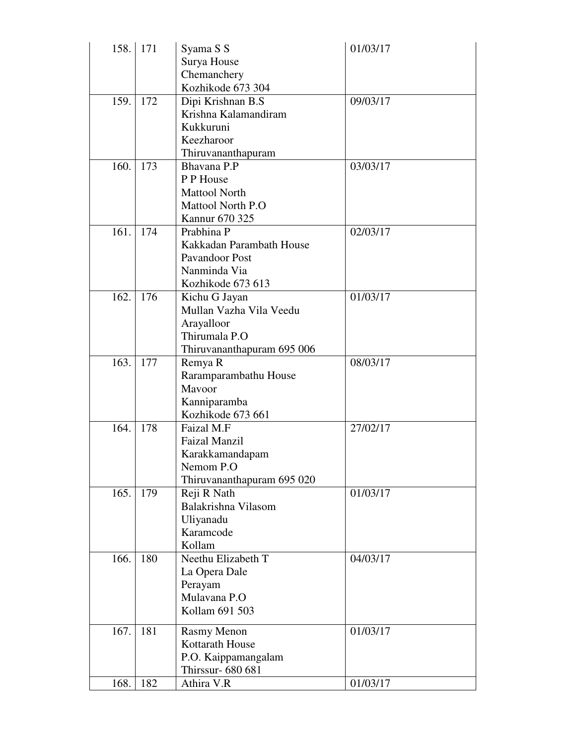| | | | |
|---|---|---|---|
| 158. | 171 | Syama S S<br>Surya House<br>Chemanchery<br>Kozhikode 673 304 | 01/03/17 |
| 159. | 172 | Dipi Krishnan B.S<br>Krishna Kalamandiram<br>Kukkuruni<br>Keezharoor<br>Thiruvananthapuram | 09/03/17 |
| 160. | 173 | Bhavana P.P<br>P P House<br>Mattool North<br>Mattool North P.O<br>Kannur 670 325 | 03/03/17 |
| 161. | 174 | Prabhina P<br>Kakkadan Parambath House<br>Pavandoor Post<br>Nanminda Via<br>Kozhikode 673 613 | 02/03/17 |
| 162. | 176 | Kichu G Jayan<br>Mullan Vazha Vila Veedu<br>Arayalloor<br>Thirumala P.O<br>Thiruvananthapuram 695 006 | 01/03/17 |
| 163. | 177 | Remya R<br>Raramparambathu House<br>Mavoor<br>Kanniparamba<br>Kozhikode 673 661 | 08/03/17 |
| 164. | 178 | Faizal M.F<br>Faizal Manzil<br>Karakkamandapam<br>Nemom P.O<br>Thiruvananthapuram 695 020 | 27/02/17 |
| 165. | 179 | Reji R Nath<br>Balakrishna Vilasom<br>Uliyanadu<br>Karamcode<br>Kollam | 01/03/17 |
| 166. | 180 | Neethu Elizabeth T<br>La Opera Dale<br>Perayam<br>Mulavana P.O<br>Kollam 691 503 | 04/03/17 |
| 167. | 181 | Rasmy Menon<br>Kottarath House<br>P.O. Kaippamangalam<br>Thirssur- 680 681 | 01/03/17 |
| 168. | 182 | Athira V.R | 01/03/17 |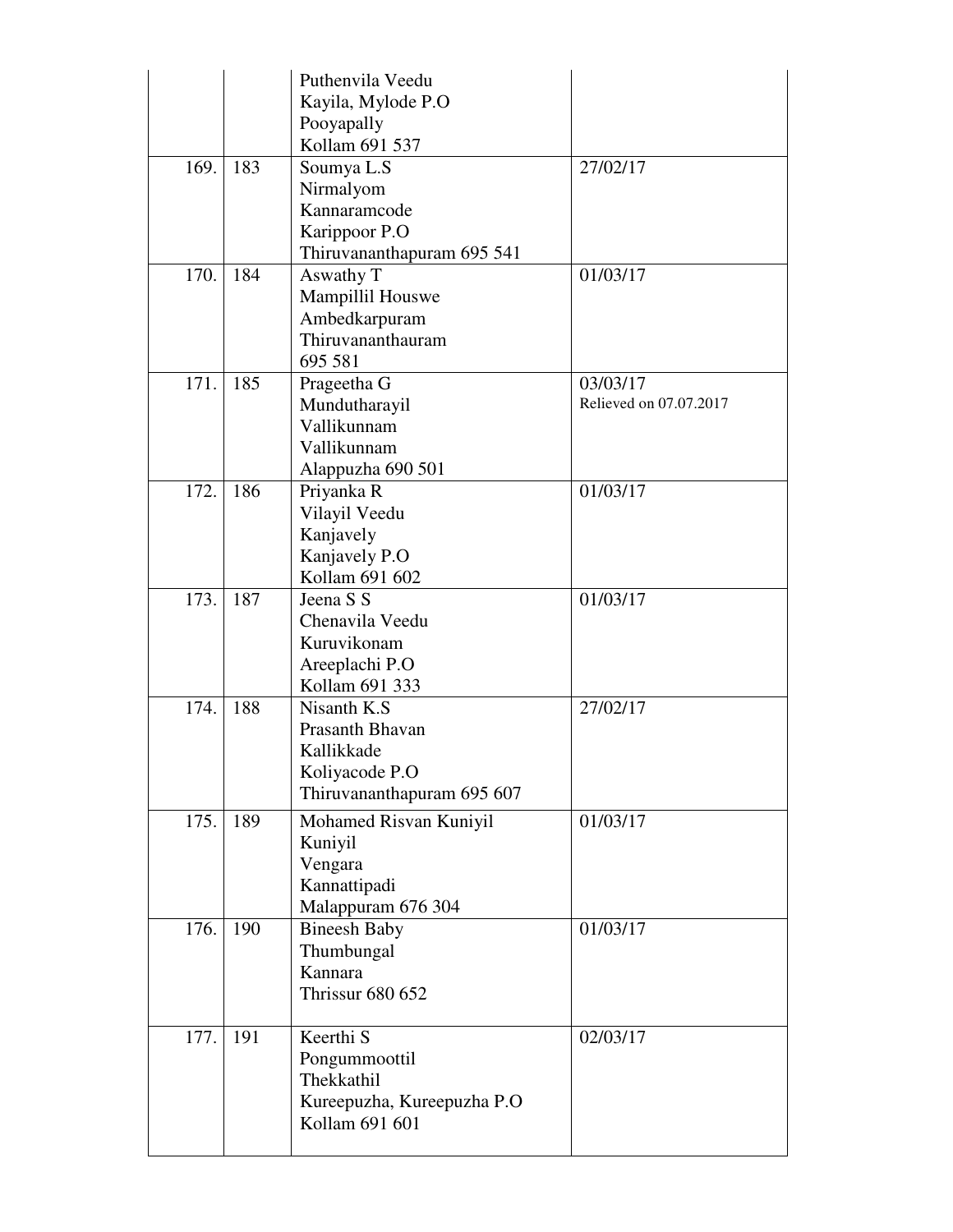| | | | |
|---|---|---|---|
| | | Puthenvila Veedu<br>Kayila, Mylode P.O<br>Pooyapally<br>Kollam 691 537 | |
| 169. | 183 | Soumya L.S<br>Nirmalyom<br>Kannaramcode<br>Karippoor P.O<br>Thiruvananthapuram 695 541 | 27/02/17 |
| 170. | 184 | Aswathy T<br>Mampillil Houswe<br>Ambedkarpuram<br>Thiruvananthauram<br>695 581 | 01/03/17 |
| 171. | 185 | Prageetha G<br>Mundutharayil<br>Vallikunnam<br>Vallikunnam<br>Alappuzha 690 501 | 03/03/17<br>Relieved on 07.07.2017 |
| 172. | 186 | Priyanka R<br>Vilayil Veedu<br>Kanjavely<br>Kanjavely P.O<br>Kollam 691 602 | 01/03/17 |
| 173. | 187 | Jeena S S<br>Chenavila Veedu<br>Kuruvikonam<br>Areeplachi P.O<br>Kollam 691 333 | 01/03/17 |
| 174. | 188 | Nisanth K.S<br>Prasanth Bhavan<br>Kallikkade<br>Koliyacode P.O<br>Thiruvananthapuram 695 607 | 27/02/17 |
| 175. | 189 | Mohamed Risvan Kuniyil<br>Kuniyil<br>Vengara<br>Kannattipadi<br>Malappuram 676 304 | 01/03/17 |
| 176. | 190 | Bineesh Baby<br>Thumbungal<br>Kannara<br>Thrissur 680 652 | 01/03/17 |
| 177. | 191 | Keerthi S<br>Pongummoottil<br>Thekkathil<br>Kureepuzha, Kureepuzha P.O<br>Kollam 691 601 | 02/03/17 |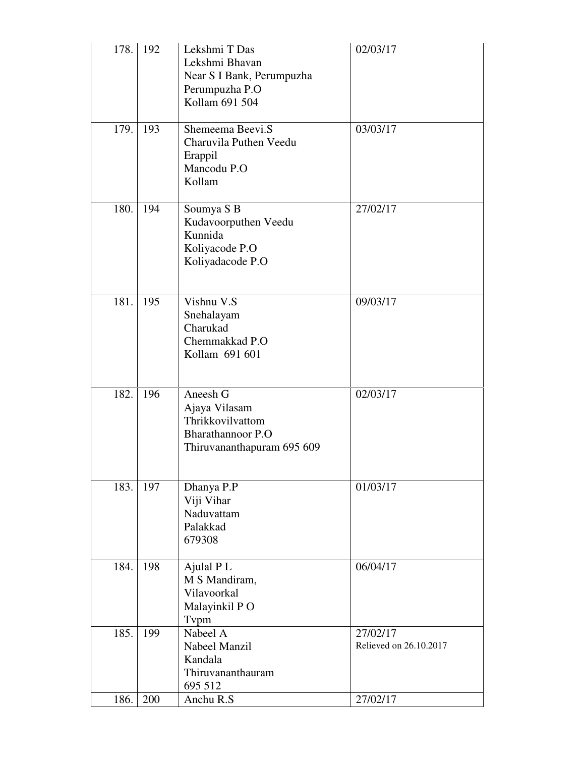| | | | |
|---|---|---|---|
| 178. | 192 | Lekshmi T Das<br>Lekshmi Bhavan<br>Near S I Bank, Perumpuzha<br>Perumpuzha P.O<br>Kollam 691 504 | 02/03/17 |
| 179. | 193 | Shemeema Beevi.S<br>Charuvila Puthen Veedu<br>Erappil<br>Mancodu P.O<br>Kollam | 03/03/17 |
| 180. | 194 | Soumya S B<br>Kudavoorputhen Veedu<br>Kunnida<br>Koliyacode P.O<br>Koliyadacode P.O | 27/02/17 |
| 181. | 195 | Vishnu V.S<br>Snehalayam<br>Charukad<br>Chemmakkad P.O<br>Kollam 691 601 | 09/03/17 |
| 182. | 196 | Aneesh G<br>Ajaya Vilasam<br>Thrikkovilvattom<br>Bharathannoor P.O<br>Thiruvananthapuram 695 609 | 02/03/17 |
| 183. | 197 | Dhanya P.P<br>Viji Vihar<br>Naduvattam<br>Palakkad<br>679308 | 01/03/17 |
| 184. | 198 | Ajulal P L<br>M S Mandiram,<br>Vilavoorkal<br>Malayinkil P O<br>Tvpm | 06/04/17 |
| 185. | 199 | Nabeel A<br>Nabeel Manzil<br>Kandala<br>Thiruvananthauram<br>695 512 | 27/02/17<br>Relieved on 26.10.2017 |
| 186. | 200 | Anchu R.S | 27/02/17 |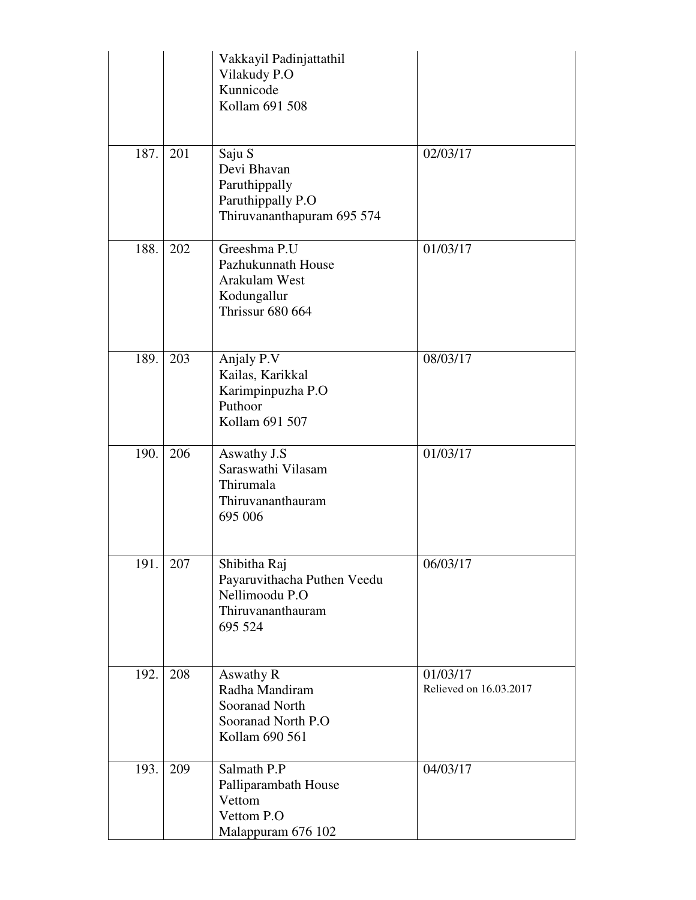| | | | |
|---|---|---|---|
| | | Vakkayil Padinjattathil<br>Vilakudy P.O<br>Kunnicode<br>Kollam 691 508 | |
| 187. | 201 | Saju S<br>Devi Bhavan<br>Paruthippally<br>Paruthippally P.O<br>Thiruvananthapuram 695 574 | 02/03/17 |
| 188. | 202 | Greeshma P.U<br>Pazhukunnath House<br>Arakulam West<br>Kodungallur<br>Thrissur 680 664 | 01/03/17 |
| 189. | 203 | Anjaly P.V<br>Kailas, Karikkal<br>Karimpinpuzha P.O<br>Puthoor<br>Kollam 691 507 | 08/03/17 |
| 190. | 206 | Aswathy J.S<br>Saraswathi Vilasam<br>Thirumala<br>Thiruvananthauram<br>695 006 | 01/03/17 |
| 191. | 207 | Shibitha Raj<br>Payaruvithacha Puthen Veedu<br>Nellimoodu P.O<br>Thiruvananthauram<br>695 524 | 06/03/17 |
| 192. | 208 | Aswathy R<br>Radha Mandiram<br>Sooranad North<br>Sooranad North P.O<br>Kollam 690 561 | 01/03/17<br>Relieved on 16.03.2017 |
| 193. | 209 | Salmath P.P<br>Palliparambath House<br>Vettom<br>Vettom P.O<br>Malappuram 676 102 | 04/03/17 |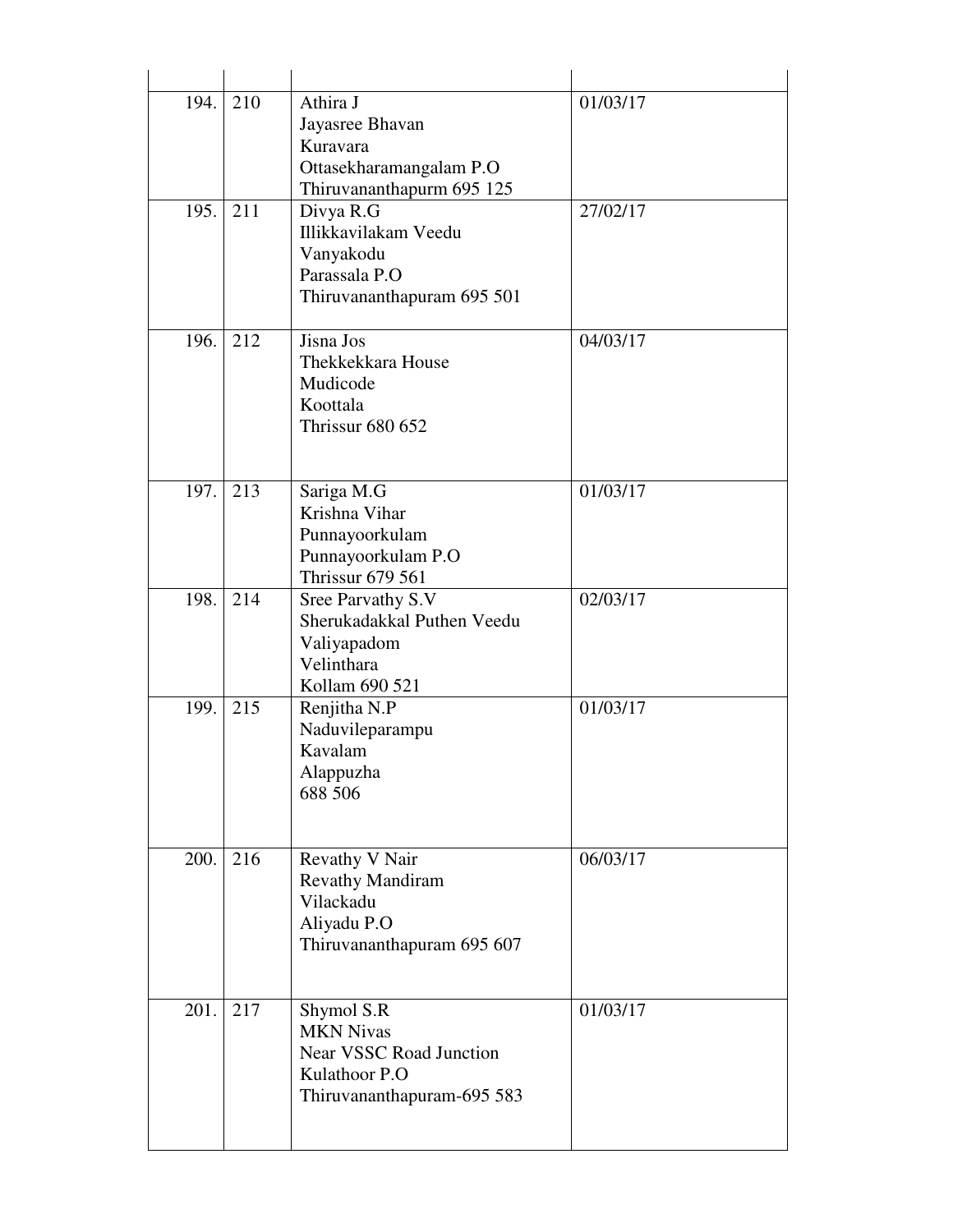| | | | |
|---|---|---|---|
| 194. | 210 | Athira J<br>Jayasree Bhavan<br>Kuravara<br>Ottasekharamangalam P.O<br>Thiruvananthapurm 695 125 | 01/03/17 |
| 195. | 211 | Divya R.G<br>Illikkavilakam Veedu<br>Vanyakodu<br>Parassala P.O<br>Thiruvananthapuram 695 501 | 27/02/17 |
| 196. | 212 | Jisna Jos<br>Thekkekkara House<br>Mudicode<br>Koottala<br>Thrissur 680 652 | 04/03/17 |
| 197. | 213 | Sariga M.G<br>Krishna Vihar<br>Punnayoorkulam<br>Punnayoorkulam P.O<br>Thrissur 679 561 | 01/03/17 |
| 198. | 214 | Sree Parvathy S.V<br>Sherukadakkal Puthen Veedu<br>Valiyapadom<br>Velinthara<br>Kollam 690 521 | 02/03/17 |
| 199. | 215 | Renjitha N.P<br>Naduvileparampu<br>Kavalam<br>Alappuzha<br>688 506 | 01/03/17 |
| 200. | 216 | Revathy V Nair<br>Revathy Mandiram<br>Vilackadu<br>Aliyadu P.O<br>Thiruvananthapuram 695 607 | 06/03/17 |
| 201. | 217 | Shymol S.R<br>MKN Nivas<br>Near VSSC Road Junction<br>Kulathoor P.O<br>Thiruvananthapuram-695 583 | 01/03/17 |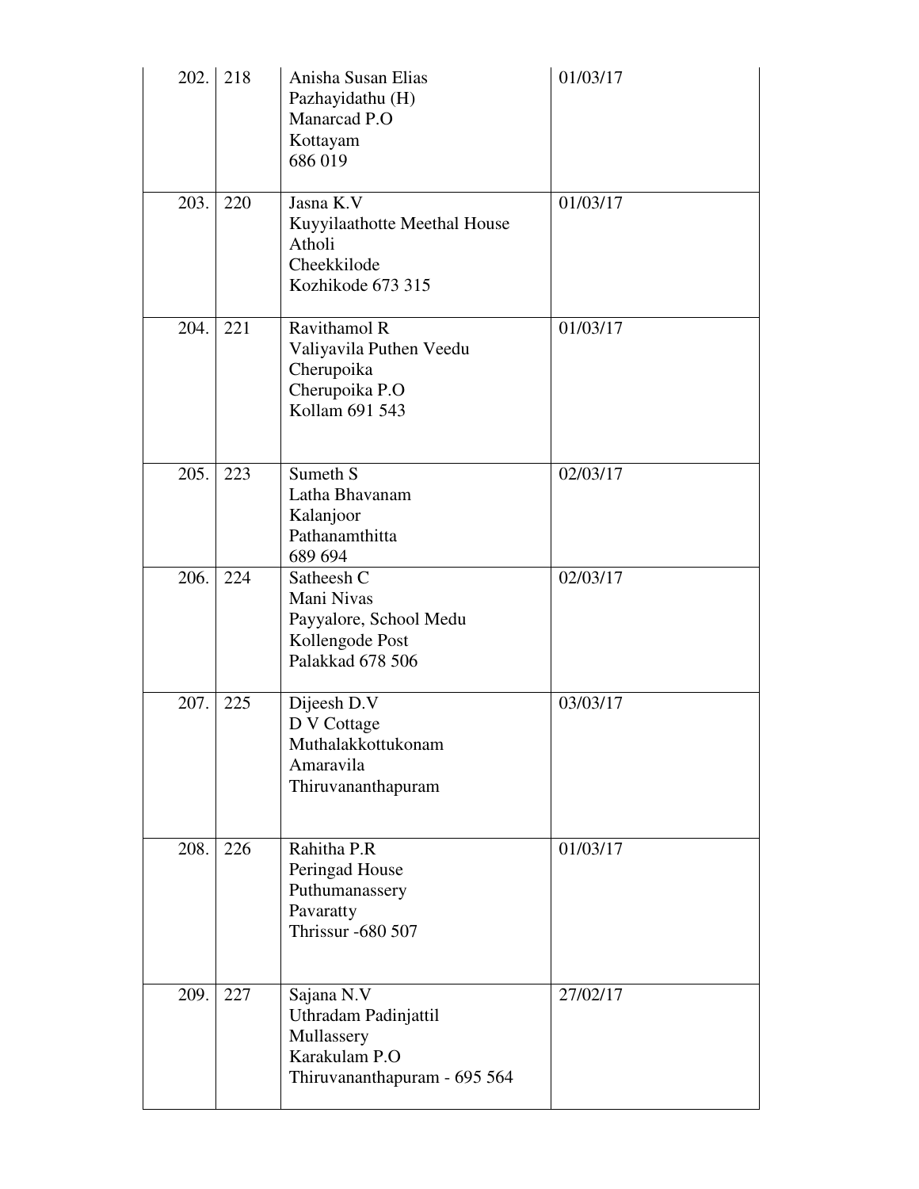| | | | |
|---|---|---|---|
| 202. | 218 | Anisha Susan Elias<br>Pazhayidathu (H)<br>Manarcad P.O<br>Kottayam<br>686 019 | 01/03/17 |
| 203. | 220 | Jasna K.V<br>Kuyyilaathotte Meethal House<br>Atholi<br>Cheekkilode<br>Kozhikode 673 315 | 01/03/17 |
| 204. | 221 | Ravithamol R<br>Valiyavila Puthen Veedu<br>Cherupoika<br>Cherupoika P.O<br>Kollam 691 543 | 01/03/17 |
| 205. | 223 | Sumeth S<br>Latha Bhavanam<br>Kalanjoor<br>Pathanamthitta<br>689 694 | 02/03/17 |
| 206. | 224 | Satheesh C<br>Mani Nivas<br>Payyalore, School Medu<br>Kollengode Post<br>Palakkad 678 506 | 02/03/17 |
| 207. | 225 | Dijeesh D.V<br>D V Cottage<br>Muthalakkottukonam<br>Amaravila<br>Thiruvananthapuram | 03/03/17 |
| 208. | 226 | Rahitha P.R<br>Peringad House<br>Puthumanassery<br>Pavaratty<br>Thrissur -680 507 | 01/03/17 |
| 209. | 227 | Sajana N.V<br>Uthradam Padinjattil<br>Mullassery<br>Karakulam P.O<br>Thiruvananthapuram - 695 564 | 27/02/17 |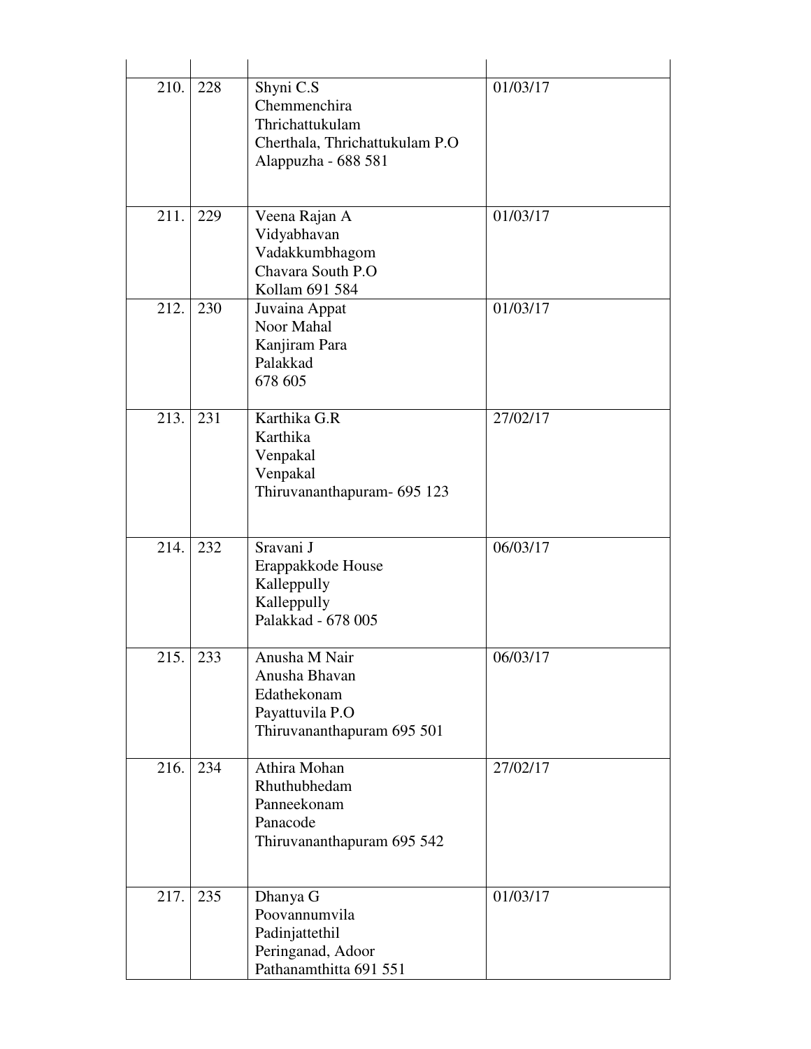| | | | |
|---|---|---|---|
| 210. | 228 | Shyni C.S<br>Chemmenchira<br>Thrichattukulam<br>Cherthala, Thrichattukulam P.O<br>Alappuzha - 688 581 | 01/03/17 |
| 211. | 229 | Veena Rajan A<br>Vidyabhavan<br>Vadakkumbhagom<br>Chavara South P.O<br>Kollam 691 584 | 01/03/17 |
| 212. | 230 | Juvaina Appat<br>Noor Mahal<br>Kanjiram Para<br>Palakkad<br>678 605 | 01/03/17 |
| 213. | 231 | Karthika G.R<br>Karthika<br>Venpakal<br>Venpakal<br>Thiruvananthapuram- 695 123 | 27/02/17 |
| 214. | 232 | Sravani J<br>Erappakkode House<br>Kalleppully<br>Kalleppully<br>Palakkad - 678 005 | 06/03/17 |
| 215. | 233 | Anusha M Nair<br>Anusha Bhavan<br>Edathekonam<br>Payattuvila P.O<br>Thiruvananthapuram 695 501 | 06/03/17 |
| 216. | 234 | Athira Mohan<br>Rhuthubhedam<br>Panneekonam<br>Panacode<br>Thiruvananthapuram 695 542 | 27/02/17 |
| 217. | 235 | Dhanya G<br>Poovannumvila<br>Padinjattethil<br>Peringanad, Adoor<br>Pathanamthitta 691 551 | 01/03/17 |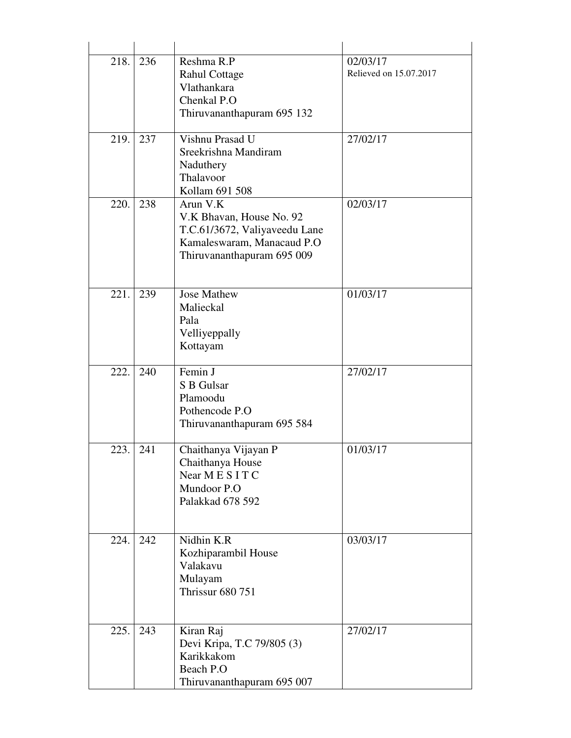| | | | |
|---|---|---|---|
| 218. | 236 | Reshma R.P<br>Rahul Cottage<br>Vlathankara<br>Chenkal P.O<br>Thiruvananthapuram 695 132 | 02/03/17<br>Relieved on 15.07.2017 |
| 219. | 237 | Vishnu Prasad U<br>Sreekrishna Mandiram<br>Naduthery<br>Thalavoor<br>Kollam 691 508 | 27/02/17 |
| 220. | 238 | Arun V.K<br>V.K Bhavan, House No. 92<br>T.C.61/3672, Valiyaveedu Lane<br>Kamaleswaram, Manacaud P.O<br>Thiruvananthapuram 695 009 | 02/03/17 |
| 221. | 239 | Jose Mathew<br>Malieckal<br>Pala<br>Velliyeppally<br>Kottayam | 01/03/17 |
| 222. | 240 | Femin J<br>S B Gulsar<br>Plamoodu<br>Pothencode P.O<br>Thiruvananthapuram 695 584 | 27/02/17 |
| 223. | 241 | Chaithanya Vijayan P<br>Chaithanya House<br>Near M E S I T C<br>Mundoor P.O<br>Palakkad 678 592 | 01/03/17 |
| 224. | 242 | Nidhin K.R<br>Kozhiparambil House<br>Valakavu<br>Mulayam<br>Thrissur 680 751 | 03/03/17 |
| 225. | 243 | Kiran Raj<br>Devi Kripa, T.C 79/805 (3)<br>Karikkakom<br>Beach P.O<br>Thiruvananthapuram 695 007 | 27/02/17 |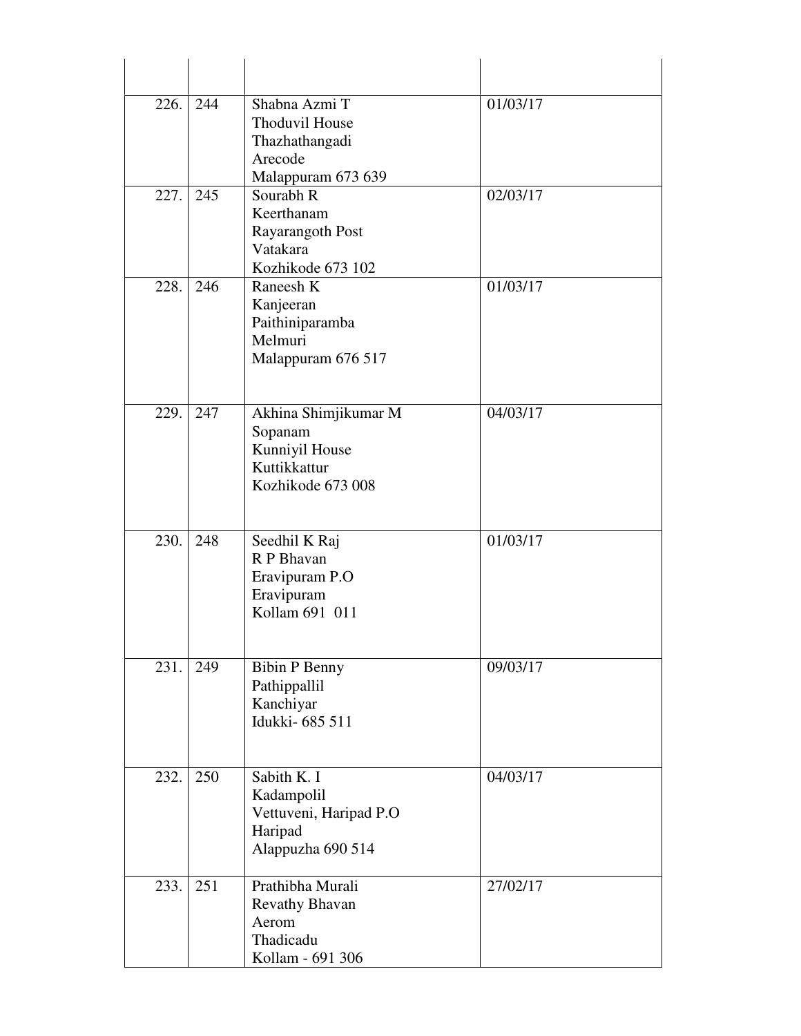| | | | |
|---|---|---|---|
| 226. | 244 | Shabna Azmi T<br>Thoduvil House<br>Thazhathangadi<br>Arecode<br>Malappuram 673 639 | 01/03/17 |
| 227. | 245 | Sourabh R<br>Keerthanam<br>Rayarangoth Post<br>Vatakara<br>Kozhikode 673 102 | 02/03/17 |
| 228. | 246 | Raneesh K<br>Kanjeeran<br>Paithiniparamba<br>Melmuri<br>Malappuram 676 517 | 01/03/17 |
| 229. | 247 | Akhina Shimjikumar M<br>Sopanam<br>Kunniyil House<br>Kuttikkattur<br>Kozhikode 673 008 | 04/03/17 |
| 230. | 248 | Seedhil K Raj<br>R P Bhavan<br>Eravipuram P.O<br>Eravipuram<br>Kollam 691 011 | 01/03/17 |
| 231. | 249 | Bibin P Benny<br>Pathippallil<br>Kanchiyar<br>Idukki- 685 511 | 09/03/17 |
| 232. | 250 | Sabith K. I<br>Kadampolil<br>Vettuveni, Haripad P.O<br>Haripad<br>Alappuzha 690 514 | 04/03/17 |
| 233. | 251 | Prathibha Murali<br>Revathy Bhavan<br>Aerom<br>Thadicadu<br>Kollam - 691 306 | 27/02/17 |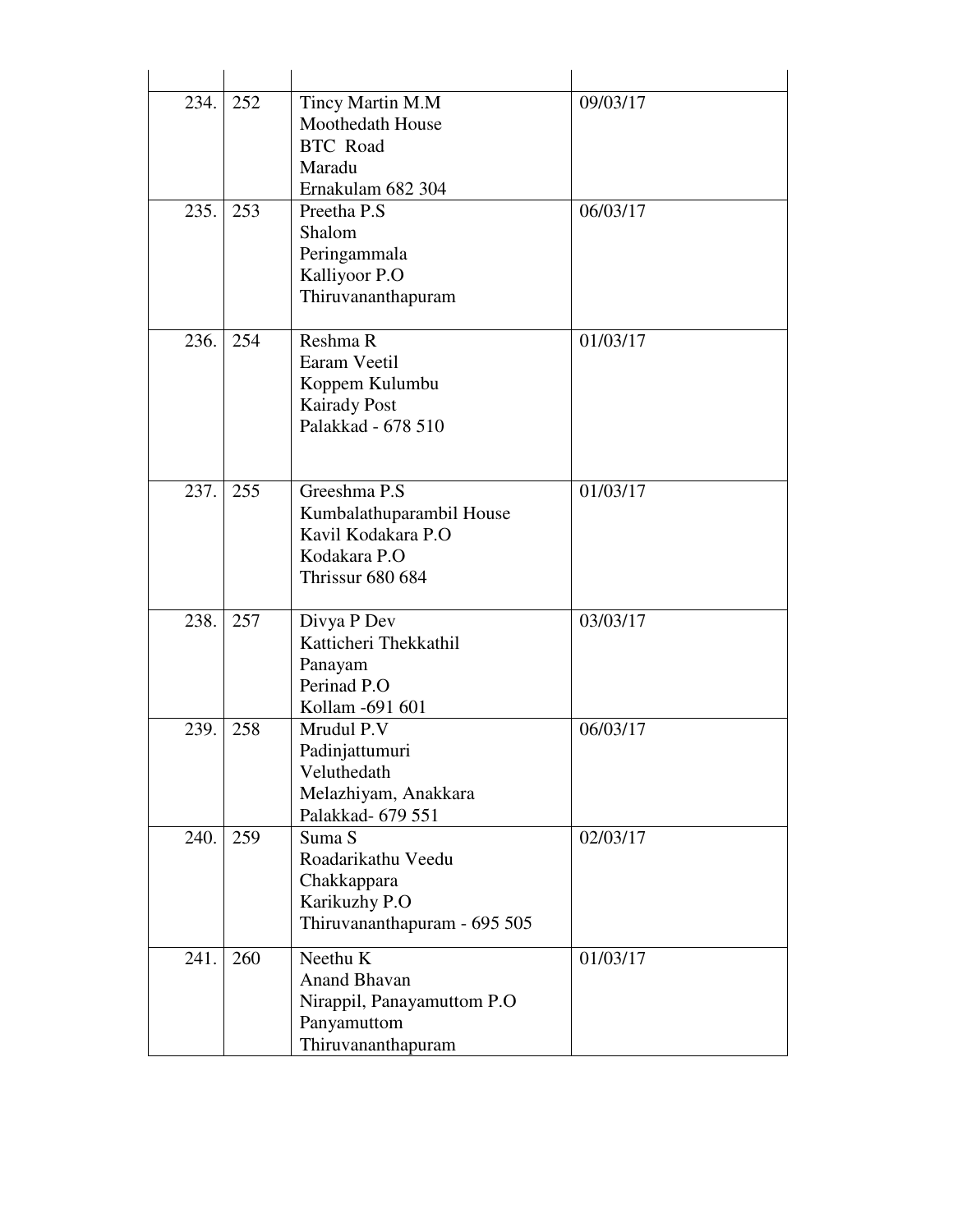|  |  |  |  |
|---|---|---|---|
| 234. | 252 | Tincy Martin M.M<br>Moothedath House<br>BTC Road<br>Maradu<br>Ernakulam 682 304 | 09/03/17 |
| 235. | 253 | Preetha P.S<br>Shalom<br>Peringammala<br>Kalliyoor P.O<br>Thiruvananthapuram | 06/03/17 |
| 236. | 254 | Reshma R<br>Earam Veetil<br>Koppem Kulumbu<br>Kairady Post<br>Palakkad - 678 510 | 01/03/17 |
| 237. | 255 | Greeshma P.S<br>Kumbalathuparambil House<br>Kavil Kodakara P.O<br>Kodakara P.O<br>Thrissur 680 684 | 01/03/17 |
| 238. | 257 | Divya P Dev<br>Katticheri Thekkathil<br>Panayam<br>Perinad P.O<br>Kollam -691 601 | 03/03/17 |
| 239. | 258 | Mrudul P.V<br>Padinjattumuri<br>Veluthedath<br>Melazhiyam, Anakkara<br>Palakkad- 679 551 | 06/03/17 |
| 240. | 259 | Suma S<br>Roadarikathu Veedu<br>Chakkappara<br>Karikuzhy P.O<br>Thiruvananthapuram - 695 505 | 02/03/17 |
| 241. | 260 | Neethu K<br>Anand Bhavan<br>Nirappil, Panayamuttom P.O<br>Panyamuttom<br>Thiruvananthapuram | 01/03/17 |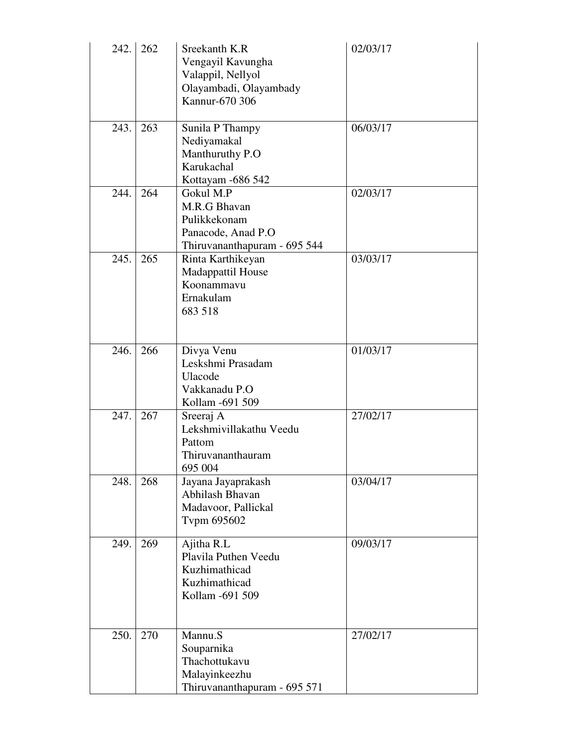| | | | |
|---|---|---|---|
| 242. | 262 | Sreekanth K.R<br>Vengayil Kavungha<br>Valappil, Nellyol<br>Olayambadi, Olayambady<br>Kannur-670 306 | 02/03/17 |
| 243. | 263 | Sunila P Thampy<br>Nediyamakal<br>Manthuruthy P.O<br>Karukachal<br>Kottayam -686 542 | 06/03/17 |
| 244. | 264 | Gokul M.P<br>M.R.G Bhavan<br>Pulikkekonam<br>Panacode, Anad P.O<br>Thiruvananthapuram - 695 544 | 02/03/17 |
| 245. | 265 | Rinta Karthikeyan<br>Madappattil House<br>Koonammavu<br>Ernakulam<br>683 518 | 03/03/17 |
| 246. | 266 | Divya Venu<br>Leskshmi Prasadam<br>Ulacode<br>Vakkanadu P.O<br>Kollam -691 509 | 01/03/17 |
| 247. | 267 | Sreeraj A<br>Lekshmivillakathu Veedu<br>Pattom<br>Thiruvananthauram<br>695 004 | 27/02/17 |
| 248. | 268 | Jayana Jayaprakash<br>Abhilash Bhavan<br>Madavoor, Pallickal<br>Tvpm 695602 | 03/04/17 |
| 249. | 269 | Ajitha R.L<br>Plavila Puthen Veedu<br>Kuzhimathicad<br>Kuzhimathicad<br>Kollam -691 509 | 09/03/17 |
| 250. | 270 | Mannu.S<br>Souparnika<br>Thachottukavu<br>Malayinkeezhu<br>Thiruvananthapuram - 695 571 | 27/02/17 |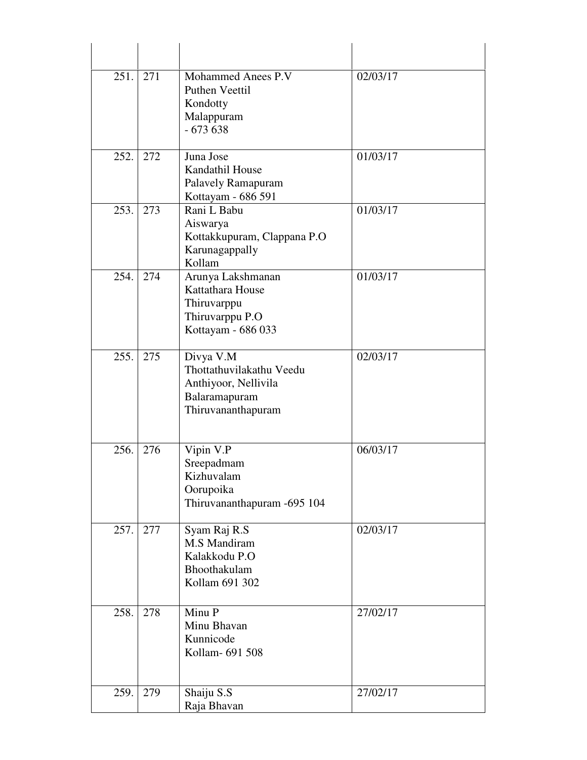| | | | |
|---|---|---|---|
| | | | |
| 251. | 271 | Mohammed Anees P.V<br>Puthen Veettil<br>Kondotty<br>Malappuram<br>- 673 638 | 02/03/17 |
| 252. | 272 | Juna Jose<br>Kandathil House<br>Palavely Ramapuram<br>Kottayam - 686 591 | 01/03/17 |
| 253. | 273 | Rani L Babu<br>Aiswarya<br>Kottakkupuram, Clappana P.O<br>Karunagappally<br>Kollam | 01/03/17 |
| 254. | 274 | Arunya Lakshmanan<br>Kattathara House<br>Thiruvarppu<br>Thiruvarppu P.O<br>Kottayam - 686 033 | 01/03/17 |
| 255. | 275 | Divya V.M<br>Thottathuvilakathu Veedu<br>Anthiyoor, Nellivila<br>Balaramapuram<br>Thiruvananthapuram | 02/03/17 |
| 256. | 276 | Vipin V.P<br>Sreepadmam<br>Kizhuvalam<br>Oorupoika<br>Thiruvananthapuram -695 104 | 06/03/17 |
| 257. | 277 | Syam Raj R.S<br>M.S Mandiram<br>Kalakkodu P.O<br>Bhoothakulam<br>Kollam 691 302 | 02/03/17 |
| 258. | 278 | Minu P<br>Minu Bhavan<br>Kunnicode<br>Kollam- 691 508 | 27/02/17 |
| 259. | 279 | Shaiju S.S<br>Raja Bhavan | 27/02/17 |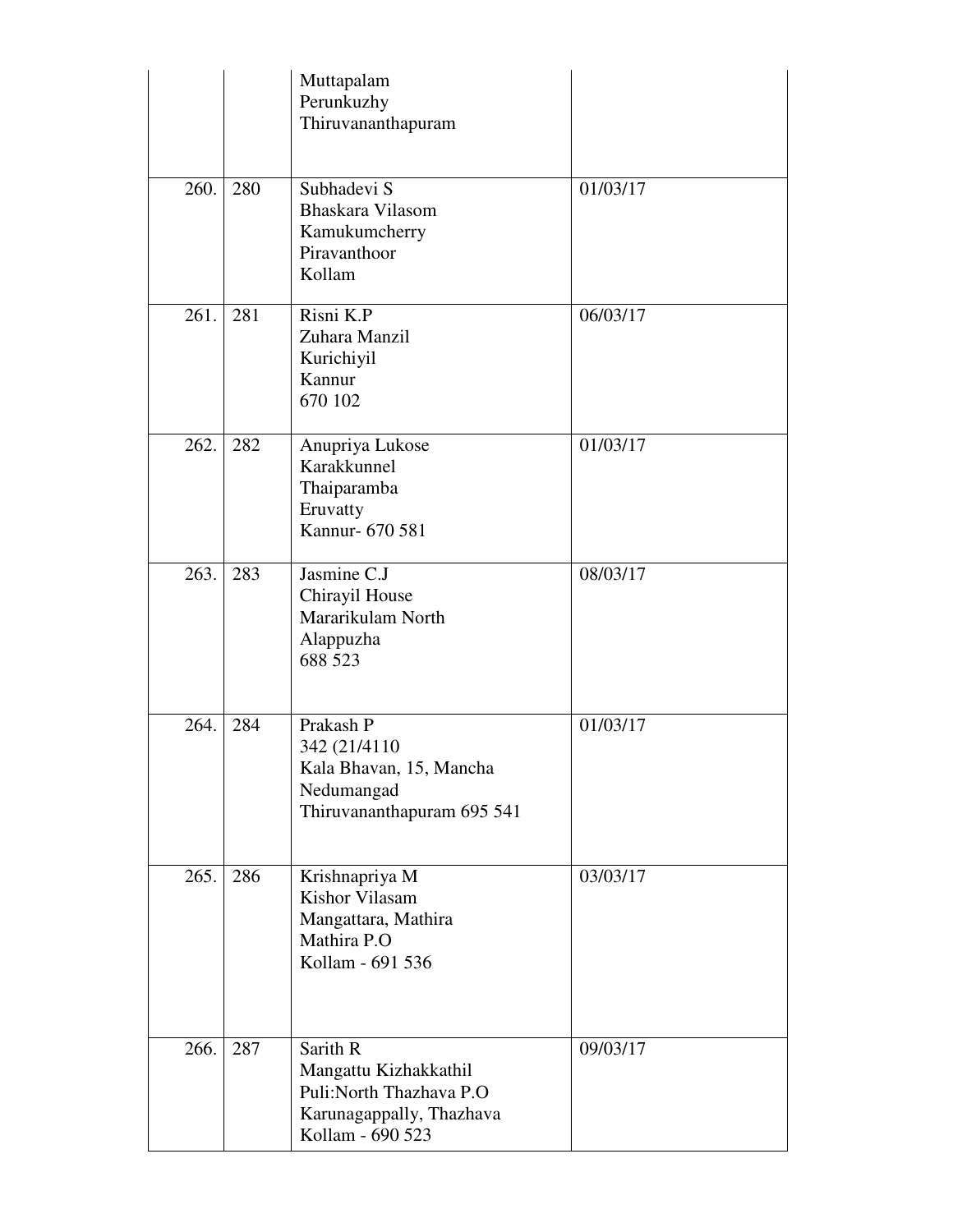| | | | |
|---|---|---|---|
| | | Muttapalam<br>Perunkuzhy<br>Thiruvananthapuram | |
| 260. | 280 | Subhadevi S<br>Bhaskara Vilasom<br>Kamukumcherry<br>Piravanthoor<br>Kollam | 01/03/17 |
| 261. | 281 | Risni K.P<br>Zuhara Manzil<br>Kurichiyil<br>Kannur<br>670 102 | 06/03/17 |
| 262. | 282 | Anupriya Lukose<br>Karakkunnel<br>Thaiparamba<br>Eruvatty<br>Kannur- 670 581 | 01/03/17 |
| 263. | 283 | Jasmine C.J<br>Chirayil House<br>Mararikulam North<br>Alappuzha<br>688 523 | 08/03/17 |
| 264. | 284 | Prakash P<br>342 (21/4110<br>Kala Bhavan, 15, Mancha<br>Nedumangad<br>Thiruvananthapuram 695 541 | 01/03/17 |
| 265. | 286 | Krishnapriya M<br>Kishor Vilasam<br>Mangattara, Mathira<br>Mathira P.O<br>Kollam - 691 536 | 03/03/17 |
| 266. | 287 | Sarith R<br>Mangattu Kizhakkathil<br>Puli:North Thazhava P.O<br>Karunagappally, Thazhava<br>Kollam - 690 523 | 09/03/17 |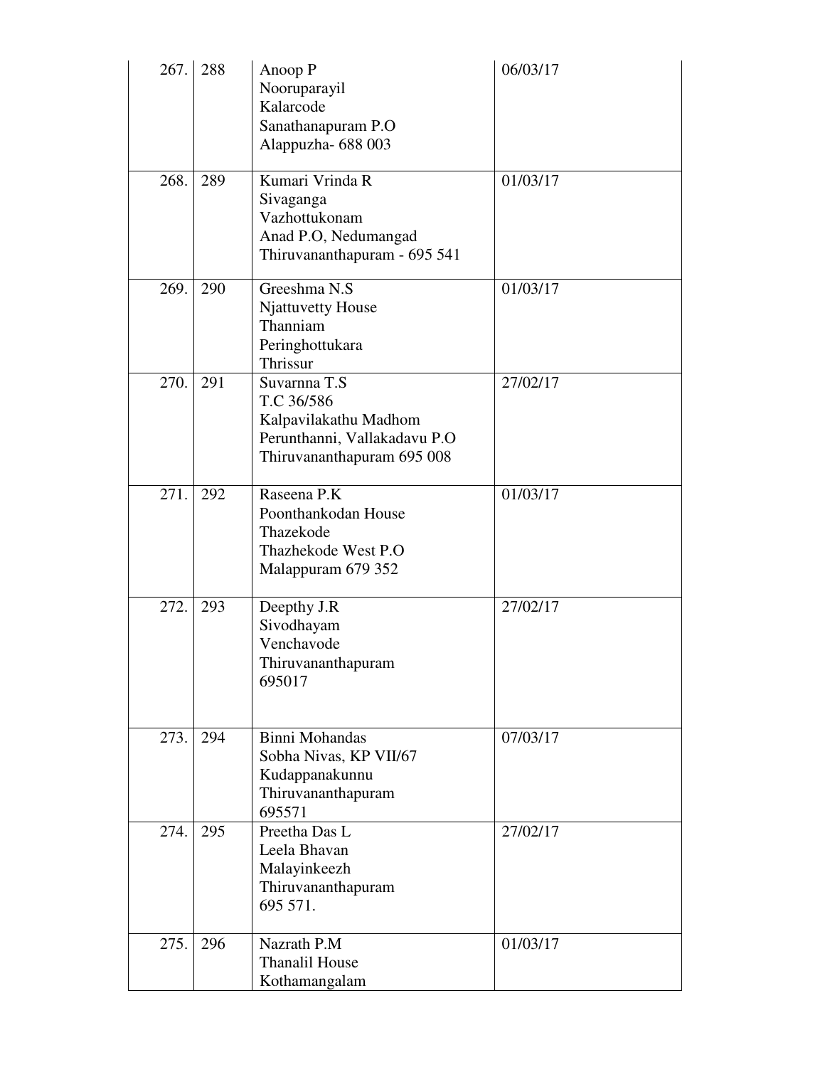| | | | |
|---|---|---|---|
| 267. | 288 | Anoop P<br>Nooruparayil<br>Kalarcode<br>Sanathanapuram P.O<br>Alappuzha- 688 003 | 06/03/17 |
| 268. | 289 | Kumari Vrinda R<br>Sivaganga<br>Vazhottukonam<br>Anad P.O, Nedumangad<br>Thiruvananthapuram - 695 541 | 01/03/17 |
| 269. | 290 | Greeshma N.S<br>Njattuvetty House<br>Thanniam<br>Peringhottukara<br>Thrissur | 01/03/17 |
| 270. | 291 | Suvarnna T.S<br>T.C 36/586<br>Kalpavilakathu Madhom<br>Perunthanni, Vallakadavu P.O<br>Thiruvananthapuram 695 008 | 27/02/17 |
| 271. | 292 | Raseena P.K<br>Poonthankodan House<br>Thazekode<br>Thazhekode West P.O<br>Malappuram 679 352 | 01/03/17 |
| 272. | 293 | Deepthy J.R<br>Sivodhayam<br>Venchavode<br>Thiruvananthapuram<br>695017 | 27/02/17 |
| 273. | 294 | Binni Mohandas<br>Sobha Nivas, KP VII/67<br>Kudappanakunnu<br>Thiruvananthapuram<br>695571 | 07/03/17 |
| 274. | 295 | Preetha Das L<br>Leela Bhavan<br>Malayinkeezh<br>Thiruvananthapuram<br>695 571. | 27/02/17 |
| 275. | 296 | Nazrath P.M<br>Thanalil House<br>Kothamangalam | 01/03/17 |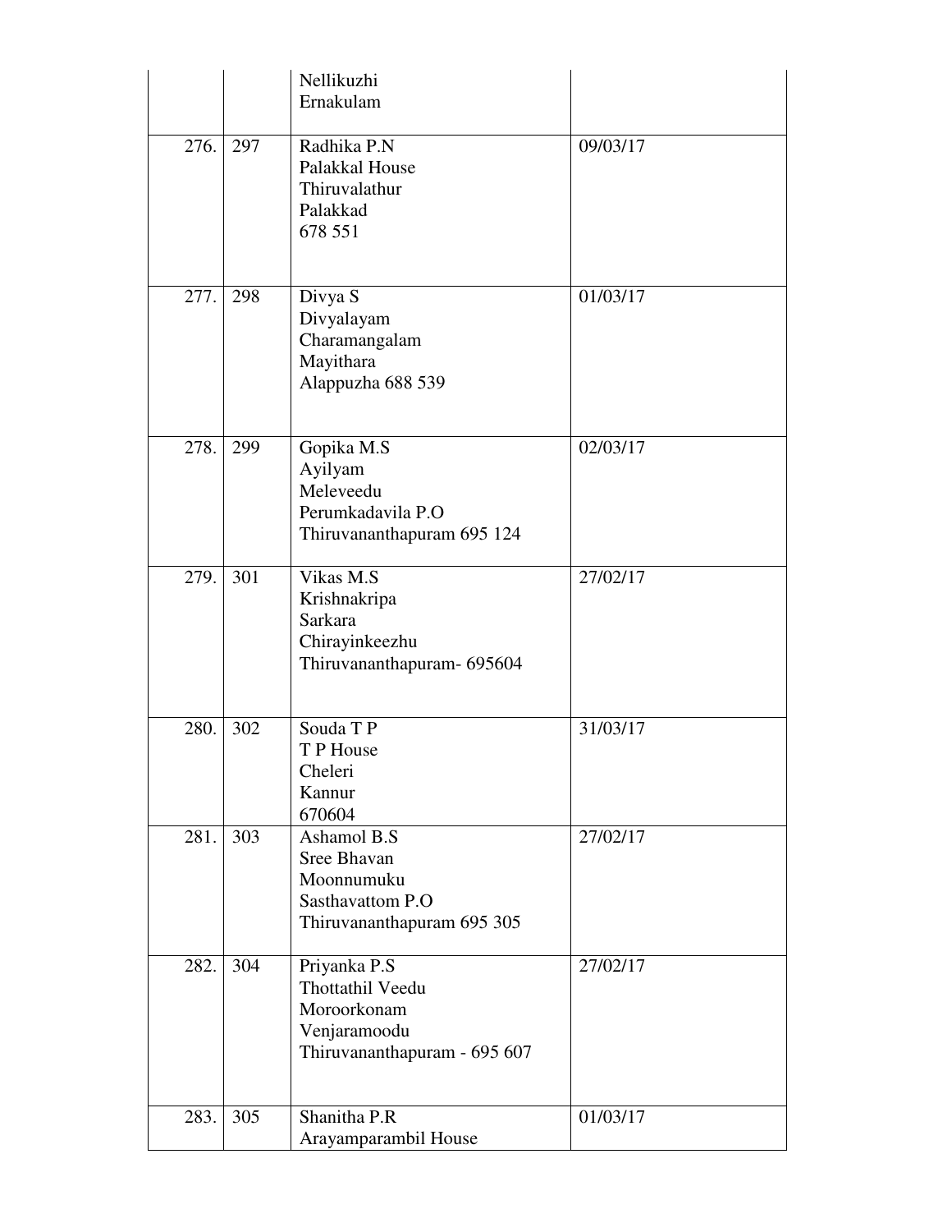| | | | |
|---|---|---|---|
| | | Nellikuzhi<br>Ernakulam | |
| 276. | 297 | Radhika P.N<br>Palakkal House<br>Thiruvalathur<br>Palakkad<br>678 551 | 09/03/17 |
| 277. | 298 | Divya S<br>Divyalayam<br>Charamangalam<br>Mayithara<br>Alappuzha 688 539 | 01/03/17 |
| 278. | 299 | Gopika M.S<br>Ayilyam<br>Meleveedu<br>Perumkadavila P.O<br>Thiruvananthapuram 695 124 | 02/03/17 |
| 279. | 301 | Vikas M.S<br>Krishnakripa<br>Sarkara<br>Chirayinkeezhu<br>Thiruvananthapuram- 695604 | 27/02/17 |
| 280. | 302 | Souda T P<br>T P House<br>Cheleri<br>Kannur<br>670604 | 31/03/17 |
| 281. | 303 | Ashamol B.S<br>Sree Bhavan<br>Moonnumuku<br>Sasthavattom P.O<br>Thiruvananthapuram 695 305 | 27/02/17 |
| 282. | 304 | Priyanka P.S<br>Thottathil Veedu<br>Moroorkonam<br>Venjaramoodu<br>Thiruvananthapuram - 695 607 | 27/02/17 |
| 283. | 305 | Shanitha P.R<br>Arayamparambil House | 01/03/17 |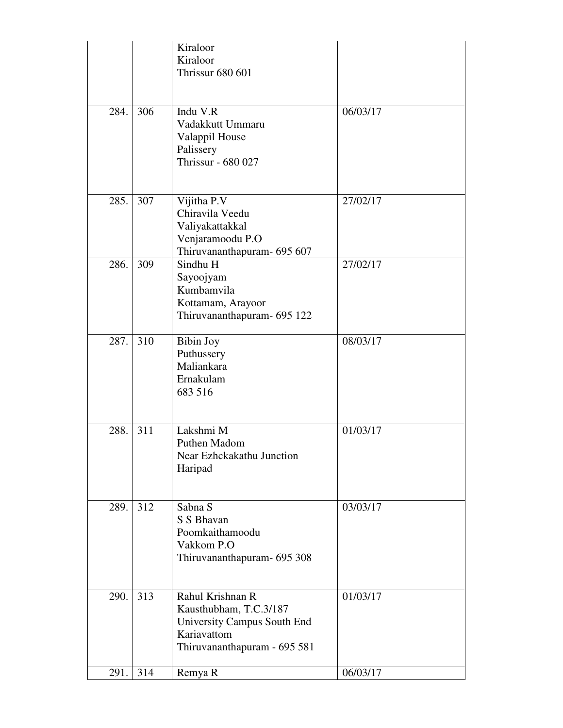| | | | |
|---|---|---|---|
| | | Kiraloor<br>Kiraloor<br>Thrissur 680 601 | |
| 284. | 306 | Indu V.R<br>Vadakkutt Ummaru<br>Valappil House<br>Palissery<br>Thrissur - 680 027 | 06/03/17 |
| 285. | 307 | Vijitha P.V<br>Chiravila Veedu<br>Valiyakattakkal<br>Venjaramoodu P.O<br>Thiruvananthapuram- 695 607 | 27/02/17 |
| 286. | 309 | Sindhu H<br>Sayoojyam<br>Kumbamvila<br>Kottamam, Arayoor<br>Thiruvananthapuram- 695 122 | 27/02/17 |
| 287. | 310 | Bibin Joy<br>Puthussery<br>Maliankara<br>Ernakulam<br>683 516 | 08/03/17 |
| 288. | 311 | Lakshmi M<br>Puthen Madom<br>Near Ezhckakathu Junction<br>Haripad | 01/03/17 |
| 289. | 312 | Sabna S<br>S S Bhavan<br>Poomkaithamoodu<br>Vakkom P.O<br>Thiruvananthapuram- 695 308 | 03/03/17 |
| 290. | 313 | Rahul Krishnan R<br>Kausthubham, T.C.3/187<br>University Campus South End<br>Kariavattom<br>Thiruvananthapuram - 695 581 | 01/03/17 |
| 291. | 314 | Remya R | 06/03/17 |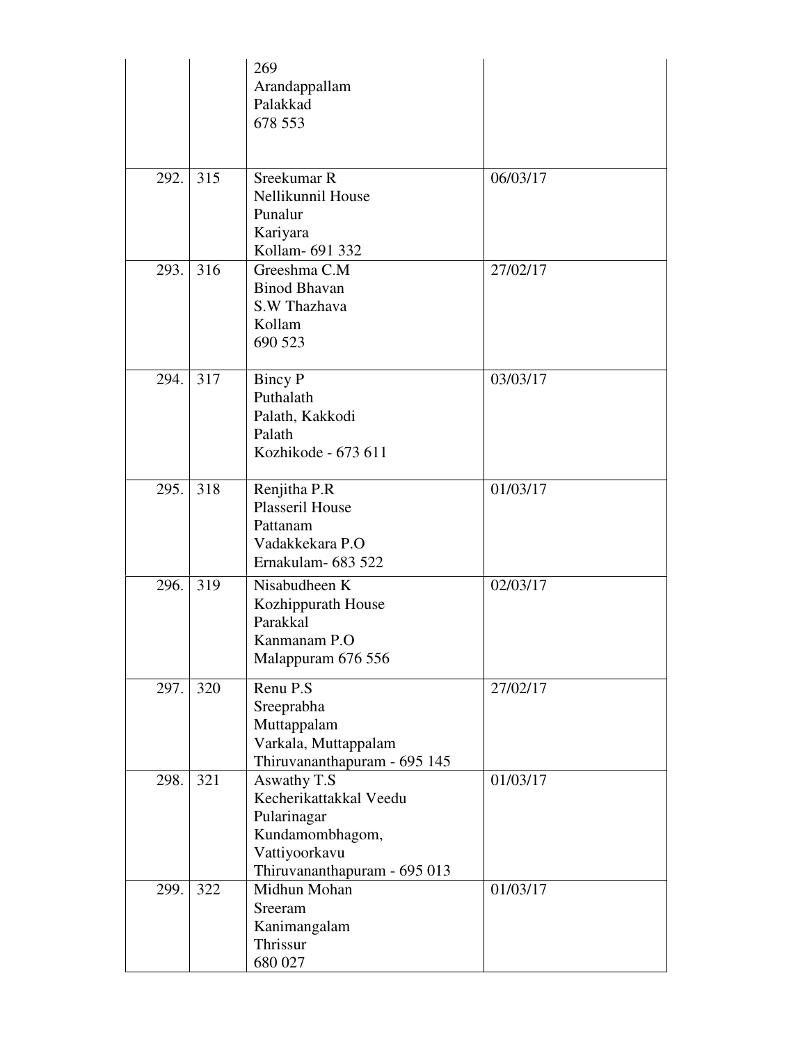| | | | |
|---|---|---|---|
| | | 269<br>Arandappallam<br>Palakkad<br>678 553 | |
| 292. | 315 | Sreekumar R<br>Nellikunnil House<br>Punalur<br>Kariyara<br>Kollam- 691 332 | 06/03/17 |
| 293. | 316 | Greeshma C.M<br>Binod Bhavan<br>S.W Thazhava<br>Kollam<br>690 523 | 27/02/17 |
| 294. | 317 | Bincy P<br>Puthalath<br>Palath, Kakkodi<br>Palath<br>Kozhikode - 673 611 | 03/03/17 |
| 295. | 318 | Renjitha P.R<br>Plasseril House<br>Pattanam<br>Vadakkekara P.O<br>Ernakulam- 683 522 | 01/03/17 |
| 296. | 319 | Nisabudheen K<br>Kozhippurath House<br>Parakkal<br>Kanmanam P.O<br>Malappuram 676 556 | 02/03/17 |
| 297. | 320 | Renu P.S<br>Sreeprabha<br>Muttappalam<br>Varkala, Muttappalam<br>Thiruvananthapuram - 695 145 | 27/02/17 |
| 298. | 321 | Aswathy T.S<br>Kecherikattakkal Veedu<br>Pularinagar<br>Kundamombhagom,<br>Vattiyoorkavu<br>Thiruvananthapuram - 695 013 | 01/03/17 |
| 299. | 322 | Midhun Mohan<br>Sreeram<br>Kanimangalam<br>Thrissur<br>680 027 | 01/03/17 |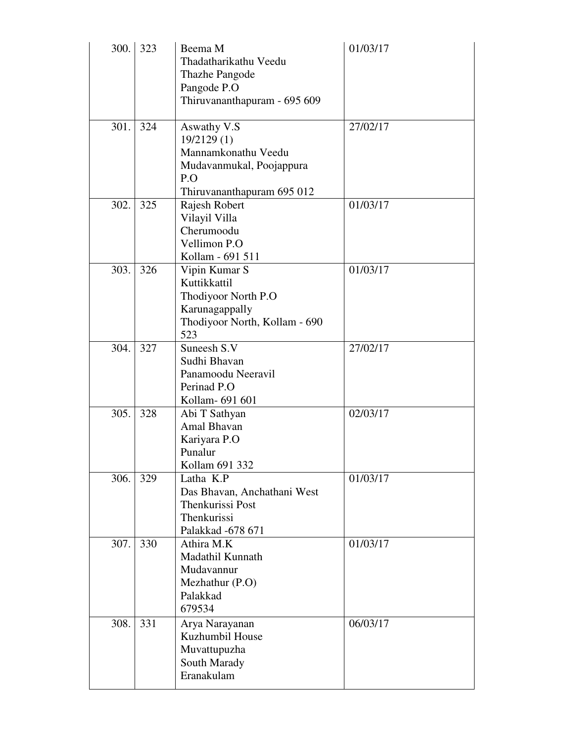| | | | |
|---|---|---|---|
| 300. | 323 | Beema M<br>Thadatharikathu Veedu<br>Thazhe Pangode<br>Pangode P.O<br>Thiruvananthapuram - 695 609 | 01/03/17 |
| 301. | 324 | Aswathy V.S<br>19/2129 (1)<br>Mannamkonathu Veedu<br>Mudavanmukal, Poojappura<br>P.O<br>Thiruvananthapuram 695 012 | 27/02/17 |
| 302. | 325 | Rajesh Robert<br>Vilayil Villa<br>Cherumoodu<br>Vellimon P.O<br>Kollam - 691 511 | 01/03/17 |
| 303. | 326 | Vipin Kumar S<br>Kuttikkattil<br>Thodiyoor North P.O<br>Karunagappally<br>Thodiyoor North, Kollam - 690<br>523 | 01/03/17 |
| 304. | 327 | Suneesh S.V<br>Sudhi Bhavan<br>Panamoodu Neeravil<br>Perinad P.O<br>Kollam- 691 601 | 27/02/17 |
| 305. | 328 | Abi T Sathyan<br>Amal Bhavan<br>Kariyara P.O<br>Punalur<br>Kollam 691 332 | 02/03/17 |
| 306. | 329 | Latha K.P<br>Das Bhavan, Anchathani West<br>Thenkurissi Post<br>Thenkurissi<br>Palakkad -678 671 | 01/03/17 |
| 307. | 330 | Athira M.K<br>Madathil Kunnath<br>Mudavannur<br>Mezhathur (P.O)<br>Palakkad<br>679534 | 01/03/17 |
| 308. | 331 | Arya Narayanan<br>Kuzhumbil House<br>Muvattupuzha<br>South Marady<br>Eranakulam | 06/03/17 |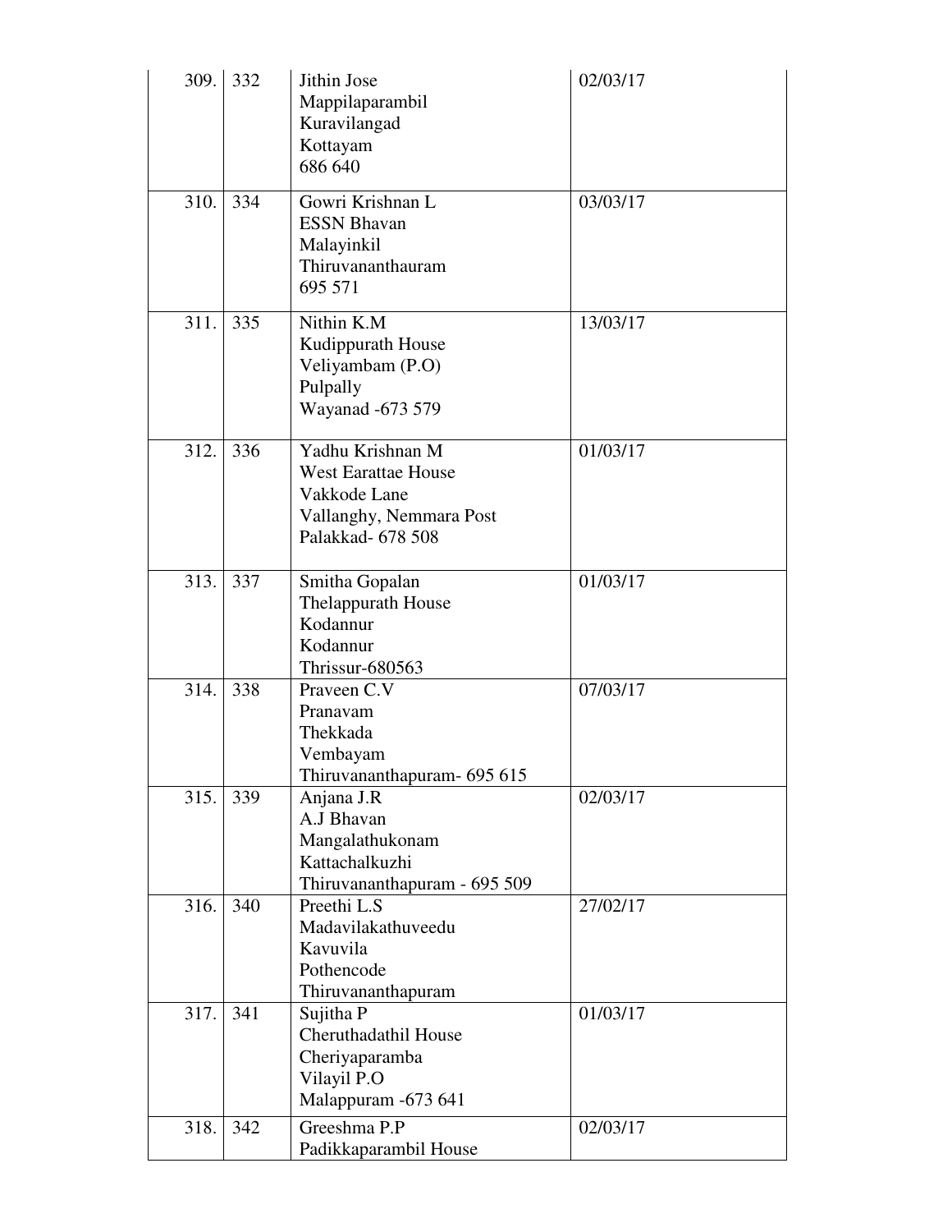| | | | |
|---|---|---|---|
| 309. | 332 | Jithin Jose<br>Mappilaparambil<br>Kuravilangad<br>Kottayam<br>686 640 | 02/03/17 |
| 310. | 334 | Gowri Krishnan L<br>ESSN Bhavan<br>Malayinkil<br>Thiruvananthauram<br>695 571 | 03/03/17 |
| 311. | 335 | Nithin K.M<br>Kudippurath House<br>Veliyambam (P.O)<br>Pulpally<br>Wayanad -673 579 | 13/03/17 |
| 312. | 336 | Yadhu Krishnan M<br>West Earattae House<br>Vakkode Lane<br>Vallanghy, Nemmara Post<br>Palakkad- 678 508 | 01/03/17 |
| 313. | 337 | Smitha Gopalan<br>Thelappurath House<br>Kodannur<br>Kodannur<br>Thrissur-680563 | 01/03/17 |
| 314. | 338 | Praveen C.V<br>Pranavam<br>Thekkada<br>Vembayam<br>Thiruvananthapuram- 695 615 | 07/03/17 |
| 315. | 339 | Anjana J.R<br>A.J Bhavan<br>Mangalathukonam<br>Kattachalkuzhi<br>Thiruvananthapuram - 695 509 | 02/03/17 |
| 316. | 340 | Preethi L.S<br>Madavilakathuveedu<br>Kavuvila<br>Pothencode<br>Thiruvananthapuram | 27/02/17 |
| 317. | 341 | Sujitha P<br>Cheruthadathil House<br>Cheriyaparamba<br>Vilayil P.O<br>Malappuram -673 641 | 01/03/17 |
| 318. | 342 | Greeshma P.P<br>Padikkaparambil House | 02/03/17 |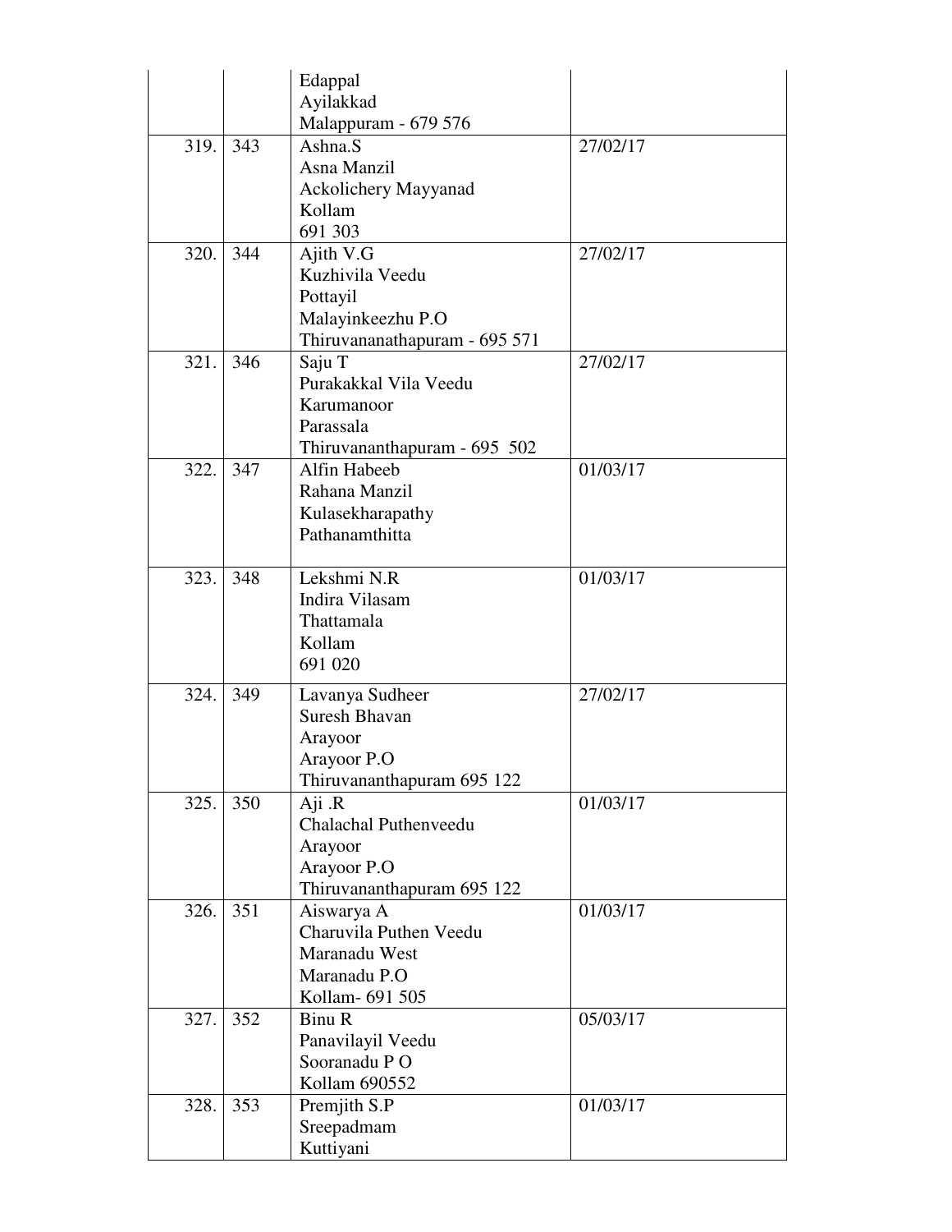| | | | |
|---|---|---|---|
| | | Edappal<br>Ayilakkad<br>Malappuram - 679 576 | |
| 319. | 343 | Ashna.S<br>Asna Manzil<br>Ackolichery Mayyanad<br>Kollam<br>691 303 | 27/02/17 |
| 320. | 344 | Ajith V.G<br>Kuzhivila Veedu<br>Pottayil<br>Malayinkeezhu P.O<br>Thiruvananathapuram - 695 571 | 27/02/17 |
| 321. | 346 | Saju T<br>Purakakkal Vila Veedu<br>Karumanoor<br>Parassala<br>Thiruvananthapuram - 695 502 | 27/02/17 |
| 322. | 347 | Alfin Habeeb<br>Rahana Manzil<br>Kulasekharapathy<br>Pathanamthitta | 01/03/17 |
| 323. | 348 | Lekshmi N.R<br>Indira Vilasam<br>Thattamala<br>Kollam<br>691 020 | 01/03/17 |
| 324. | 349 | Lavanya Sudheer<br>Suresh Bhavan<br>Arayoor<br>Arayoor P.O<br>Thiruvananthapuram 695 122 | 27/02/17 |
| 325. | 350 | Aji .R<br>Chalachal Puthenveedu<br>Arayoor<br>Arayoor P.O<br>Thiruvananthapuram 695 122 | 01/03/17 |
| 326. | 351 | Aiswarya A<br>Charuvila Puthen Veedu<br>Maranadu West<br>Maranadu P.O<br>Kollam- 691 505 | 01/03/17 |
| 327. | 352 | Binu R<br>Panavilayil Veedu<br>Sooranadu P O<br>Kollam 690552 | 05/03/17 |
| 328. | 353 | Premjith S.P<br>Sreepadmam<br>Kuttiyani | 01/03/17 |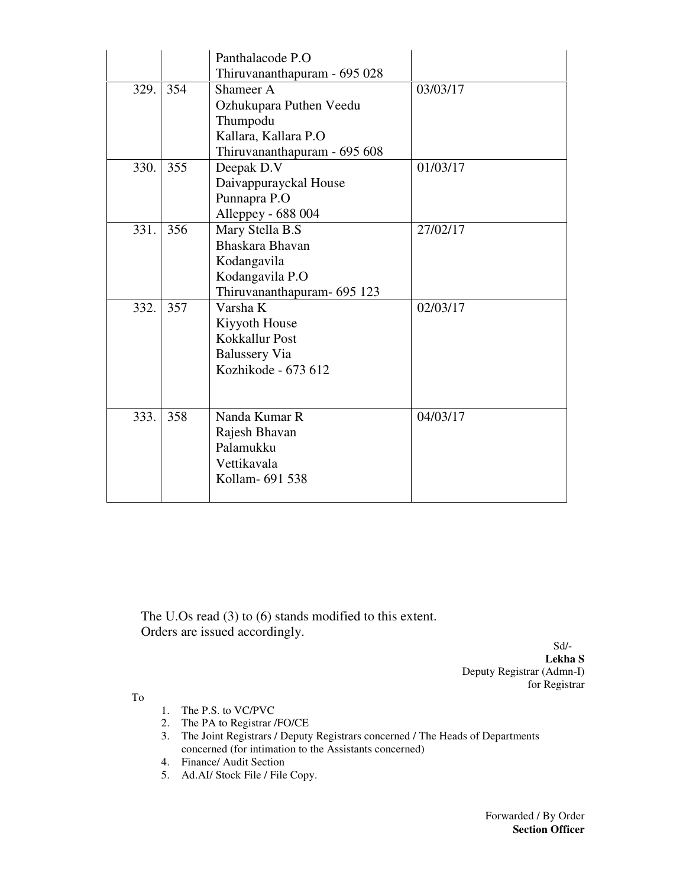| | | | |
|---|---|---|---|
| | | Panthalacode P.O<br>Thiruvananthapuram - 695 028 | |
| 329. | 354 | Shameer A<br>Ozhukupara Puthen Veedu<br>Thumpodu<br>Kallara, Kallara P.O<br>Thiruvananthapuram - 695 608 | 03/03/17 |
| 330. | 355 | Deepak D.V<br>Daivappurayckal House<br>Punnapra P.O<br>Alleppey - 688 004 | 01/03/17 |
| 331. | 356 | Mary Stella B.S<br>Bhaskara Bhavan<br>Kodangavila<br>Kodangavila P.O<br>Thiruvananthapuram- 695 123 | 27/02/17 |
| 332. | 357 | Varsha K<br>Kiyyoth House<br>Kokkallur Post<br>Balussery Via<br>Kozhikode - 673 612 | 02/03/17 |
| 333. | 358 | Nanda Kumar R<br>Rajesh Bhavan<br>Palamukku<br>Vettikavala<br>Kollam- 691 538 | 04/03/17 |

The U.Os read (3) to (6) stands modified to this extent.
Orders are issued accordingly.

Sd/-
**Lekha S**
Deputy Registrar (Admn-I)
for Registrar

To

1. The P.S. to VC/PVC
2. The PA to Registrar /FO/CE
3. The Joint Registrars / Deputy Registrars concerned / The Heads of Departments concerned (for intimation to the Assistants concerned)
4. Finance/ Audit Section
5. Ad.AI/ Stock File / File Copy.

Forwarded / By Order
**Section Officer**